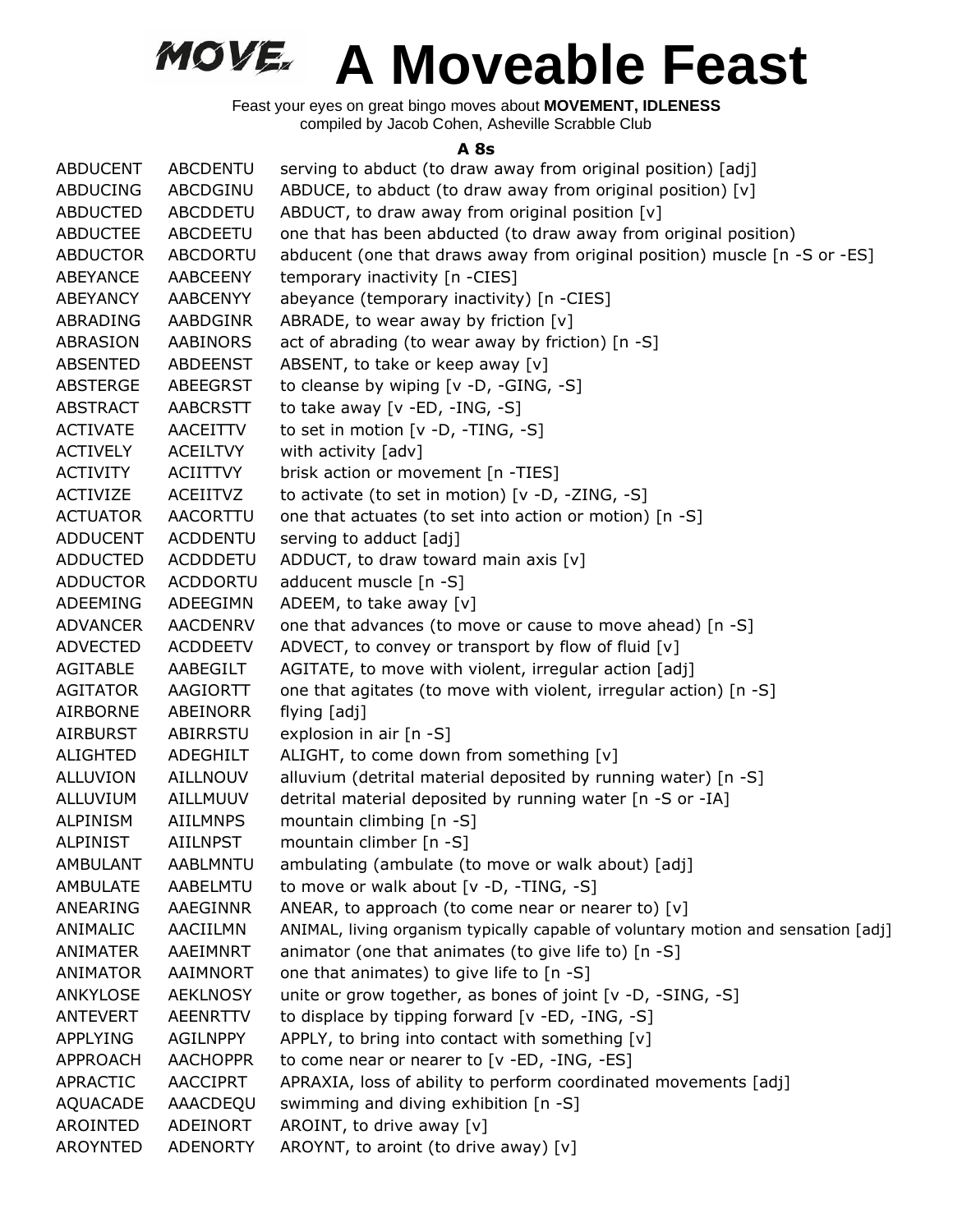# MOVE. A Moveable Feast

Feast your eyes on great bingo moves about **MOVEMENT, IDLENESS**
compiled by Jacob Cohen, Asheville Scrabble Club

### A 8s

| | | |
|---|---|---|
| ABDUCENT | ABCDENTU | serving to abduct (to draw away from original position) [adj] |
| ABDUCING | ABCDGINU | ABDUCE, to abduct (to draw away from original position) [v] |
| ABDUCTED | ABCDDETU | ABDUCT, to draw away from original position [v] |
| ABDUCTEE | ABCDEETU | one that has been abducted (to draw away from original position) |
| ABDUCTOR | ABCDORTU | abducent (one that draws away from original position) muscle [n -S or -ES] |
| ABEYANCE | AABCEENY | temporary inactivity [n -CIES] |
| ABEYANCY | AABCENYY | abeyance (temporary inactivity) [n -CIES] |
| ABRADING | AABDGINR | ABRADE, to wear away by friction [v] |
| ABRASION | AABINORS | act of abrading (to wear away by friction) [n -S] |
| ABSENTED | ABDEENST | ABSENT, to take or keep away [v] |
| ABSTERGE | ABEEGRST | to cleanse by wiping [v -D, -GING, -S] |
| ABSTRACT | AABCRSTT | to take away [v -ED, -ING, -S] |
| ACTIVATE | AACEITTV | to set in motion [v -D, -TING, -S] |
| ACTIVELY | ACEILTVY | with activity [adv] |
| ACTIVITY | ACIITTVY | brisk action or movement [n -TIES] |
| ACTIVIZE | ACEIITVZ | to activate (to set in motion) [v -D, -ZING, -S] |
| ACTUATOR | AACORTTU | one that actuates (to set into action or motion) [n -S] |
| ADDUCENT | ACDDENTU | serving to adduct [adj] |
| ADDUCTED | ACDDDETU | ADDUCT, to draw toward main axis [v] |
| ADDUCTOR | ACDDORTU | adducent muscle [n -S] |
| ADEEMING | ADEEGIMN | ADEEM, to take away [v] |
| ADVANCER | AACDENRV | one that advances (to move or cause to move ahead) [n -S] |
| ADVECTED | ACDDEETV | ADVECT, to convey or transport by flow of fluid [v] |
| AGITABLE | AABEGILT | AGITATE, to move with violent, irregular action [adj] |
| AGITATOR | AAGIORTT | one that agitates (to move with violent, irregular action) [n -S] |
| AIRBORNE | ABEINORR | flying [adj] |
| AIRBURST | ABIRRSTU | explosion in air [n -S] |
| ALIGHTED | ADEGHILT | ALIGHT, to come down from something [v] |
| ALLUVION | AILLNOUV | alluvium (detrital material deposited by running water) [n -S] |
| ALLUVIUM | AILLMUUV | detrital material deposited by running water [n -S or -IA] |
| ALPINISM | AIILMNPS | mountain climbing [n -S] |
| ALPINIST | AIILNPST | mountain climber [n -S] |
| AMBULANT | AABLMNTU | ambulating (ambulate (to move or walk about) [adj] |
| AMBULATE | AABELMTU | to move or walk about [v -D, -TING, -S] |
| ANEARING | AAEGINNR | ANEAR, to approach (to come near or nearer to) [v] |
| ANIMALIC | AACIILMN | ANIMAL, living organism typically capable of voluntary motion and sensation [adj] |
| ANIMATER | AAEIMNRT | animator (one that animates (to give life to) [n -S] |
| ANIMATOR | AAIMNORT | one that animates) to give life to [n -S] |
| ANKYLOSE | AEKLNOSY | unite or grow together, as bones of joint [v -D, -SING, -S] |
| ANTEVERT | AEENRTTV | to displace by tipping forward [v -ED, -ING, -S] |
| APPLYING | AGILNPPY | APPLY, to bring into contact with something [v] |
| APPROACH | AACHOPPR | to come near or nearer to [v -ED, -ING, -ES] |
| APRACTIC | AACCIPRT | APRAXIA, loss of ability to perform coordinated movements [adj] |
| AQUACADE | AAACDEQU | swimming and diving exhibition [n -S] |
| AROINTED | ADEINORT | AROINT, to drive away [v] |
| AROYNTED | ADENORTY | AROYNT, to aroint (to drive away) [v] |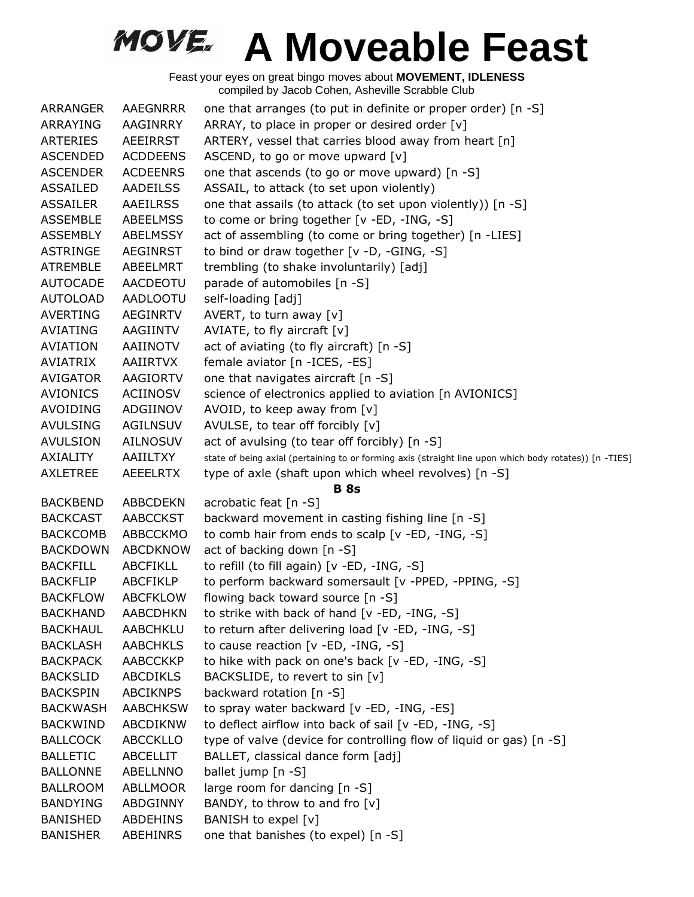# A Moveable Feast

Feast your eyes on great bingo moves about **MOVEMENT, IDLENESS**
compiled by Jacob Cohen, Asheville Scrabble Club

| | | |
|---|---|---|
| ARRANGER | AAEGNRRR | one that arranges (to put in definite or proper order) [n -S] |
| ARRAYING | AAGINRRY | ARRAY, to place in proper or desired order [v] |
| ARTERIES | AEEIRRST | ARTERY, vessel that carries blood away from heart [n] |
| ASCENDED | ACDDEENS | ASCEND, to go or move upward [v] |
| ASCENDER | ACDEENRS | one that ascends (to go or move upward) [n -S] |
| ASSAILED | AADEILSS | ASSAIL, to attack (to set upon violently) |
| ASSAILER | AAEILRSS | one that assails (to attack (to set upon violently)) [n -S] |
| ASSEMBLE | ABEELMSS | to come or bring together [v -ED, -ING, -S] |
| ASSEMBLY | ABELMSSY | act of assembling (to come or bring together) [n -LIES] |
| ASTRINGE | AEGINRST | to bind or draw together [v -D, -GING, -S] |
| ATREMBLE | ABEELMRT | trembling (to shake involuntarily) [adj] |
| AUTOCADE | AACDEOTU | parade of automobiles [n -S] |
| AUTOLOAD | AADLOOTU | self-loading [adj] |
| AVERTING | AEGINRTV | AVERT, to turn away [v] |
| AVIATING | AAGIINTV | AVIATE, to fly aircraft [v] |
| AVIATION | AAIINOTV | act of aviating (to fly aircraft) [n -S] |
| AVIATRIX | AAIIRTVX | female aviator [n -ICES, -ES] |
| AVIGATOR | AAGIORTV | one that navigates aircraft [n -S] |
| AVIONICS | ACIINOSV | science of electronics applied to aviation [n AVIONICS] |
| AVOIDING | ADGIINOV | AVOID, to keep away from [v] |
| AVULSING | AGILNSUV | AVULSE, to tear off forcibly [v] |
| AVULSION | AILNOSUV | act of avulsing (to tear off forcibly) [n -S] |
| AXIALITY | AAIILTXY | state of being axial (pertaining to or forming axis (straight line upon which body rotates)) [n -TIES] |
| AXLETREE | AEEELRTX | type of axle (shaft upon which wheel revolves) [n -S] |
| | | **B 8s** |
| BACKBEND | ABBCDEKN | acrobatic feat [n -S] |
| BACKCAST | AABCCKST | backward movement in casting fishing line [n -S] |
| BACKCOMB | ABBCCKMO | to comb hair from ends to scalp [v -ED, -ING, -S] |
| BACKDOWN | ABCDKNOW | act of backing down [n -S] |
| BACKFILL | ABCFIKLL | to refill (to fill again) [v -ED, -ING, -S] |
| BACKFLIP | ABCFIKLP | to perform backward somersault [v -PPED, -PPING, -S] |
| BACKFLOW | ABCFKLOW | flowing back toward source [n -S] |
| BACKHAND | AABCDHKN | to strike with back of hand [v -ED, -ING, -S] |
| BACKHAUL | AABCHKLU | to return after delivering load [v -ED, -ING, -S] |
| BACKLASH | AABCHKLS | to cause reaction [v -ED, -ING, -S] |
| BACKPACK | AABCCKKP | to hike with pack on one's back [v -ED, -ING, -S] |
| BACKSLID | ABCDIKLS | BACKSLIDE, to revert to sin [v] |
| BACKSPIN | ABCIKNPS | backward rotation [n -S] |
| BACKWASH | AABCHKSW | to spray water backward [v -ED, -ING, -ES] |
| BACKWIND | ABCDIKNW | to deflect airflow into back of sail [v -ED, -ING, -S] |
| BALLCOCK | ABCCKLLO | type of valve (device for controlling flow of liquid or gas) [n -S] |
| BALLETIC | ABCELLIT | BALLET, classical dance form [adj] |
| BALLONNE | ABELLNNO | ballet jump [n -S] |
| BALLROOM | ABLLMOOR | large room for dancing [n -S] |
| BANDYING | ABDGINNY | BANDY, to throw to and fro [v] |
| BANISHED | ABDEHINS | BANISH to expel [v] |
| BANISHER | ABEHINRS | one that banishes (to expel) [n -S] |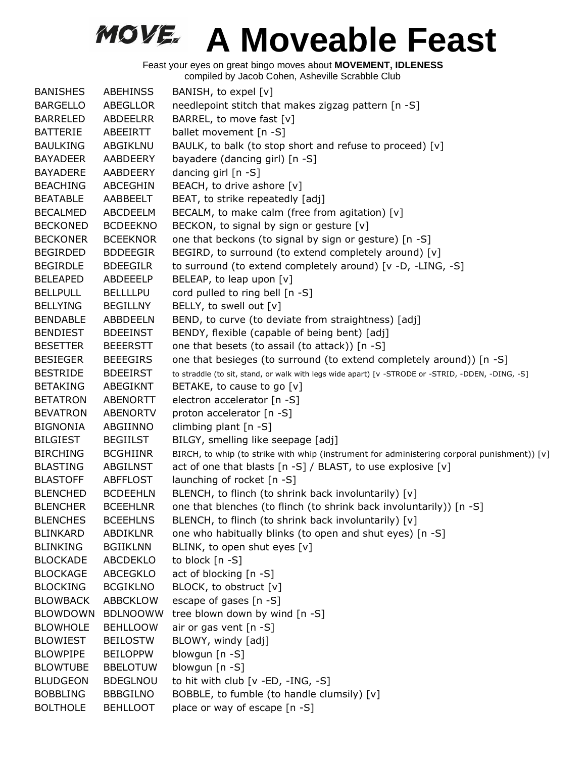# A Moveable Feast

Feast your eyes on great bingo moves about **MOVEMENT, IDLENESS**
compiled by Jacob Cohen, Asheville Scrabble Club

| | | |
|---|---|---|
| BANISHES | ABEHINSS | BANISH, to expel [v] |
| BARGELLO | ABEGLLOR | needlepoint stitch that makes zigzag pattern [n -S] |
| BARRELED | ABDEELRR | BARREL, to move fast [v] |
| BATTERIE | ABEEIRTT | ballet movement [n -S] |
| BAULKING | ABGIKLNU | BAULK, to balk (to stop short and refuse to proceed) [v] |
| BAYADEER | AABDEERY | bayadere (dancing girl) [n -S] |
| BAYADERE | AABDEERY | dancing girl [n -S] |
| BEACHING | ABCEGHIN | BEACH, to drive ashore [v] |
| BEATABLE | AABBEELT | BEAT, to strike repeatedly [adj] |
| BECALMED | ABCDEELM | BECALM, to make calm (free from agitation) [v] |
| BECKONED | BCDEEKNO | BECKON, to signal by sign or gesture [v] |
| BECKONER | BCEEKNOR | one that beckons (to signal by sign or gesture) [n -S] |
| BEGIRDED | BDDEEGIR | BEGIRD, to surround (to extend completely around) [v] |
| BEGIRDLE | BDEEGILR | to surround (to extend completely around) [v -D, -LING, -S] |
| BELEAPED | ABDEEELP | BELEAP, to leap upon [v] |
| BELLPULL | BELLLLPU | cord pulled to ring bell [n -S] |
| BELLYING | BEGILLNY | BELLY, to swell out [v] |
| BENDABLE | ABBDEELN | BEND, to curve (to deviate from straightness) [adj] |
| BENDIEST | BDEEINST | BENDY, flexible (capable of being bent) [adj] |
| BESETTER | BEEERSTT | one that besets (to assail (to attack)) [n -S] |
| BESIEGER | BEEEGIRS | one that besieges (to surround (to extend completely around)) [n -S] |
| BESTRIDE | BDEEIRST | to straddle (to sit, stand, or walk with legs wide apart) [v -STRODE or -STRID, -DDEN, -DING, -S] |
| BETAKING | ABEGIKNT | BETAKE, to cause to go [v] |
| BETATRON | ABENORTT | electron accelerator [n -S] |
| BEVATRON | ABENORTV | proton accelerator [n -S] |
| BIGNONIA | ABGIINNO | climbing plant [n -S] |
| BILGIEST | BEGIILST | BILGY, smelling like seepage [adj] |
| BIRCHING | BCGHIINR | BIRCH, to whip (to strike with whip (instrument for administering corporal punishment)) [v] |
| BLASTING | ABGILNST | act of one that blasts [n -S] / BLAST, to use explosive [v] |
| BLASTOFF | ABFFLOST | launching of rocket [n -S] |
| BLENCHED | BCDEEHLN | BLENCH, to flinch (to shrink back involuntarily) [v] |
| BLENCHER | BCEEHLNR | one that blenches (to flinch (to shrink back involuntarily)) [n -S] |
| BLENCHES | BCEEHLNS | BLENCH, to flinch (to shrink back involuntarily) [v] |
| BLINKARD | ABDIKLNR | one who habitually blinks (to open and shut eyes) [n -S] |
| BLINKING | BGIIKLNN | BLINK, to open shut eyes [v] |
| BLOCKADE | ABCDEKLO | to block [n -S] |
| BLOCKAGE | ABCEGKLO | act of blocking [n -S] |
| BLOCKING | BCGIKLNO | BLOCK, to obstruct [v] |
| BLOWBACK | ABBCKLOW | escape of gases [n -S] |
| BLOWDOWN | BDLNOOWW | tree blown down by wind [n -S] |
| BLOWHOLE | BEHLLOOW | air or gas vent [n -S] |
| BLOWIEST | BEILOSTW | BLOWY, windy [adj] |
| BLOWPIPE | BEILOPPW | blowgun [n -S] |
| BLOWTUBE | BBELOTUW | blowgun [n -S] |
| BLUDGEON | BDEGLNOU | to hit with club [v -ED, -ING, -S] |
| BOBBLING | BBBGILNO | BOBBLE, to fumble (to handle clumsily) [v] |
| BOLTHOLE | BEHLLOOT | place or way of escape [n -S] |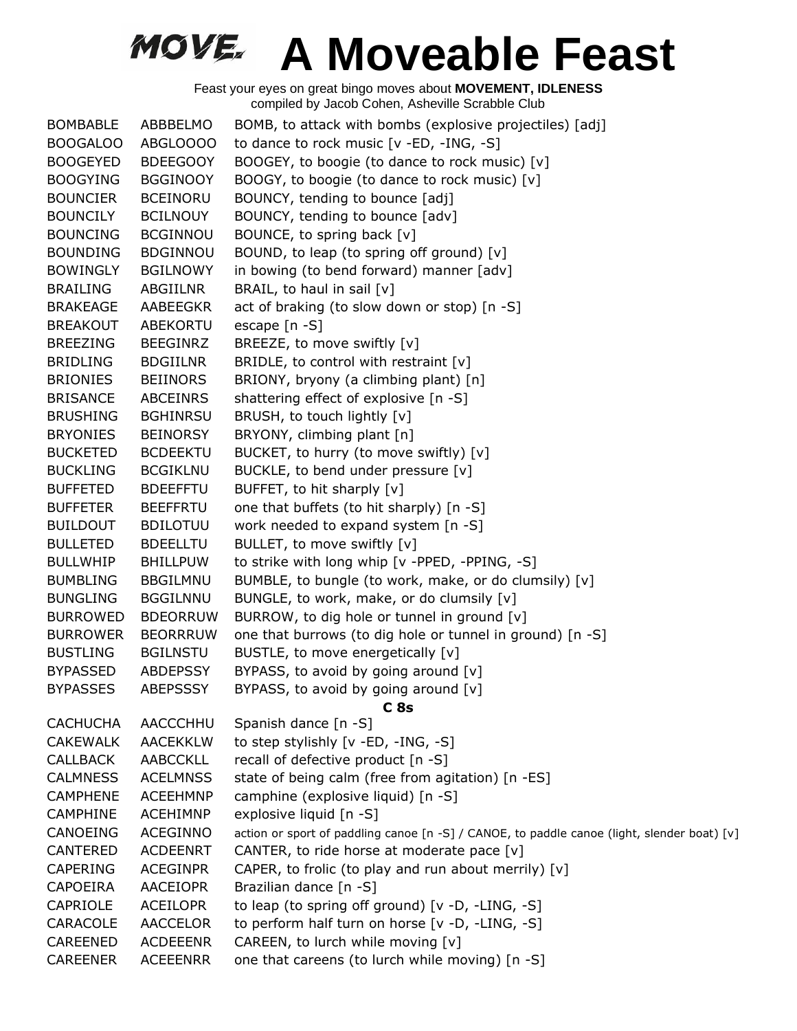# A Moveable Feast

Feast your eyes on great bingo moves about **MOVEMENT, IDLENESS**
compiled by Jacob Cohen, Asheville Scrabble Club

| | | |
|---|---|---|
| BOMBABLE | ABBBELMO | BOMB, to attack with bombs (explosive projectiles) [adj] |
| BOOGALOO | ABGLOOOO | to dance to rock music [v -ED, -ING, -S] |
| BOOGEYED | BDEEGOOY | BOOGEY, to boogie (to dance to rock music) [v] |
| BOOGYING | BGGINOOY | BOOGY, to boogie (to dance to rock music) [v] |
| BOUNCIER | BCEINORU | BOUNCY, tending to bounce [adj] |
| BOUNCILY | BCILNOUY | BOUNCY, tending to bounce [adv] |
| BOUNCING | BCGINNOU | BOUNCE, to spring back [v] |
| BOUNDING | BDGINNOU | BOUND, to leap (to spring off ground) [v] |
| BOWINGLY | BGILNOWY | in bowing (to bend forward) manner [adv] |
| BRAILING | ABGIILNR | BRAIL, to haul in sail [v] |
| BRAKEAGE | AABEEGKR | act of braking (to slow down or stop) [n -S] |
| BREAKOUT | ABEKORTU | escape [n -S] |
| BREEZING | BEEGINRZ | BREEZE, to move swiftly [v] |
| BRIDLING | BDGIILNR | BRIDLE, to control with restraint [v] |
| BRIONIES | BEIINORS | BRIONY, bryony (a climbing plant) [n] |
| BRISANCE | ABCEINRS | shattering effect of explosive [n -S] |
| BRUSHING | BGHINRSU | BRUSH, to touch lightly [v] |
| BRYONIES | BEINORSY | BRYONY, climbing plant [n] |
| BUCKETED | BCDEEKTU | BUCKET, to hurry (to move swiftly) [v] |
| BUCKLING | BCGIKLNU | BUCKLE, to bend under pressure [v] |
| BUFFETED | BDEEFFTU | BUFFET, to hit sharply [v] |
| BUFFETER | BEEFFRTU | one that buffets (to hit sharply) [n -S] |
| BUILDOUT | BDILOTUU | work needed to expand system [n -S] |
| BULLETED | BDEELLTU | BULLET, to move swiftly [v] |
| BULLWHIP | BHILLPUW | to strike with long whip [v -PPED, -PPING, -S] |
| BUMBLING | BBGILMNU | BUMBLE, to bungle (to work, make, or do clumsily) [v] |
| BUNGLING | BGGILNNU | BUNGLE, to work, make, or do clumsily [v] |
| BURROWED | BDEORRUW | BURROW, to dig hole or tunnel in ground [v] |
| BURROWER | BEORRRUW | one that burrows (to dig hole or tunnel in ground) [n -S] |
| BUSTLING | BGILNSTU | BUSTLE, to move energetically [v] |
| BYPASSED | ABDEPSSY | BYPASS, to avoid by going around [v] |
| BYPASSES | ABEPSSSY | BYPASS, to avoid by going around [v] |

**C 8s**

| | | |
|---|---|---|
| CACHUCHA | AACCCHHU | Spanish dance [n -S] |
| CAKEWALK | AACEKKLW | to step stylishly [v -ED, -ING, -S] |
| CALLBACK | AABCCKLL | recall of defective product [n -S] |
| CALMNESS | ACELMNSS | state of being calm (free from agitation) [n -ES] |
| CAMPHENE | ACEEHMNP | camphine (explosive liquid) [n -S] |
| CAMPHINE | ACEHIMNP | explosive liquid [n -S] |
| CANOEING | ACEGINNO | action or sport of paddling canoe [n -S] / CANOE, to paddle canoe (light, slender boat) [v] |
| CANTERED | ACDEENRT | CANTER, to ride horse at moderate pace [v] |
| CAPERING | ACEGINPR | CAPER, to frolic (to play and run about merrily) [v] |
| CAPOEIRA | AACEIOPR | Brazilian dance [n -S] |
| CAPRIOLE | ACEILOPR | to leap (to spring off ground) [v -D, -LING, -S] |
| CARACOLE | AACCELOR | to perform half turn on horse [v -D, -LING, -S] |
| CAREENED | ACDEEENR | CAREEN, to lurch while moving [v] |
| CAREENER | ACEEENRR | one that careens (to lurch while moving) [n -S] |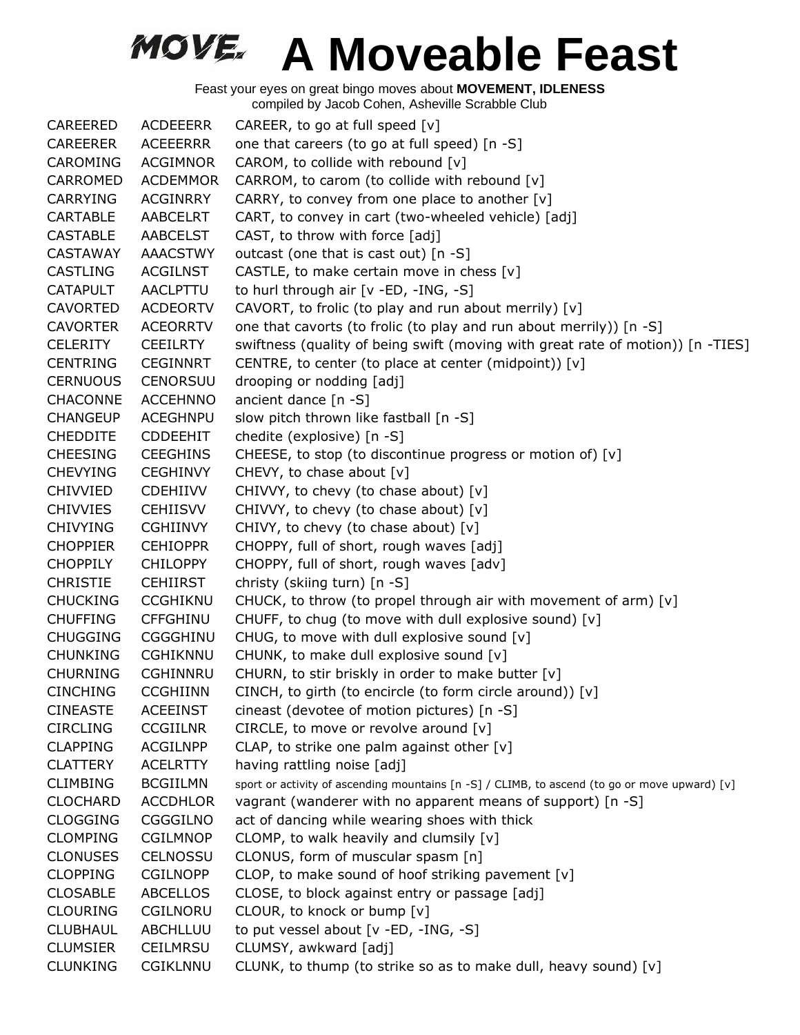# A Moveable Feast

Feast your eyes on great bingo moves about **MOVEMENT, IDLENESS**
compiled by Jacob Cohen, Asheville Scrabble Club

| | | |
|---|---|---|
| CAREERED | ACDEEERR | CAREER, to go at full speed [v] |
| CAREERER | ACEEERRR | one that careers (to go at full speed) [n -S] |
| CAROMING | ACGIMNOR | CAROM, to collide with rebound [v] |
| CARROMED | ACDEMMOR | CARROM, to carom (to collide with rebound [v] |
| CARRYING | ACGINRRY | CARRY, to convey from one place to another [v] |
| CARTABLE | AABCELRT | CART, to convey in cart (two-wheeled vehicle) [adj] |
| CASTABLE | AABCELST | CAST, to throw with force [adj] |
| CASTAWAY | AAACSTWY | outcast (one that is cast out) [n -S] |
| CASTLING | ACGILNST | CASTLE, to make certain move in chess [v] |
| CATAPULT | AACLPTTU | to hurl through air [v -ED, -ING, -S] |
| CAVORTED | ACDEORTV | CAVORT, to frolic (to play and run about merrily) [v] |
| CAVORTER | ACEORRTV | one that cavorts (to frolic (to play and run about merrily)) [n -S] |
| CELERITY | CEEILRTY | swiftness (quality of being swift (moving with great rate of motion)) [n -TIES] |
| CENTRING | CEGINNRT | CENTRE, to center (to place at center (midpoint)) [v] |
| CERNUOUS | CENORSUU | drooping or nodding [adj] |
| CHACONNE | ACCEHNNO | ancient dance [n -S] |
| CHANGEUP | ACEGHNPU | slow pitch thrown like fastball [n -S] |
| CHEDDITE | CDDEEHIT | chedite (explosive) [n -S] |
| CHEESING | CEEGHINS | CHEESE, to stop (to discontinue progress or motion of) [v] |
| CHEVYING | CEGHINVY | CHEVY, to chase about [v] |
| CHIVVIED | CDEHIIVV | CHIVVY, to chevy (to chase about) [v] |
| CHIVVIES | CEHIISVV | CHIVVY, to chevy (to chase about) [v] |
| CHIVYING | CGHIINVY | CHIVY, to chevy (to chase about) [v] |
| CHOPPIER | CEHIOPPR | CHOPPY, full of short, rough waves [adj] |
| CHOPPILY | CHILOPPY | CHOPPY, full of short, rough waves [adv] |
| CHRISTIE | CEHIIRST | christy (skiing turn) [n -S] |
| CHUCKING | CCGHIKNU | CHUCK, to throw (to propel through air with movement of arm) [v] |
| CHUFFING | CFFGHINU | CHUFF, to chug (to move with dull explosive sound) [v] |
| CHUGGING | CGGGHINU | CHUG, to move with dull explosive sound [v] |
| CHUNKING | CGHIKNNU | CHUNK, to make dull explosive sound [v] |
| CHURNING | CGHINNRU | CHURN, to stir briskly in order to make butter [v] |
| CINCHING | CCGHIINN | CINCH, to girth (to encircle (to form circle around)) [v] |
| CINEASTE | ACEEINST | cineast (devotee of motion pictures) [n -S] |
| CIRCLING | CCGIILNR | CIRCLE, to move or revolve around [v] |
| CLAPPING | ACGILNPP | CLAP, to strike one palm against other [v] |
| CLATTERY | ACELRTTY | having rattling noise [adj] |
| CLIMBING | BCGIILMN | sport or activity of ascending mountains [n -S] / CLIMB, to ascend (to go or move upward) [v] |
| CLOCHARD | ACCDHLOR | vagrant (wanderer with no apparent means of support) [n -S] |
| CLOGGING | CGGGILNO | act of dancing while wearing shoes with thick |
| CLOMPING | CGILMNOP | CLOMP, to walk heavily and clumsily [v] |
| CLONUSES | CELNOSSU | CLONUS, form of muscular spasm [n] |
| CLOPPING | CGILNOPP | CLOP, to make sound of hoof striking pavement [v] |
| CLOSABLE | ABCELLOS | CLOSE, to block against entry or passage [adj] |
| CLOURING | CGILNORU | CLOUR, to knock or bump [v] |
| CLUBHAUL | ABCHLLUU | to put vessel about [v -ED, -ING, -S] |
| CLUMSIER | CEILMRSU | CLUMSY, awkward [adj] |
| CLUNKING | CGIKLNNU | CLUNK, to thump (to strike so as to make dull, heavy sound) [v] |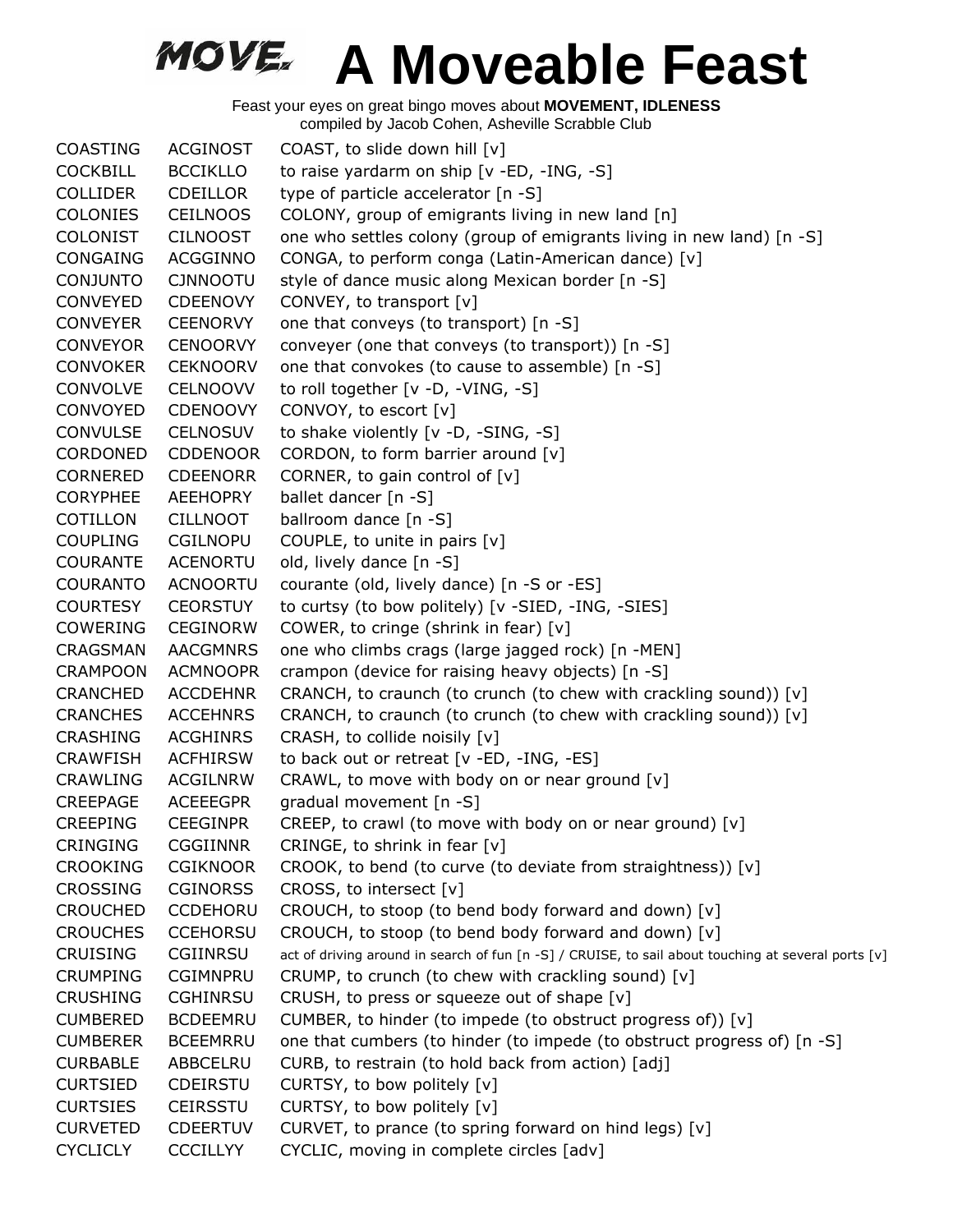# MOVE. A Moveable Feast

Feast your eyes on great bingo moves about **MOVEMENT, IDLENESS**
compiled by Jacob Cohen, Asheville Scrabble Club

| | | |
|---|---|---|
| COASTING | ACGINOST | COAST, to slide down hill [v] |
| COCKBILL | BCCIKLLO | to raise yardarm on ship [v -ED, -ING, -S] |
| COLLIDER | CDEILLOR | type of particle accelerator [n -S] |
| COLONIES | CEILNOOS | COLONY, group of emigrants living in new land [n] |
| COLONIST | CILNOOST | one who settles colony (group of emigrants living in new land) [n -S] |
| CONGAING | ACGGINNO | CONGA, to perform conga (Latin-American dance) [v] |
| CONJUNTO | CJNNOOTU | style of dance music along Mexican border [n -S] |
| CONVEYED | CDEENOVY | CONVEY, to transport [v] |
| CONVEYER | CEENORVY | one that conveys (to transport) [n -S] |
| CONVEYOR | CENOORVY | conveyer (one that conveys (to transport)) [n -S] |
| CONVOKER | CEKNOORV | one that convokes (to cause to assemble) [n -S] |
| CONVOLVE | CELNOOVV | to roll together [v -D, -VING, -S] |
| CONVOYED | CDENOOVY | CONVOY, to escort [v] |
| CONVULSE | CELNOSUV | to shake violently [v -D, -SING, -S] |
| CORDONED | CDDENOOR | CORDON, to form barrier around [v] |
| CORNERED | CDEENORR | CORNER, to gain control of [v] |
| CORYPHEE | AEEHOPRY | ballet dancer [n -S] |
| COTILLON | CILLNOOT | ballroom dance [n -S] |
| COUPLING | CGILNOPU | COUPLE, to unite in pairs [v] |
| COURANTE | ACENORTU | old, lively dance [n -S] |
| COURANTO | ACNOORTU | courante (old, lively dance) [n -S or -ES] |
| COURTESY | CEORSTUY | to curtsy (to bow politely) [v -SIED, -ING, -SIES] |
| COWERING | CEGINORW | COWER, to cringe (shrink in fear) [v] |
| CRAGSMAN | AACGMNRS | one who climbs crags (large jagged rock) [n -MEN] |
| CRAMPOON | ACMNOOPR | crampon (device for raising heavy objects) [n -S] |
| CRANCHED | ACCDEHNR | CRANCH, to craunch (to crunch (to chew with crackling sound)) [v] |
| CRANCHES | ACCEHNRS | CRANCH, to craunch (to crunch (to chew with crackling sound)) [v] |
| CRASHING | ACGHINRS | CRASH, to collide noisily [v] |
| CRAWFISH | ACFHIRSW | to back out or retreat [v -ED, -ING, -ES] |
| CRAWLING | ACGILNRW | CRAWL, to move with body on or near ground [v] |
| CREEPAGE | ACEEEGPR | gradual movement [n -S] |
| CREEPING | CEEGINPR | CREEP, to crawl (to move with body on or near ground) [v] |
| CRINGING | CGGIINNR | CRINGE, to shrink in fear [v] |
| CROOKING | CGIKNOOR | CROOK, to bend (to curve (to deviate from straightness)) [v] |
| CROSSING | CGINORSS | CROSS, to intersect [v] |
| CROUCHED | CCDEHORU | CROUCH, to stoop (to bend body forward and down) [v] |
| CROUCHES | CCEHORSU | CROUCH, to stoop (to bend body forward and down) [v] |
| CRUISING | CGIINRSU | act of driving around in search of fun [n -S] / CRUISE, to sail about touching at several ports [v] |
| CRUMPING | CGIMNPRU | CRUMP, to crunch (to chew with crackling sound) [v] |
| CRUSHING | CGHINRSU | CRUSH, to press or squeeze out of shape [v] |
| CUMBERED | BCDEEMRU | CUMBER, to hinder (to impede (to obstruct progress of)) [v] |
| CUMBERER | BCEEMRRU | one that cumbers (to hinder (to impede (to obstruct progress of) [n -S] |
| CURBABLE | ABBCELRU | CURB, to restrain (to hold back from action) [adj] |
| CURTSIED | CDEIRSTU | CURTSY, to bow politely [v] |
| CURTSIES | CEIRSSTU | CURTSY, to bow politely [v] |
| CURVETED | CDEERTUV | CURVET, to prance (to spring forward on hind legs) [v] |
| CYCLICLY | CCCILLYY | CYCLIC, moving in complete circles [adv] |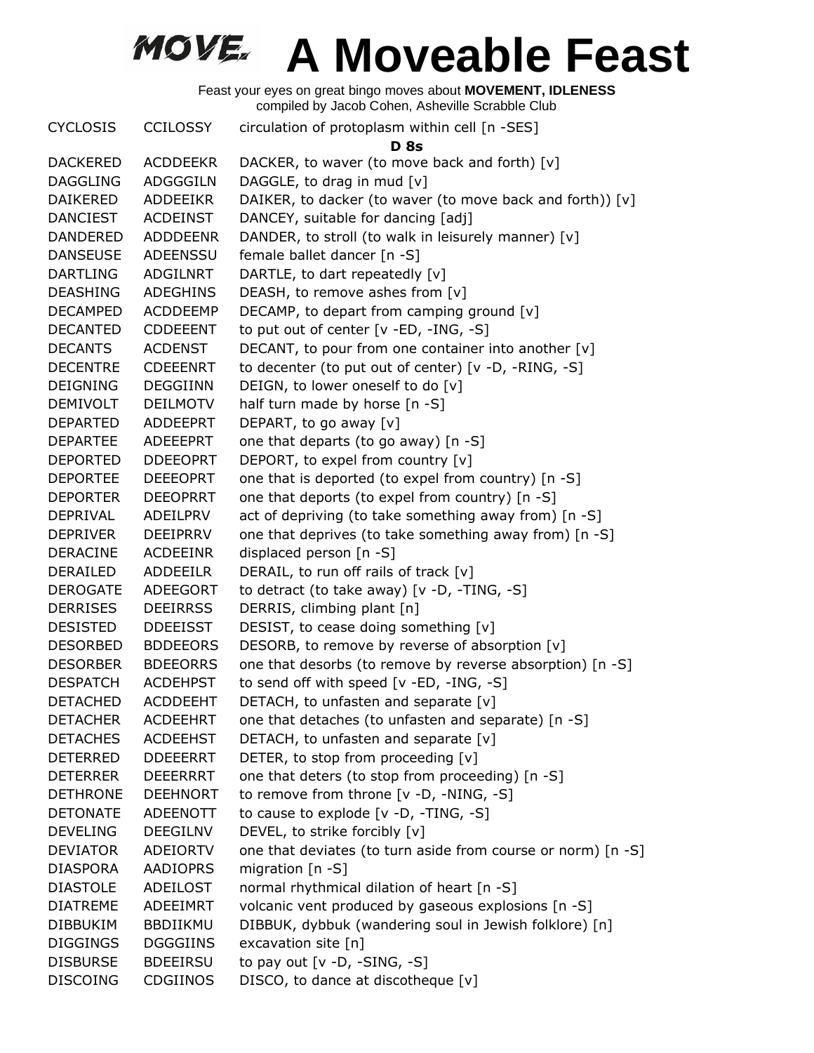# A Moveable Feast

Feast your eyes on great bingo moves about **MOVEMENT, IDLENESS**
compiled by Jacob Cohen, Asheville Scrabble Club

| | | |
|---|---|---|
| CYCLOSIS | CCILOSSY | circulation of protoplasm within cell [n -SES] |
| | | **D 8s** |
| DACKERED | ACDDEEKR | DACKER, to waver (to move back and forth) [v] |
| DAGGLING | ADGGGILN | DAGGLE, to drag in mud [v] |
| DAIKERED | ADDEEIKR | DAIKER, to dacker (to waver (to move back and forth)) [v] |
| DANCIEST | ACDEINST | DANCEY, suitable for dancing [adj] |
| DANDERED | ADDDEENR | DANDER, to stroll (to walk in leisurely manner) [v] |
| DANSEUSE | ADEENSSU | female ballet dancer [n -S] |
| DARTLING | ADGILNRT | DARTLE, to dart repeatedly [v] |
| DEASHING | ADEGHINS | DEASH, to remove ashes from [v] |
| DECAMPED | ACDDEEMP | DECAMP, to depart from camping ground [v] |
| DECANTED | CDDEEENT | to put out of center [v -ED, -ING, -S] |
| DECANTS | ACDENST | DECANT, to pour from one container into another [v] |
| DECENTRE | CDEEENRT | to decenter (to put out of center) [v -D, -RING, -S] |
| DEIGNING | DEGGIINN | DEIGN, to lower oneself to do [v] |
| DEMIVOLT | DEILMOTV | half turn made by horse [n -S] |
| DEPARTED | ADDEEPRT | DEPART, to go away [v] |
| DEPARTEE | ADEEEPRT | one that departs (to go away) [n -S] |
| DEPORTED | DDEEOPRT | DEPORT, to expel from country [v] |
| DEPORTEE | DEEEOPRT | one that is deported (to expel from country) [n -S] |
| DEPORTER | DEEOPRRT | one that deports (to expel from country) [n -S] |
| DEPRIVAL | ADEILPRV | act of depriving (to take something away from) [n -S] |
| DEPRIVER | DEEIPRRV | one that deprives (to take something away from) [n -S] |
| DERACINE | ACDEEINR | displaced person [n -S] |
| DERAILED | ADDEEILR | DERAIL, to run off rails of track [v] |
| DEROGATE | ADEEGORT | to detract (to take away) [v -D, -TING, -S] |
| DERRISES | DEEIRRSS | DERRIS, climbing plant [n] |
| DESISTED | DDEEISST | DESIST, to cease doing something [v] |
| DESORBED | BDDEEORS | DESORB, to remove by reverse of absorption [v] |
| DESORBER | BDEEORRS | one that desorbs (to remove by reverse absorption) [n -S] |
| DESPATCH | ACDEHPST | to send off with speed [v -ED, -ING, -S] |
| DETACHED | ACDDEEHT | DETACH, to unfasten and separate [v] |
| DETACHER | ACDEEHRT | one that detaches (to unfasten and separate) [n -S] |
| DETACHES | ACDEEHST | DETACH, to unfasten and separate [v] |
| DETERRED | DDEEERRT | DETER, to stop from proceeding [v] |
| DETERRER | DEEERRRT | one that deters (to stop from proceeding) [n -S] |
| DETHRONE | DEEHNORT | to remove from throne [v -D, -NING, -S] |
| DETONATE | ADEENOTT | to cause to explode [v -D, -TING, -S] |
| DEVELING | DEEGILNV | DEVEL, to strike forcibly [v] |
| DEVIATOR | ADEIORTV | one that deviates (to turn aside from course or norm) [n -S] |
| DIASPORA | AADIOPRS | migration [n -S] |
| DIASTOLE | ADEILOST | normal rhythmical dilation of heart [n -S] |
| DIATREME | ADEEIMRT | volcanic vent produced by gaseous explosions [n -S] |
| DIBBUKIM | BBDIIKMU | DIBBUK, dybbuk (wandering soul in Jewish folklore) [n] |
| DIGGINGS | DGGGIINS | excavation site [n] |
| DISBURSE | BDEEIRSU | to pay out [v -D, -SING, -S] |
| DISCOING | CDGIINOS | DISCO, to dance at discotheque [v] |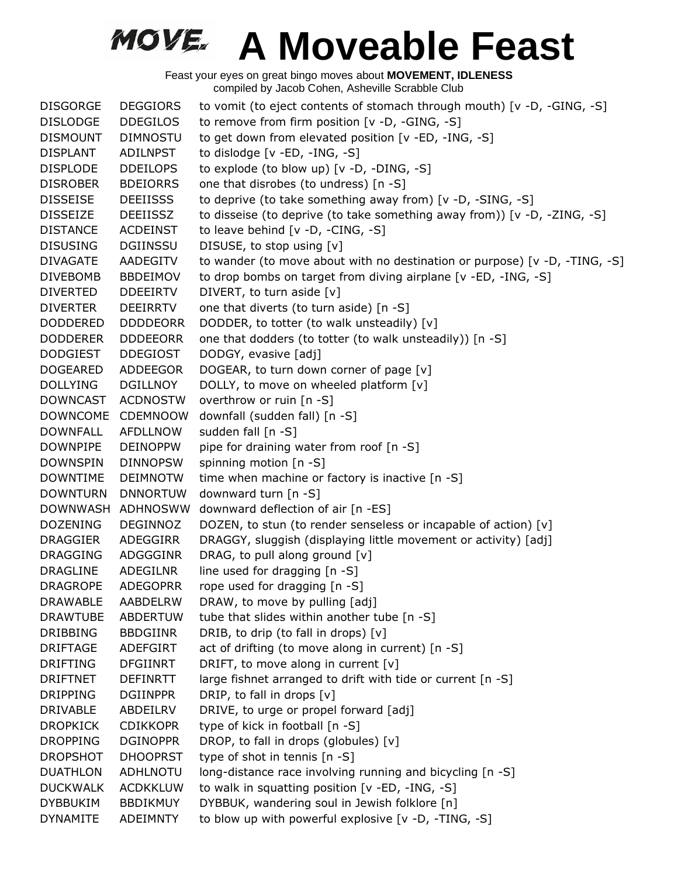# A Moveable Feast

Feast your eyes on great bingo moves about **MOVEMENT, IDLENESS**
compiled by Jacob Cohen, Asheville Scrabble Club

| | | |
|---|---|---|
| DISGORGE | DEGGIORS | to vomit (to eject contents of stomach through mouth) [v -D, -GING, -S] |
| DISLODGE | DDEGILOS | to remove from firm position [v -D, -GING, -S] |
| DISMOUNT | DIMNOSTU | to get down from elevated position [v -ED, -ING, -S] |
| DISPLANT | ADILNPST | to dislodge [v -ED, -ING, -S] |
| DISPLODE | DDEILOPS | to explode (to blow up) [v -D, -DING, -S] |
| DISROBER | BDEIORRS | one that disrobes (to undress) [n -S] |
| DISSEISE | DEEIISSS | to deprive (to take something away from) [v -D, -SING, -S] |
| DISSEIZE | DEEIISSZ | to disseise (to deprive (to take something away from)) [v -D, -ZING, -S] |
| DISTANCE | ACDEINST | to leave behind [v -D, -CING, -S] |
| DISUSING | DGIINSSU | DISUSE, to stop using [v] |
| DIVAGATE | AADEGITV | to wander (to move about with no destination or purpose) [v -D, -TING, -S] |
| DIVEBOMB | BBDEIMOV | to drop bombs on target from diving airplane [v -ED, -ING, -S] |
| DIVERTED | DDEEIRTV | DIVERT, to turn aside [v] |
| DIVERTER | DEEIRRTV | one that diverts (to turn aside) [n -S] |
| DODDERED | DDDDEORR | DODDER, to totter (to walk unsteadily) [v] |
| DODDERER | DDDEEORR | one that dodders (to totter (to walk unsteadily)) [n -S] |
| DODGIEST | DDEGIOST | DODGY, evasive [adj] |
| DOGEARED | ADDEEGOR | DOGEAR, to turn down corner of page [v] |
| DOLLYING | DGILLNOY | DOLLY, to move on wheeled platform [v] |
| DOWNCAST | ACDNOSTW | overthrow or ruin [n -S] |
| DOWNCOME | CDEMNOOW | downfall (sudden fall) [n -S] |
| DOWNFALL | AFDLLNOW | sudden fall [n -S] |
| DOWNPIPE | DEINOPPW | pipe for draining water from roof [n -S] |
| DOWNSPIN | DINNOPSW | spinning motion [n -S] |
| DOWNTIME | DEIMNOTW | time when machine or factory is inactive [n -S] |
| DOWNTURN | DNNORTUW | downward turn [n -S] |
| DOWNWASH | ADHNOSWW | downward deflection of air [n -ES] |
| DOZENING | DEGINNOZ | DOZEN, to stun (to render senseless or incapable of action) [v] |
| DRAGGIER | ADEGGIRR | DRAGGY, sluggish (displaying little movement or activity) [adj] |
| DRAGGING | ADGGGINR | DRAG, to pull along ground [v] |
| DRAGLINE | ADEGILNR | line used for dragging [n -S] |
| DRAGROPE | ADEGOPRR | rope used for dragging [n -S] |
| DRAWABLE | AABDELRW | DRAW, to move by pulling [adj] |
| DRAWTUBE | ABDERTUW | tube that slides within another tube [n -S] |
| DRIBBING | BBDGIINR | DRIB, to drip (to fall in drops) [v] |
| DRIFTAGE | ADEFGIRT | act of drifting (to move along in current) [n -S] |
| DRIFTING | DFGIINRT | DRIFT, to move along in current [v] |
| DRIFTNET | DEFINRTT | large fishnet arranged to drift with tide or current [n -S] |
| DRIPPING | DGIINPPR | DRIP, to fall in drops [v] |
| DRIVABLE | ABDEILRV | DRIVE, to urge or propel forward [adj] |
| DROPKICK | CDIKKOPR | type of kick in football [n -S] |
| DROPPING | DGINOPPR | DROP, to fall in drops (globules) [v] |
| DROPSHOT | DHOOPRST | type of shot in tennis [n -S] |
| DUATHLON | ADHLNOTU | long-distance race involving running and bicycling [n -S] |
| DUCKWALK | ACDKKLUW | to walk in squatting position [v -ED, -ING, -S] |
| DYBBUKIM | BBDIKMUY | DYBBUK, wandering soul in Jewish folklore [n] |
| DYNAMITE | ADEIMNTY | to blow up with powerful explosive [v -D, -TING, -S] |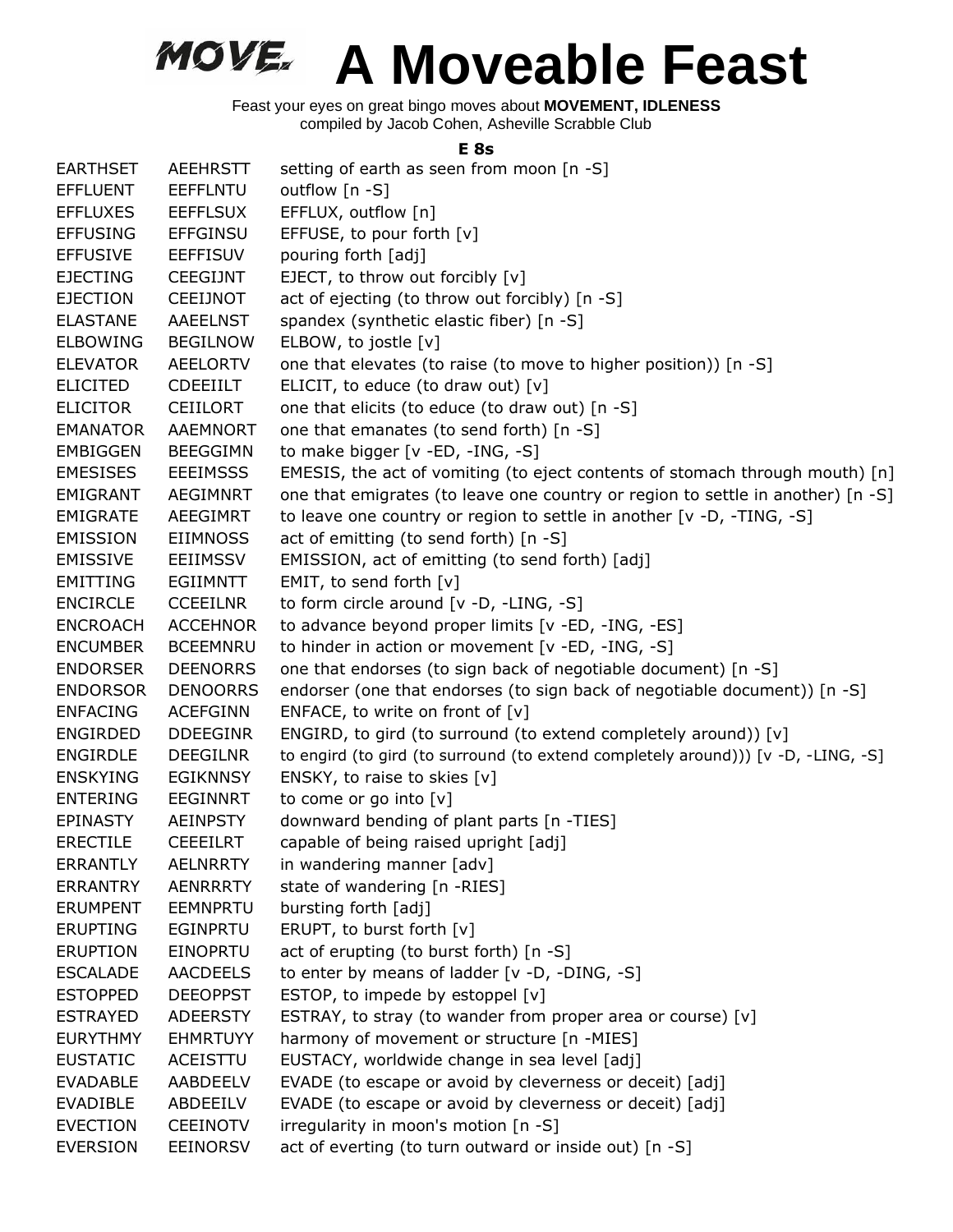# MOVE. A Moveable Feast

Feast your eyes on great bingo moves about **MOVEMENT, IDLENESS**
compiled by Jacob Cohen, Asheville Scrabble Club

### E 8s

| | | |
|---|---|---|
| EARTHSET | AEEHRSTT | setting of earth as seen from moon [n -S] |
| EFFLUENT | EEFFLNTU | outflow [n -S] |
| EFFLUXES | EEFFLSUX | EFFLUX, outflow [n] |
| EFFUSING | EFFGINSU | EFFUSE, to pour forth [v] |
| EFFUSIVE | EEFFISUV | pouring forth [adj] |
| EJECTING | CEEGIJNT | EJECT, to throw out forcibly [v] |
| EJECTION | CEEIJNOT | act of ejecting (to throw out forcibly) [n -S] |
| ELASTANE | AAEELNST | spandex (synthetic elastic fiber) [n -S] |
| ELBOWING | BEGILNOW | ELBOW, to jostle [v] |
| ELEVATOR | AEELORTV | one that elevates (to raise (to move to higher position)) [n -S] |
| ELICITED | CDEEIILT | ELICIT, to educe (to draw out) [v] |
| ELICITOR | CEIILORT | one that elicits (to educe (to draw out) [n -S] |
| EMANATOR | AAEMNORT | one that emanates (to send forth) [n -S] |
| EMBIGGEN | BEEGGIMN | to make bigger [v -ED, -ING, -S] |
| EMESISES | EEEIMSSS | EMESIS, the act of vomiting (to eject contents of stomach through mouth) [n] |
| EMIGRANT | AEGIMNRT | one that emigrates (to leave one country or region to settle in another) [n -S] |
| EMIGRATE | AEEGIMRT | to leave one country or region to settle in another [v -D, -TING, -S] |
| EMISSION | EIIMNOSS | act of emitting (to send forth) [n -S] |
| EMISSIVE | EEIIMSSV | EMISSION, act of emitting (to send forth) [adj] |
| EMITTING | EGIIMNTT | EMIT, to send forth [v] |
| ENCIRCLE | CCEEILNR | to form circle around [v -D, -LING, -S] |
| ENCROACH | ACCEHNOR | to advance beyond proper limits [v -ED, -ING, -ES] |
| ENCUMBER | BCEEMNRU | to hinder in action or movement [v -ED, -ING, -S] |
| ENDORSER | DEENORRS | one that endorses (to sign back of negotiable document) [n -S] |
| ENDORSOR | DENOORRS | endorser (one that endorses (to sign back of negotiable document)) [n -S] |
| ENFACING | ACEFGINN | ENFACE, to write on front of [v] |
| ENGIRDED | DDEEGINR | ENGIRD, to gird (to surround (to extend completely around)) [v] |
| ENGIRDLE | DEEGILNR | to engird (to gird (to surround (to extend completely around))) [v -D, -LING, -S] |
| ENSKYING | EGIKNNSY | ENSKY, to raise to skies [v] |
| ENTERING | EEGINNRT | to come or go into [v] |
| EPINASTY | AEINPSTY | downward bending of plant parts [n -TIES] |
| ERECTILE | CEEEILRT | capable of being raised upright [adj] |
| ERRANTLY | AELNRRTY | in wandering manner [adv] |
| ERRANTRY | AENRRRTY | state of wandering [n -RIES] |
| ERUMPENT | EEMNPRTU | bursting forth [adj] |
| ERUPTING | EGINPRTU | ERUPT, to burst forth [v] |
| ERUPTION | EINOPRTU | act of erupting (to burst forth) [n -S] |
| ESCALADE | AACDEELS | to enter by means of ladder [v -D, -DING, -S] |
| ESTOPPED | DEEOPPST | ESTOP, to impede by estoppel [v] |
| ESTRAYED | ADEERSTY | ESTRAY, to stray (to wander from proper area or course) [v] |
| EURYTHMY | EHMRTUYY | harmony of movement or structure [n -MIES] |
| EUSTATIC | ACEISTTU | EUSTACY, worldwide change in sea level [adj] |
| EVADABLE | AABDEELV | EVADE (to escape or avoid by cleverness or deceit) [adj] |
| EVADIBLE | ABDEEILV | EVADE (to escape or avoid by cleverness or deceit) [adj] |
| EVECTION | CEEINOTV | irregularity in moon's motion [n -S] |
| EVERSION | EEINORSV | act of everting (to turn outward or inside out) [n -S] |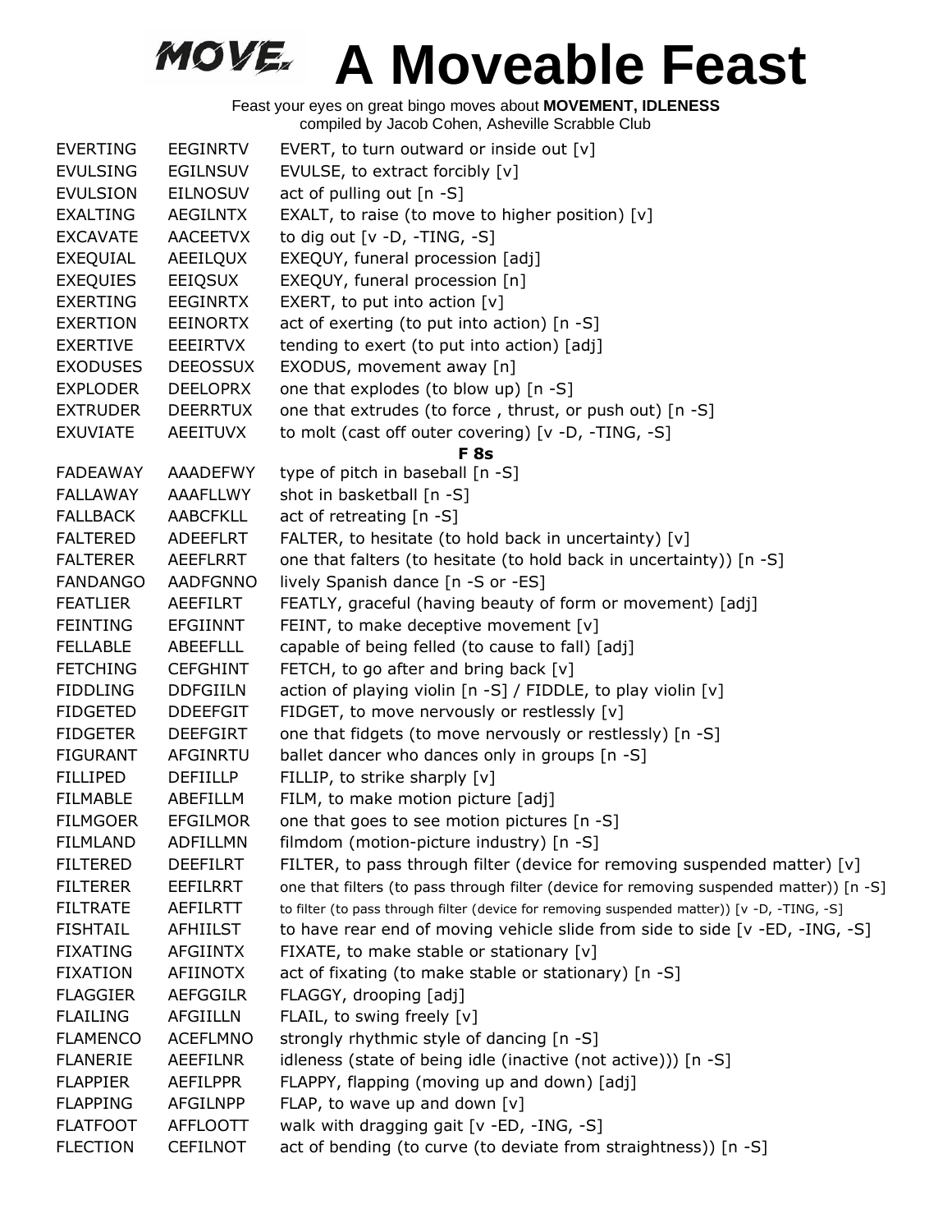# A Moveable Feast

Feast your eyes on great bingo moves about **MOVEMENT, IDLENESS**
compiled by Jacob Cohen, Asheville Scrabble Club

| | | |
|---|---|---|
| EVERTING | EEGINRTV | EVERT, to turn outward or inside out [v] |
| EVULSING | EGILNSUV | EVULSE, to extract forcibly [v] |
| EVULSION | EILNOSUV | act of pulling out [n -S] |
| EXALTING | AEGILNTX | EXALT, to raise (to move to higher position) [v] |
| EXCAVATE | AACEETVX | to dig out [v -D, -TING, -S] |
| EXEQUIAL | AEEILQUX | EXEQUY, funeral procession [adj] |
| EXEQUIES | EEIQSUX | EXEQUY, funeral procession [n] |
| EXERTING | EEGINRTX | EXERT, to put into action [v] |
| EXERTION | EEINORTX | act of exerting (to put into action) [n -S] |
| EXERTIVE | EEEIRTVX | tending to exert (to put into action) [adj] |
| EXODUSES | DEEOSSUX | EXODUS, movement away [n] |
| EXPLODER | DEELOPRX | one that explodes (to blow up) [n -S] |
| EXTRUDER | DEERRTUX | one that extrudes (to force , thrust, or push out) [n -S] |
| EXUVIATE | AEEITUVX | to molt (cast off outer covering) [v -D, -TING, -S] |

**F 8s**

| | | |
|---|---|---|
| FADEAWAY | AAADEFWY | type of pitch in baseball [n -S] |
| FALLAWAY | AAAFLLWY | shot in basketball [n -S] |
| FALLBACK | AABCFKLL | act of retreating [n -S] |
| FALTERED | ADEEFLRT | FALTER, to hesitate (to hold back in uncertainty) [v] |
| FALTERER | AEEFLRRT | one that falters (to hesitate (to hold back in uncertainty)) [n -S] |
| FANDANGO | AADFGNNO | lively Spanish dance [n -S or -ES] |
| FEATLIER | AEEFILRT | FEATLY, graceful (having beauty of form or movement) [adj] |
| FEINTING | EFGIINNT | FEINT, to make deceptive movement [v] |
| FELLABLE | ABEEFLLL | capable of being felled (to cause to fall) [adj] |
| FETCHING | CEFGHINT | FETCH, to go after and bring back [v] |
| FIDDLING | DDFGIILN | action of playing violin [n -S] / FIDDLE, to play violin [v] |
| FIDGETED | DDEEFGIT | FIDGET, to move nervously or restlessly [v] |
| FIDGETER | DEEFGIRT | one that fidgets (to move nervously or restlessly) [n -S] |
| FIGURANT | AFGINRTU | ballet dancer who dances only in groups [n -S] |
| FILLIPED | DEFIILLP | FILLIP, to strike sharply [v] |
| FILMABLE | ABEFILLM | FILM, to make motion picture [adj] |
| FILMGOER | EFGILMOR | one that goes to see motion pictures [n -S] |
| FILMLAND | ADFILLMN | filmdom (motion-picture industry) [n -S] |
| FILTERED | DEEFILRT | FILTER, to pass through filter (device for removing suspended matter) [v] |
| FILTERER | EEFILRRT | one that filters (to pass through filter (device for removing suspended matter)) [n -S] |
| FILTRATE | AEFILRTT | to filter (to pass through filter (device for removing suspended matter)) [v -D, -TING, -S] |
| FISHTAIL | AFHIILST | to have rear end of moving vehicle slide from side to side [v -ED, -ING, -S] |
| FIXATING | AFGIINTX | FIXATE, to make stable or stationary [v] |
| FIXATION | AFIINOTX | act of fixating (to make stable or stationary) [n -S] |
| FLAGGIER | AEFGGILR | FLAGGY, drooping [adj] |
| FLAILING | AFGIILLN | FLAIL, to swing freely [v] |
| FLAMENCO | ACEFLMNO | strongly rhythmic style of dancing [n -S] |
| FLANERIE | AEEFILNR | idleness (state of being idle (inactive (not active))) [n -S] |
| FLAPPIER | AEFILPPR | FLAPPY, flapping (moving up and down) [adj] |
| FLAPPING | AFGILNPP | FLAP, to wave up and down [v] |
| FLATFOOT | AFFLOOTT | walk with dragging gait [v -ED, -ING, -S] |
| FLECTION | CEFILNOT | act of bending (to curve (to deviate from straightness)) [n -S] |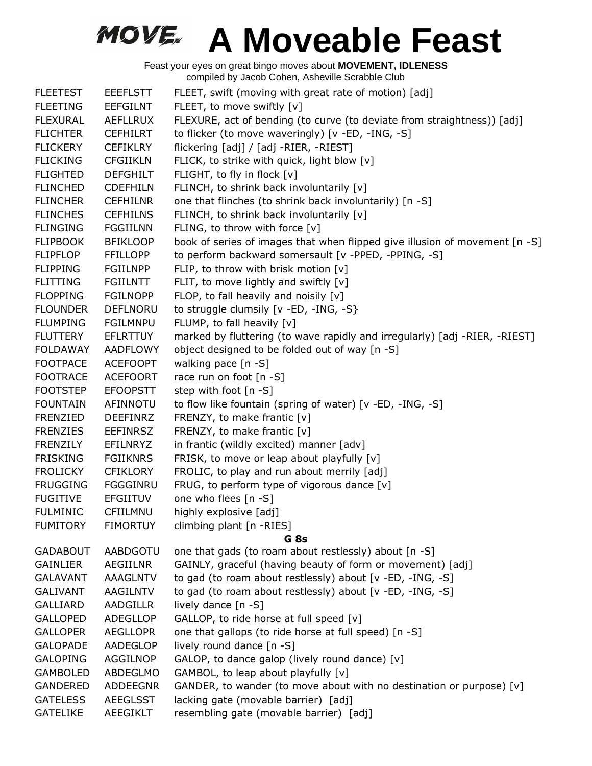# MOVE. A Moveable Feast

Feast your eyes on great bingo moves about **MOVEMENT, IDLENESS**
compiled by Jacob Cohen, Asheville Scrabble Club

| | | |
|---|---|---|
| FLEETEST | EEEFLSTT | FLEET, swift (moving with great rate of motion) [adj] |
| FLEETING | EEFGILNT | FLEET, to move swiftly [v] |
| FLEXURAL | AEFLLRUX | FLEXURE, act of bending (to curve (to deviate from straightness)) [adj] |
| FLICHTER | CEFHILRT | to flicker (to move waveringly) [v -ED, -ING, -S] |
| FLICKERY | CEFIKLRY | flickering [adj] / [adj -RIER, -RIEST] |
| FLICKING | CFGIIKLN | FLICK, to strike with quick, light blow [v] |
| FLIGHTED | DEFGHILT | FLIGHT, to fly in flock [v] |
| FLINCHED | CDEFHILN | FLINCH, to shrink back involuntarily [v] |
| FLINCHER | CEFHILNR | one that flinches (to shrink back involuntarily) [n -S] |
| FLINCHES | CEFHILNS | FLINCH, to shrink back involuntarily [v] |
| FLINGING | FGGIILNN | FLING, to throw with force [v] |
| FLIPBOOK | BFIKLOOP | book of series of images that when flipped give illusion of movement [n -S] |
| FLIPFLOP | FFILLOPP | to perform backward somersault [v -PPED, -PPING, -S] |
| FLIPPING | FGIILNPP | FLIP, to throw with brisk motion [v] |
| FLITTING | FGIILNTT | FLIT, to move lightly and swiftly [v] |
| FLOPPING | FGILNOPP | FLOP, to fall heavily and noisily [v] |
| FLOUNDER | DEFLNORU | to struggle clumsily [v -ED, -ING, -S} |
| FLUMPING | FGILMNPU | FLUMP, to fall heavily [v] |
| FLUTTERY | EFLRTTUY | marked by fluttering (to wave rapidly and irregularly) [adj -RIER, -RIEST] |
| FOLDAWAY | AADFLOWY | object designed to be folded out of way [n -S] |
| FOOTPACE | ACEFOOPT | walking pace [n -S] |
| FOOTRACE | ACEFOORT | race run on foot [n -S] |
| FOOTSTEP | EFOOPSTT | step with foot [n -S] |
| FOUNTAIN | AFINNOTU | to flow like fountain (spring of water) [v -ED, -ING, -S] |
| FRENZIED | DEEFINRZ | FRENZY, to make frantic [v] |
| FRENZIES | EEFINRSZ | FRENZY, to make frantic [v] |
| FRENZILY | EFILNRYZ | in frantic (wildly excited) manner [adv] |
| FRISKING | FGIIKNRS | FRISK, to move or leap about playfully [v] |
| FROLICKY | CFIKLORY | FROLIC, to play and run about merrily [adj] |
| FRUGGING | FGGGINRU | FRUG, to perform type of vigorous dance [v] |
| FUGITIVE | EFGIITUV | one who flees [n -S] |
| FULMINIC | CFIILMNU | highly explosive [adj] |
| FUMITORY | FIMORTUY | climbing plant [n -RIES] |

**G 8s**

| | | |
|---|---|---|
| GADABOUT | AABDGOTU | one that gads (to roam about restlessly) about [n -S] |
| GAINLIER | AEGIILNR | GAINLY, graceful (having beauty of form or movement) [adj] |
| GALAVANT | AAAGLNTV | to gad (to roam about restlessly) about [v -ED, -ING, -S] |
| GALIVANT | AAGILNTV | to gad (to roam about restlessly) about [v -ED, -ING, -S] |
| GALLIARD | AADGILLR | lively dance [n -S] |
| GALLOPED | ADEGLLOP | GALLOP, to ride horse at full speed [v] |
| GALLOPER | AEGLLOPR | one that gallops (to ride horse at full speed) [n -S] |
| GALOPADE | AADEGLOP | lively round dance [n -S] |
| GALOPING | AGGILNOP | GALOP, to dance galop (lively round dance) [v] |
| GAMBOLED | ABDEGLMO | GAMBOL, to leap about playfully [v] |
| GANDERED | ADDEEGNR | GANDER, to wander (to move about with no destination or purpose) [v] |
| GATELESS | AEEGLSST | lacking gate (movable barrier) [adj] |
| GATELIKE | AEEGIKLT | resembling gate (movable barrier) [adj] |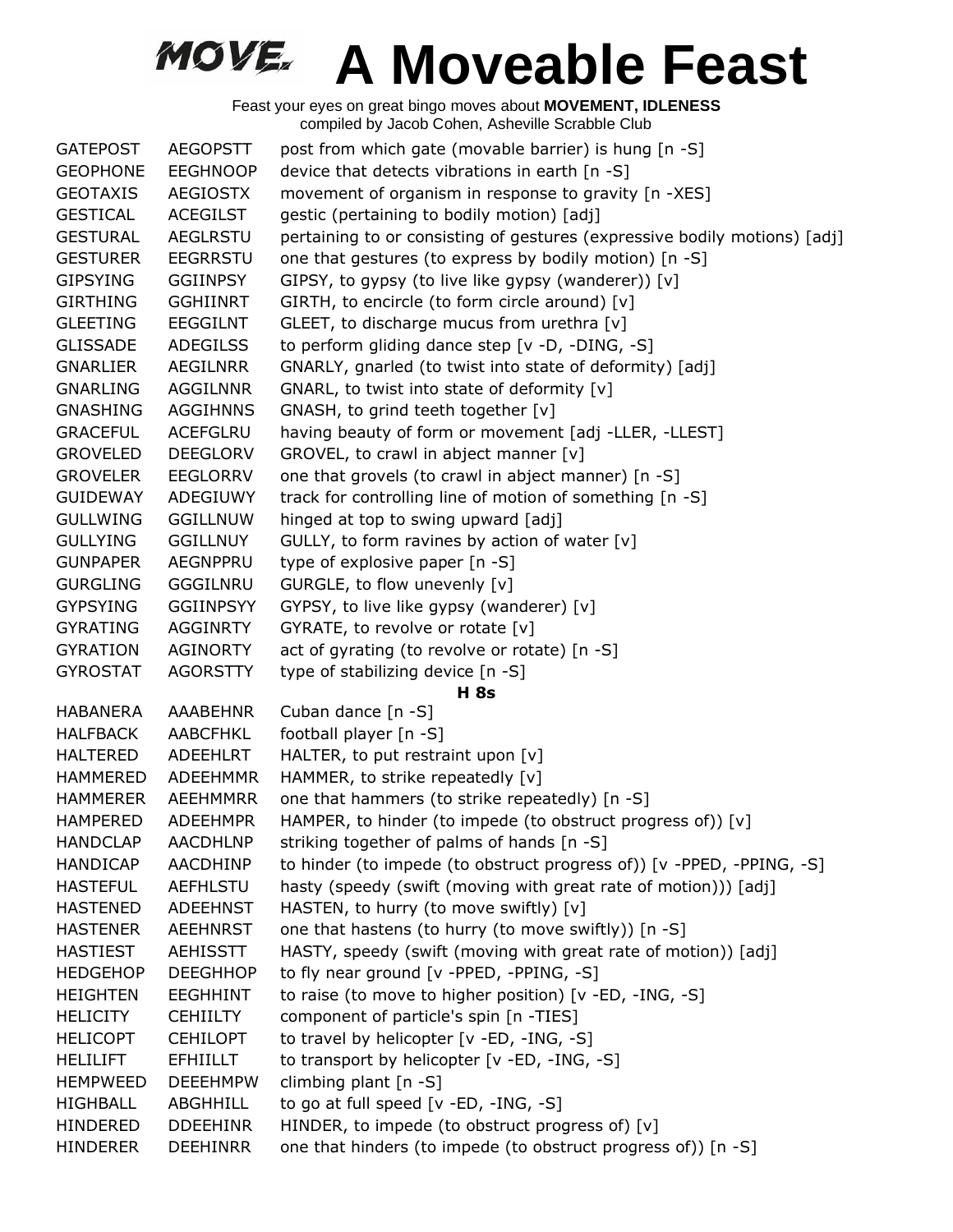# MOVE. A Moveable Feast

Feast your eyes on great bingo moves about **MOVEMENT, IDLENESS**
compiled by Jacob Cohen, Asheville Scrabble Club

| | | |
|---|---|---|
| GATEPOST | AEGOPSTT | post from which gate (movable barrier) is hung [n -S] |
| GEOPHONE | EEGHNOOP | device that detects vibrations in earth [n -S] |
| GEOTAXIS | AEGIOSTX | movement of organism in response to gravity [n -XES] |
| GESTICAL | ACEGILST | gestic (pertaining to bodily motion) [adj] |
| GESTURAL | AEGLRSTU | pertaining to or consisting of gestures (expressive bodily motions) [adj] |
| GESTURER | EEGRRSTU | one that gestures (to express by bodily motion) [n -S] |
| GIPSYING | GGIINPSY | GIPSY, to gypsy (to live like gypsy (wanderer)) [v] |
| GIRTHING | GGHIINRT | GIRTH, to encircle (to form circle around) [v] |
| GLEETING | EEGGILNT | GLEET, to discharge mucus from urethra [v] |
| GLISSADE | ADEGILSS | to perform gliding dance step [v -D, -DING, -S] |
| GNARLIER | AEGILNRR | GNARLY, gnarled (to twist into state of deformity) [adj] |
| GNARLING | AGGILNNR | GNARL, to twist into state of deformity [v] |
| GNASHING | AGGIHNNS | GNASH, to grind teeth together [v] |
| GRACEFUL | ACEFGLRU | having beauty of form or movement [adj -LLER, -LLEST] |
| GROVELED | DEEGLORV | GROVEL, to crawl in abject manner [v] |
| GROVELER | EEGLORRV | one that grovels (to crawl in abject manner) [n -S] |
| GUIDEWAY | ADEGIUWY | track for controlling line of motion of something [n -S] |
| GULLWING | GGILLNUW | hinged at top to swing upward [adj] |
| GULLYING | GGILLNUY | GULLY, to form ravines by action of water [v] |
| GUNPAPER | AEGNPPRU | type of explosive paper [n -S] |
| GURGLING | GGGILNRU | GURGLE, to flow unevenly [v] |
| GYPSYING | GGIINPSYY | GYPSY, to live like gypsy (wanderer) [v] |
| GYRATING | AGGINRTY | GYRATE, to revolve or rotate [v] |
| GYRATION | AGINORTY | act of gyrating (to revolve or rotate) [n -S] |
| GYROSTAT | AGORSTTY | type of stabilizing device [n -S] |
| | | **H 8s** |
| HABANERA | AAABEHNR | Cuban dance [n -S] |
| HALFBACK | AABCFHKL | football player [n -S] |
| HALTERED | ADEEHLRT | HALTER, to put restraint upon [v] |
| HAMMERED | ADEEHMMR | HAMMER, to strike repeatedly [v] |
| HAMMERER | AEEHMMRR | one that hammers (to strike repeatedly) [n -S] |
| HAMPERED | ADEEHMPR | HAMPER, to hinder (to impede (to obstruct progress of)) [v] |
| HANDCLAP | AACDHLNP | striking together of palms of hands [n -S] |
| HANDICAP | AACDHINP | to hinder (to impede (to obstruct progress of)) [v -PPED, -PPING, -S] |
| HASTEFUL | AEFHLSTU | hasty (speedy (swift (moving with great rate of motion))) [adj] |
| HASTENED | ADEEHNST | HASTEN, to hurry (to move swiftly) [v] |
| HASTENER | AEEHNRST | one that hastens (to hurry (to move swiftly)) [n -S] |
| HASTIEST | AEHISSTT | HASTY, speedy (swift (moving with great rate of motion)) [adj] |
| HEDGEHOP | DEEGHHOP | to fly near ground [v -PPED, -PPING, -S] |
| HEIGHTEN | EEGHHINT | to raise (to move to higher position) [v -ED, -ING, -S] |
| HELICITY | CEHIILTY | component of particle's spin [n -TIES] |
| HELICOPT | CEHILOPT | to travel by helicopter [v -ED, -ING, -S] |
| HELILIFT | EFHIILLT | to transport by helicopter [v -ED, -ING, -S] |
| HEMPWEED | DEEEHMPW | climbing plant [n -S] |
| HIGHBALL | ABGHHILL | to go at full speed [v -ED, -ING, -S] |
| HINDERED | DDEEHINR | HINDER, to impede (to obstruct progress of) [v] |
| HINDERER | DEEHINRR | one that hinders (to impede (to obstruct progress of)) [n -S] |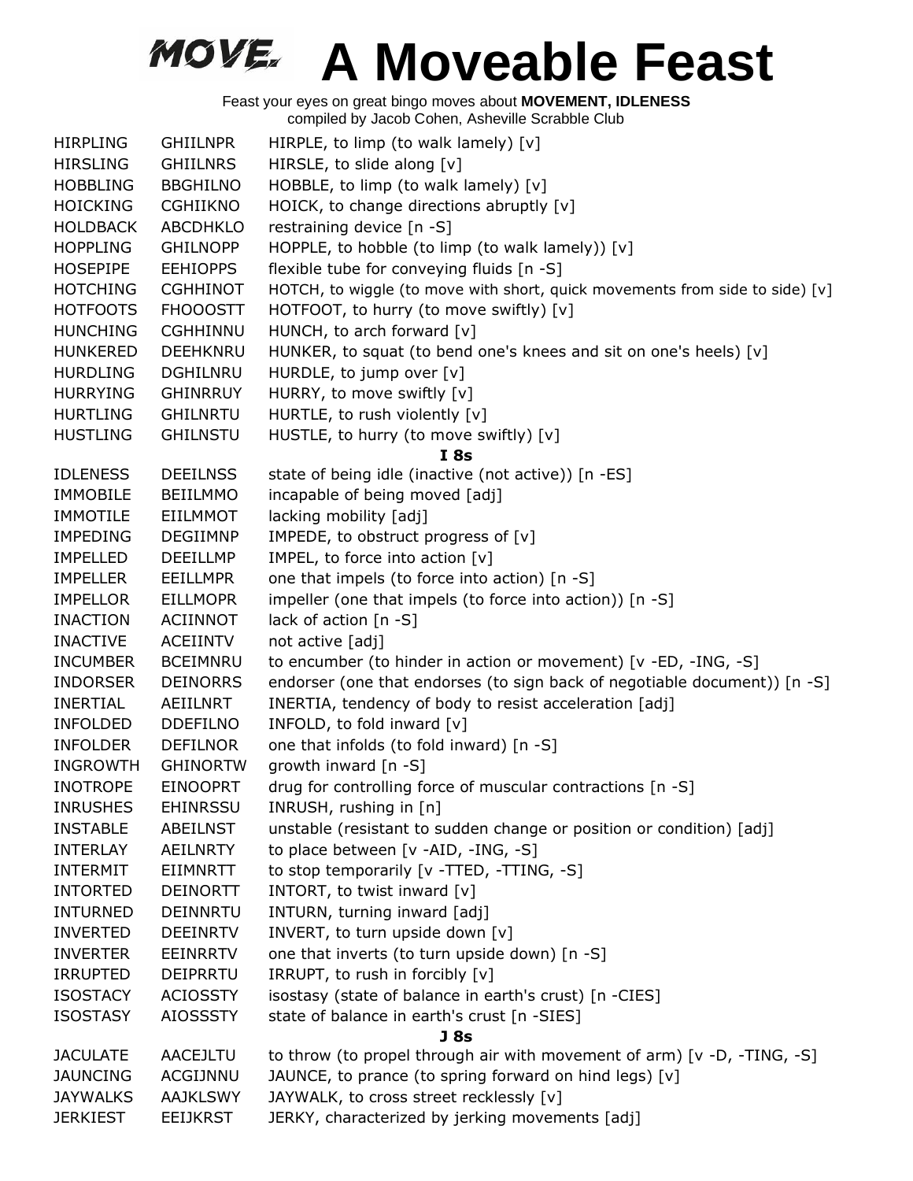# MOVE. A Moveable Feast

Feast your eyes on great bingo moves about **MOVEMENT, IDLENESS**
compiled by Jacob Cohen, Asheville Scrabble Club

| | | |
|---|---|---|
| HIRPLING | GHIILNPR | HIRPLE, to limp (to walk lamely) [v] |
| HIRSLING | GHIILNRS | HIRSLE, to slide along [v] |
| HOBBLING | BBGHILNO | HOBBLE, to limp (to walk lamely) [v] |
| HOICKING | CGHIIKNO | HOICK, to change directions abruptly [v] |
| HOLDBACK | ABCDHKLO | restraining device [n -S] |
| HOPPLING | GHILNOPP | HOPPLE, to hobble (to limp (to walk lamely)) [v] |
| HOSEPIPE | EEHIOPPS | flexible tube for conveying fluids [n -S] |
| HOTCHING | CGHHINOT | HOTCH, to wiggle (to move with short, quick movements from side to side) [v] |
| HOTFOOTS | FHOOOSTT | HOTFOOT, to hurry (to move swiftly) [v] |
| HUNCHING | CGHHINNU | HUNCH, to arch forward [v] |
| HUNKERED | DEEHKNRU | HUNKER, to squat (to bend one's knees and sit on one's heels) [v] |
| HURDLING | DGHILNRU | HURDLE, to jump over [v] |
| HURRYING | GHINRRUY | HURRY, to move swiftly [v] |
| HURTLING | GHILNRTU | HURTLE, to rush violently [v] |
| HUSTLING | GHILNSTU | HUSTLE, to hurry (to move swiftly) [v] |
| | | **I 8s** |
| IDLENESS | DEEILNSS | state of being idle (inactive (not active)) [n -ES] |
| IMMOBILE | BEIILMMO | incapable of being moved [adj] |
| IMMOTILE | EIILMMOT | lacking mobility [adj] |
| IMPEDING | DEGIIMNP | IMPEDE, to obstruct progress of [v] |
| IMPELLED | DEEILLMP | IMPEL, to force into action [v] |
| IMPELLER | EEILLMPR | one that impels (to force into action) [n -S] |
| IMPELLOR | EILLMOPR | impeller (one that impels (to force into action)) [n -S] |
| INACTION | ACIINNOT | lack of action [n -S] |
| INACTIVE | ACEIINTV | not active [adj] |
| INCUMBER | BCEIMNRU | to encumber (to hinder in action or movement) [v -ED, -ING, -S] |
| INDORSER | DEINORRS | endorser (one that endorses (to sign back of negotiable document)) [n -S] |
| INERTIAL | AEIILNRT | INERTIA, tendency of body to resist acceleration [adj] |
| INFOLDED | DDEFILNO | INFOLD, to fold inward [v] |
| INFOLDER | DEFILNOR | one that infolds (to fold inward) [n -S] |
| INGROWTH | GHINORTW | growth inward [n -S] |
| INOTROPE | EINOOPRT | drug for controlling force of muscular contractions [n -S] |
| INRUSHES | EHINRSSU | INRUSH, rushing in [n] |
| INSTABLE | ABEILNST | unstable (resistant to sudden change or position or condition) [adj] |
| INTERLAY | AEILNRTY | to place between [v -AID, -ING, -S] |
| INTERMIT | EIIMNRTT | to stop temporarily [v -TTED, -TTING, -S] |
| INTORTED | DEINORTT | INTORT, to twist inward [v] |
| INTURNED | DEINNRTU | INTURN, turning inward [adj] |
| INVERTED | DEEINRTV | INVERT, to turn upside down [v] |
| INVERTER | EEINRRTV | one that inverts (to turn upside down) [n -S] |
| IRRUPTED | DEIPRRTU | IRRUPT, to rush in forcibly [v] |
| ISOSTACY | ACIOSSTY | isostasy (state of balance in earth's crust) [n -CIES] |
| ISOSTASY | AIOSSSTY | state of balance in earth's crust [n -SIES] |
| | | **J 8s** |
| JACULATE | AACEJLTU | to throw (to propel through air with movement of arm) [v -D, -TING, -S] |
| JAUNCING | ACGIJNNU | JAUNCE, to prance (to spring forward on hind legs) [v] |
| JAYWALKS | AAJKLSWY | JAYWALK, to cross street recklessly [v] |
| JERKIEST | EEIJKRST | JERKY, characterized by jerking movements [adj] |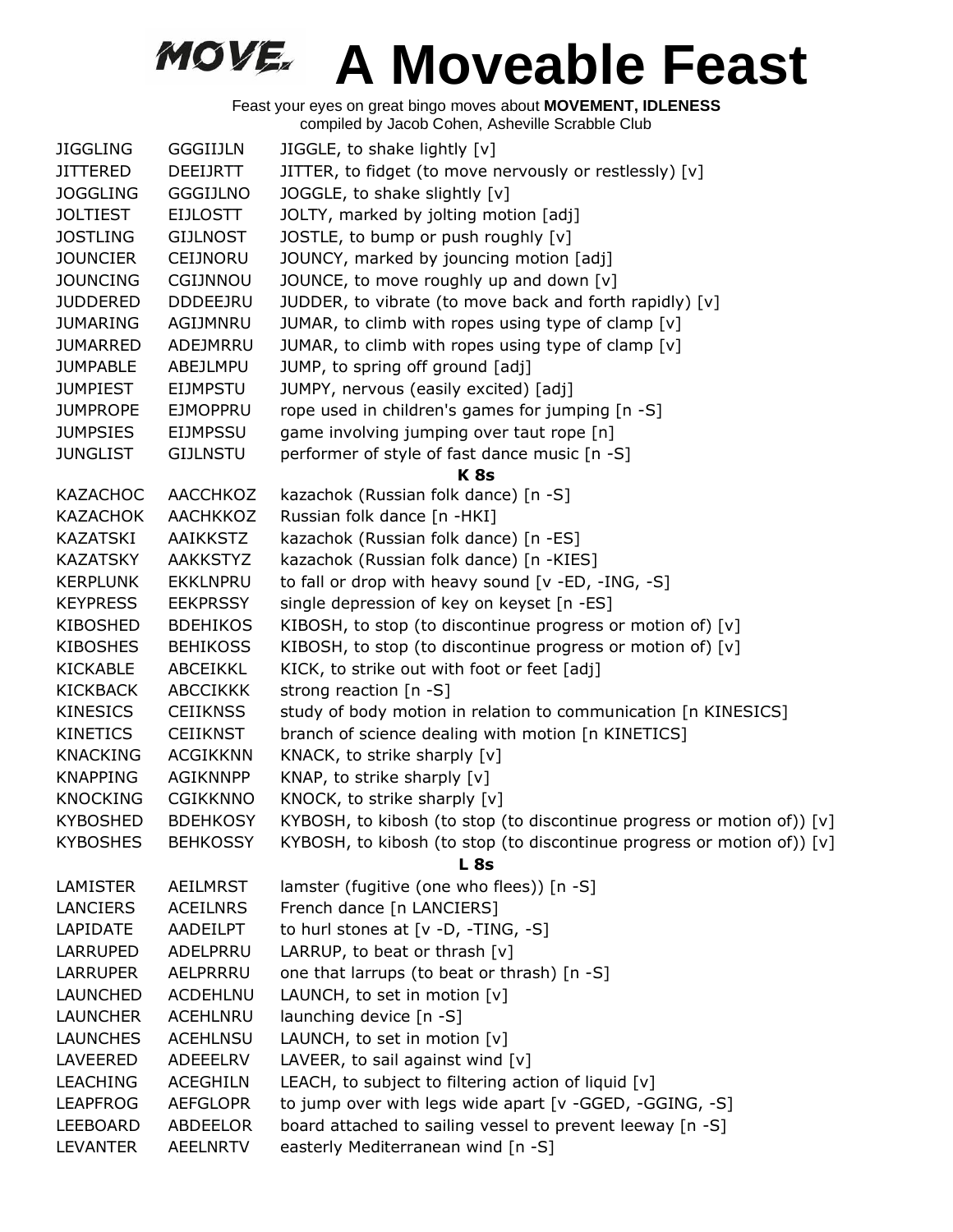# A Moveable Feast

Feast your eyes on great bingo moves about **MOVEMENT, IDLENESS**
compiled by Jacob Cohen, Asheville Scrabble Club

| | | |
|---|---|---|
| JIGGLING | GGGIIJLN | JIGGLE, to shake lightly [v] |
| JITTERED | DEEIJRTT | JITTER, to fidget (to move nervously or restlessly) [v] |
| JOGGLING | GGGIJLNO | JOGGLE, to shake slightly [v] |
| JOLTIEST | EIJLOSTT | JOLTY, marked by jolting motion [adj] |
| JOSTLING | GIJLNOST | JOSTLE, to bump or push roughly [v] |
| JOUNCIER | CEIJNORU | JOUNCY, marked by jouncing motion [adj] |
| JOUNCING | CGIJNNOU | JOUNCE, to move roughly up and down [v] |
| JUDDERED | DDDEEJRU | JUDDER, to vibrate (to move back and forth rapidly) [v] |
| JUMARING | AGIJMNRU | JUMAR, to climb with ropes using type of clamp [v] |
| JUMARRED | ADEJMRRU | JUMAR, to climb with ropes using type of clamp [v] |
| JUMPABLE | ABEJLMPU | JUMP, to spring off ground [adj] |
| JUMPIEST | EIJMPSTU | JUMPY, nervous (easily excited) [adj] |
| JUMPROPE | EJMOPPRU | rope used in children's games for jumping [n -S] |
| JUMPSIES | EIJMPSSU | game involving jumping over taut rope [n] |
| JUNGLIST | GIJLNSTU | performer of style of fast dance music [n -S] |
| | | **K 8s** |
| KAZACHOC | AACCHKOZ | kazachok (Russian folk dance) [n -S] |
| KAZACHOK | AACHKKOZ | Russian folk dance [n -HKI] |
| KAZATSKI | AAIKKSTZ | kazachok (Russian folk dance) [n -ES] |
| KAZATSKY | AAKKSTYZ | kazachok (Russian folk dance) [n -KIES] |
| KERPLUNK | EKKLNPRU | to fall or drop with heavy sound [v -ED, -ING, -S] |
| KEYPRESS | EEKPRSSY | single depression of key on keyset [n -ES] |
| KIBOSHED | BDEHIKOS | KIBOSH, to stop (to discontinue progress or motion of) [v] |
| KIBOSHES | BEHIKOSS | KIBOSH, to stop (to discontinue progress or motion of) [v] |
| KICKABLE | ABCEIKKL | KICK, to strike out with foot or feet [adj] |
| KICKBACK | ABCCIKKK | strong reaction [n -S] |
| KINESICS | CEIIKNSS | study of body motion in relation to communication [n KINESICS] |
| KINETICS | CEIIKNST | branch of science dealing with motion [n KINETICS] |
| KNACKING | ACGIKKNN | KNACK, to strike sharply [v] |
| KNAPPING | AGIKNNPP | KNAP, to strike sharply [v] |
| KNOCKING | CGIKKNNO | KNOCK, to strike sharply [v] |
| KYBOSHED | BDEHKOSY | KYBOSH, to kibosh (to stop (to discontinue progress or motion of)) [v] |
| KYBOSHES | BEHKOSSY | KYBOSH, to kibosh (to stop (to discontinue progress or motion of)) [v] |
| | | **L 8s** |
| LAMISTER | AEILMRST | lamster (fugitive (one who flees)) [n -S] |
| LANCIERS | ACEILNRS | French dance [n LANCIERS] |
| LAPIDATE | AADEILPT | to hurl stones at [v -D, -TING, -S] |
| LARRUPED | ADELPRRU | LARRUP, to beat or thrash [v] |
| LARRUPER | AELPRRRU | one that larrups (to beat or thrash) [n -S] |
| LAUNCHED | ACDEHLNU | LAUNCH, to set in motion [v] |
| LAUNCHER | ACEHLNRU | launching device [n -S] |
| LAUNCHES | ACEHLNSU | LAUNCH, to set in motion [v] |
| LAVEERED | ADEEELRV | LAVEER, to sail against wind [v] |
| LEACHING | ACEGHILN | LEACH, to subject to filtering action of liquid [v] |
| LEAPFROG | AEFGLOPR | to jump over with legs wide apart [v -GGED, -GGING, -S] |
| LEEBOARD | ABDEELOR | board attached to sailing vessel to prevent leeway [n -S] |
| LEVANTER | AEELNRTV | easterly Mediterranean wind [n -S] |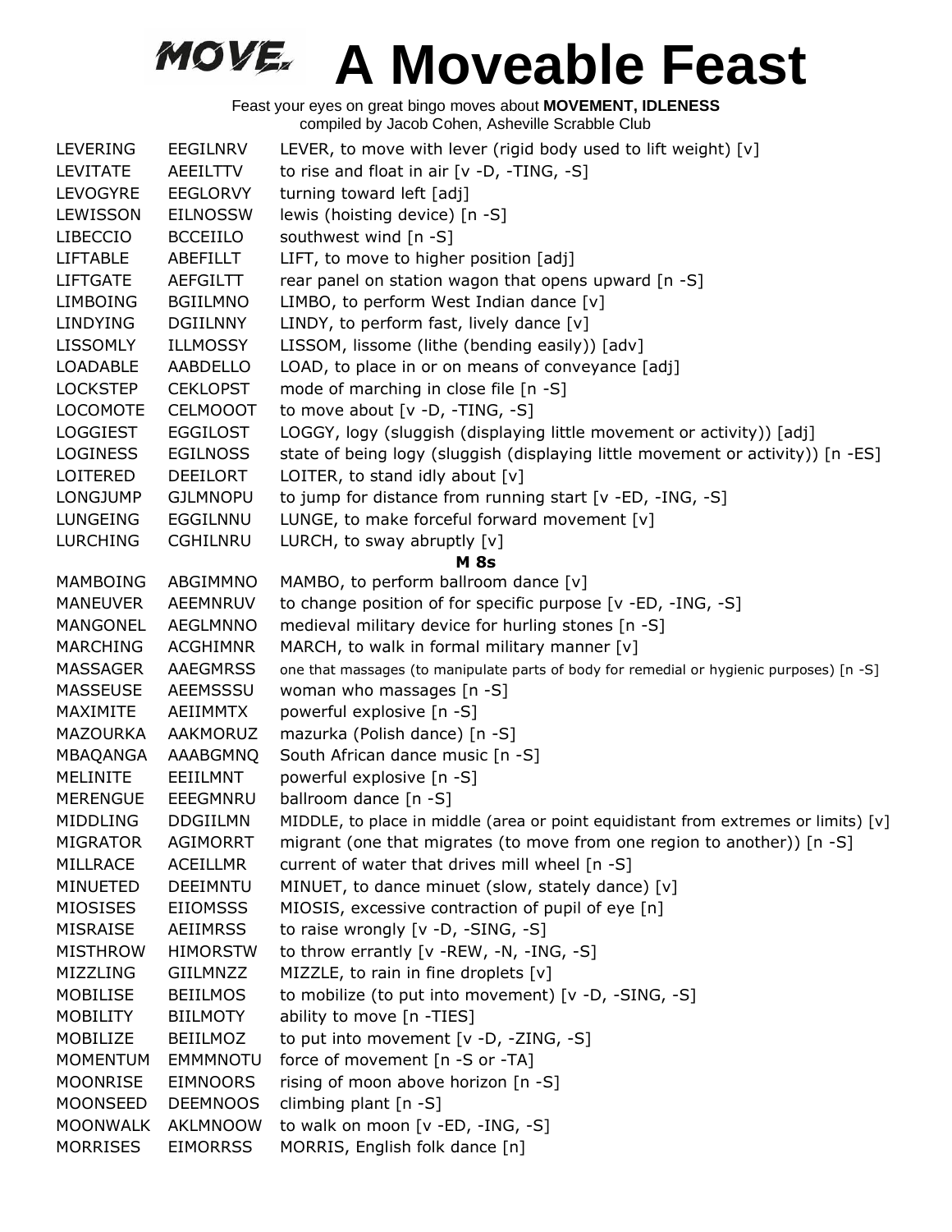# A Moveable Feast

Feast your eyes on great bingo moves about **MOVEMENT, IDLENESS**
compiled by Jacob Cohen, Asheville Scrabble Club

| | | |
|---|---|---|
| LEVERING | EEGILNRV | LEVER, to move with lever (rigid body used to lift weight) [v] |
| LEVITATE | AEEILTTV | to rise and float in air [v -D, -TING, -S] |
| LEVOGYRE | EEGLORVY | turning toward left [adj] |
| LEWISSON | EILNOSSW | lewis (hoisting device) [n -S] |
| LIBECCIO | BCCEIILO | southwest wind [n -S] |
| LIFTABLE | ABEFILLT | LIFT, to move to higher position [adj] |
| LIFTGATE | AEFGILTT | rear panel on station wagon that opens upward [n -S] |
| LIMBOING | BGIILMNO | LIMBO, to perform West Indian dance [v] |
| LINDYING | DGIILNNY | LINDY, to perform fast, lively dance [v] |
| LISSOMLY | ILLMOSSY | LISSOM, lissome (lithe (bending easily)) [adv] |
| LOADABLE | AABDELLO | LOAD, to place in or on means of conveyance [adj] |
| LOCKSTEP | CEKLOPST | mode of marching in close file [n -S] |
| LOCOMOTE | CELMOOOT | to move about [v -D, -TING, -S] |
| LOGGIEST | EGGILOST | LOGGY, logy (sluggish (displaying little movement or activity)) [adj] |
| LOGINESS | EGILNOSS | state of being logy (sluggish (displaying little movement or activity)) [n -ES] |
| LOITERED | DEEILORT | LOITER, to stand idly about [v] |
| LONGJUMP | GJLMNOPU | to jump for distance from running start [v -ED, -ING, -S] |
| LUNGEING | EGGILNNU | LUNGE, to make forceful forward movement [v] |
| LURCHING | CGHILNRU | LURCH, to sway abruptly [v] |
| | | **M 8s** |
| MAMBOING | ABGIMMNO | MAMBO, to perform ballroom dance [v] |
| MANEUVER | AEEMNRUV | to change position of for specific purpose [v -ED, -ING, -S] |
| MANGONEL | AEGLMNNO | medieval military device for hurling stones [n -S] |
| MARCHING | ACGHIMNR | MARCH, to walk in formal military manner [v] |
| MASSAGER | AAEGMRSS | one that massages (to manipulate parts of body for remedial or hygienic purposes) [n -S] |
| MASSEUSE | AEEMSSSU | woman who massages [n -S] |
| MAXIMITE | AEIIMMTX | powerful explosive [n -S] |
| MAZOURKA | AAKMORUZ | mazurka (Polish dance) [n -S] |
| MBAQANGA | AAABGMNQ | South African dance music [n -S] |
| MELINITE | EEIILMNT | powerful explosive [n -S] |
| MERENGUE | EEEGMNRU | ballroom dance [n -S] |
| MIDDLING | DDGIILMN | MIDDLE, to place in middle (area or point equidistant from extremes or limits) [v] |
| MIGRATOR | AGIMORRT | migrant (one that migrates (to move from one region to another)) [n -S] |
| MILLRACE | ACEILLMR | current of water that drives mill wheel [n -S] |
| MINUETED | DEEIMNTU | MINUET, to dance minuet (slow, stately dance) [v] |
| MIOSISES | EIIOMSSS | MIOSIS, excessive contraction of pupil of eye [n] |
| MISRAISE | AEIIMRSS | to raise wrongly [v -D, -SING, -S] |
| MISTHROW | HIMORSTW | to throw errantly [v -REW, -N, -ING, -S] |
| MIZZLING | GIILMNZZ | MIZZLE, to rain in fine droplets [v] |
| MOBILISE | BEIILMOS | to mobilize (to put into movement) [v -D, -SING, -S] |
| MOBILITY | BIILMOTY | ability to move [n -TIES] |
| MOBILIZE | BEIILMOZ | to put into movement [v -D, -ZING, -S] |
| MOMENTUM | EMMMNOTU | force of movement [n -S or -TA] |
| MOONRISE | EIMNOORS | rising of moon above horizon [n -S] |
| MOONSEED | DEEMNOOS | climbing plant [n -S] |
| MOONWALK | AKLMNOOW | to walk on moon [v -ED, -ING, -S] |
| MORRISES | EIMORRSS | MORRIS, English folk dance [n] |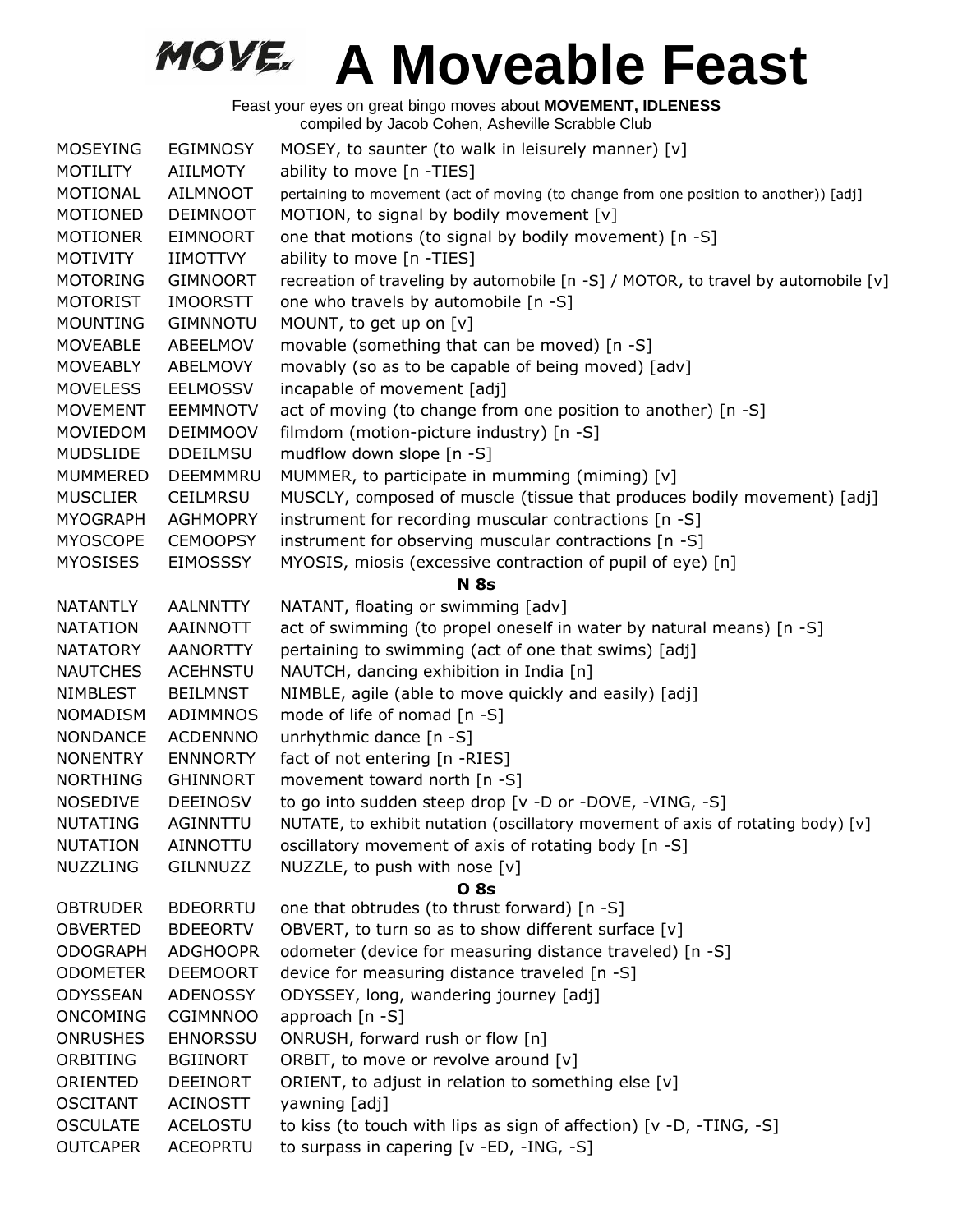# A Moveable Feast

Feast your eyes on great bingo moves about **MOVEMENT, IDLENESS**
compiled by Jacob Cohen, Asheville Scrabble Club

| | | |
|---|---|---|
| MOSEYING | EGIMNOSY | MOSEY, to saunter (to walk in leisurely manner) [v] |
| MOTILITY | AIILMOTY | ability to move [n -TIES] |
| MOTIONAL | AILMNOOT | pertaining to movement (act of moving (to change from one position to another)) [adj] |
| MOTIONED | DEIMNOOT | MOTION, to signal by bodily movement [v] |
| MOTIONER | EIMNOORT | one that motions (to signal by bodily movement) [n -S] |
| MOTIVITY | IIMOTTVY | ability to move [n -TIES] |
| MOTORING | GIMNOORT | recreation of traveling by automobile [n -S] / MOTOR, to travel by automobile [v] |
| MOTORIST | IMOORSTT | one who travels by automobile [n -S] |
| MOUNTING | GIMNNOTU | MOUNT, to get up on [v] |
| MOVEABLE | ABEELMOV | movable (something that can be moved) [n -S] |
| MOVEABLY | ABELMOVY | movably (so as to be capable of being moved) [adv] |
| MOVELESS | EELMOSSV | incapable of movement [adj] |
| MOVEMENT | EEMMNOTV | act of moving (to change from one position to another) [n -S] |
| MOVIEDOM | DEIMMOOV | filmdom (motion-picture industry) [n -S] |
| MUDSLIDE | DDEILMSU | mudflow down slope [n -S] |
| MUMMERED | DEEMMMRU | MUMMER, to participate in mumming (miming) [v] |
| MUSCLIER | CEILMRSU | MUSCLY, composed of muscle (tissue that produces bodily movement) [adj] |
| MYOGRAPH | AGHMOPRY | instrument for recording muscular contractions [n -S] |
| MYOSCOPE | CEMOOPSY | instrument for observing muscular contractions [n -S] |
| MYOSISES | EIMOSSSY | MYOSIS, miosis (excessive contraction of pupil of eye) [n] |
| | | **N 8s** |
| NATANTLY | AALNNTTY | NATANT, floating or swimming [adv] |
| NATATION | AAINNOTT | act of swimming (to propel oneself in water by natural means) [n -S] |
| NATATORY | AANORTTY | pertaining to swimming (act of one that swims) [adj] |
| NAUTCHES | ACEHNSTU | NAUTCH, dancing exhibition in India [n] |
| NIMBLEST | BEILMNST | NIMBLE, agile (able to move quickly and easily) [adj] |
| NOMADISM | ADIMMNOS | mode of life of nomad [n -S] |
| NONDANCE | ACDENNNO | unrhythmic dance [n -S] |
| NONENTRY | ENNNORTY | fact of not entering [n -RIES] |
| NORTHING | GHINNORT | movement toward north [n -S] |
| NOSEDIVE | DEEINOSV | to go into sudden steep drop [v -D or -DOVE, -VING, -S] |
| NUTATING | AGINNTTU | NUTATE, to exhibit nutation (oscillatory movement of axis of rotating body) [v] |
| NUTATION | AINNOTTU | oscillatory movement of axis of rotating body [n -S] |
| NUZZLING | GILNNUZZ | NUZZLE, to push with nose [v] |
| | | **O 8s** |
| OBTRUDER | BDEORRTU | one that obtrudes (to thrust forward) [n -S] |
| OBVERTED | BDEEORTV | OBVERT, to turn so as to show different surface [v] |
| ODOGRAPH | ADGHOOPR | odometer (device for measuring distance traveled) [n -S] |
| ODOMETER | DEEMOORT | device for measuring distance traveled [n -S] |
| ODYSSEAN | ADENOSSY | ODYSSEY, long, wandering journey [adj] |
| ONCOMING | CGIMNNOO | approach [n -S] |
| ONRUSHES | EHNORSSU | ONRUSH, forward rush or flow [n] |
| ORBITING | BGIINORT | ORBIT, to move or revolve around [v] |
| ORIENTED | DEEINORT | ORIENT, to adjust in relation to something else [v] |
| OSCITANT | ACINOSTT | yawning [adj] |
| OSCULATE | ACELOSTU | to kiss (to touch with lips as sign of affection) [v -D, -TING, -S] |
| OUTCAPER | ACEOPRTU | to surpass in capering [v -ED, -ING, -S] |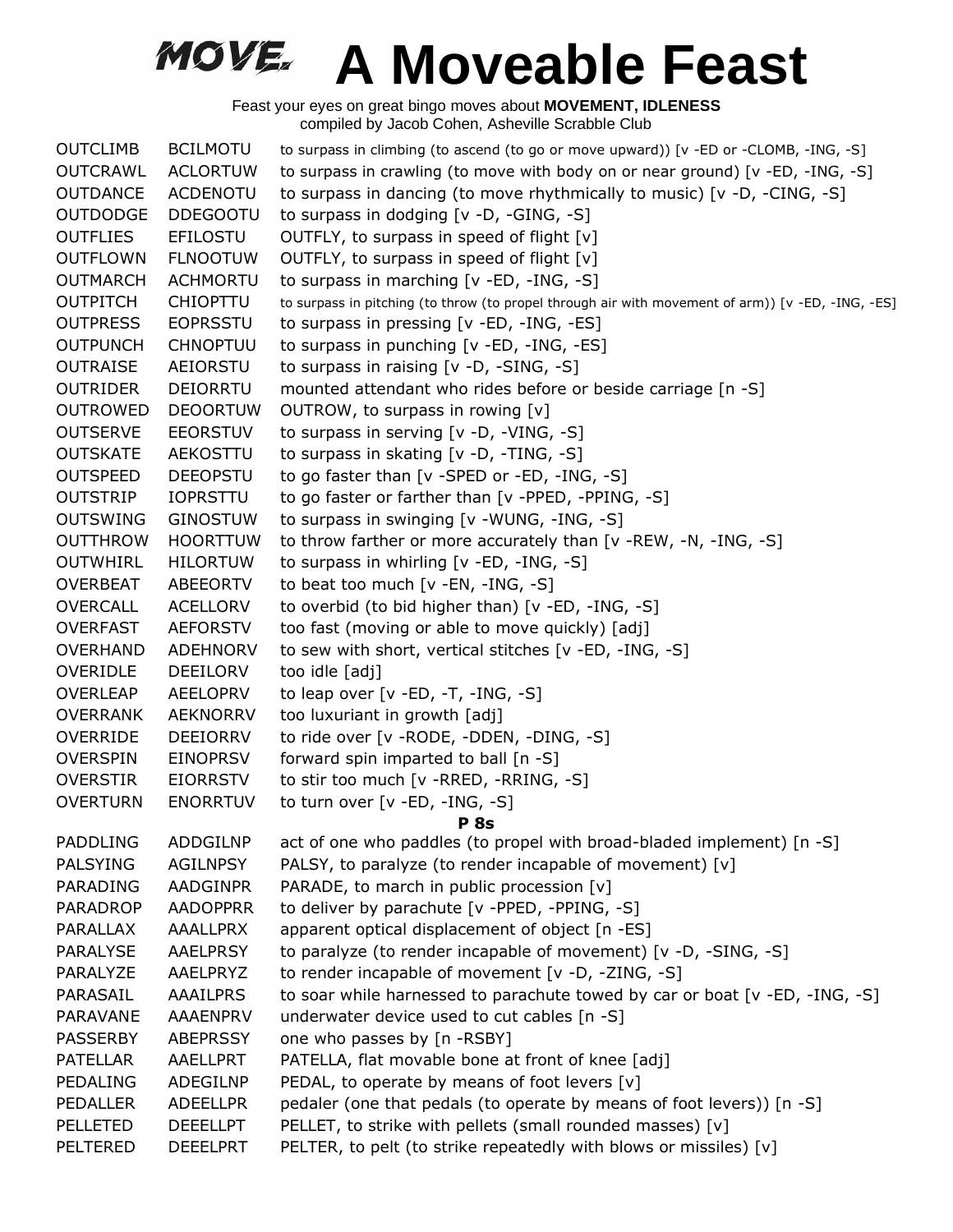# A Moveable Feast

Feast your eyes on great bingo moves about **MOVEMENT, IDLENESS**
compiled by Jacob Cohen, Asheville Scrabble Club

| | | |
|---|---|---|
| OUTCLIMB | BCILMOTU | to surpass in climbing (to ascend (to go or move upward)) [v -ED or -CLOMB, -ING, -S] |
| OUTCRAWL | ACLORTUW | to surpass in crawling (to move with body on or near ground) [v -ED, -ING, -S] |
| OUTDANCE | ACDENOTU | to surpass in dancing (to move rhythmically to music) [v -D, -CING, -S] |
| OUTDODGE | DDEGOOTU | to surpass in dodging [v -D, -GING, -S] |
| OUTFLIES | EFILOSTU | OUTFLY, to surpass in speed of flight [v] |
| OUTFLOWN | FLNOOTUW | OUTFLY, to surpass in speed of flight [v] |
| OUTMARCH | ACHMORTU | to surpass in marching [v -ED, -ING, -S] |
| OUTPITCH | CHIOPTTU | to surpass in pitching (to throw (to propel through air with movement of arm)) [v -ED, -ING, -ES] |
| OUTPRESS | EOPRSSTU | to surpass in pressing [v -ED, -ING, -ES] |
| OUTPUNCH | CHNOPTUU | to surpass in punching [v -ED, -ING, -ES] |
| OUTRAISE | AEIORSTU | to surpass in raising [v -D, -SING, -S] |
| OUTRIDER | DEIORRTU | mounted attendant who rides before or beside carriage [n -S] |
| OUTROWED | DEOORTUW | OUTROW, to surpass in rowing [v] |
| OUTSERVE | EEORSTUV | to surpass in serving [v -D, -VING, -S] |
| OUTSKATE | AEKOSTTU | to surpass in skating [v -D, -TING, -S] |
| OUTSPEED | DEEOPSTU | to go faster than [v -SPED or -ED, -ING, -S] |
| OUTSTRIP | IOPRSTTU | to go faster or farther than [v -PPED, -PPING, -S] |
| OUTSWING | GINOSTUW | to surpass in swinging [v -WUNG, -ING, -S] |
| OUTTHROW | HOORTTUW | to throw farther or more accurately than [v -REW, -N, -ING, -S] |
| OUTWHIRL | HILORTUW | to surpass in whirling [v -ED, -ING, -S] |
| OVERBEAT | ABEEORTV | to beat too much [v -EN, -ING, -S] |
| OVERCALL | ACELLORV | to overbid (to bid higher than) [v -ED, -ING, -S] |
| OVERFAST | AEFORSTV | too fast (moving or able to move quickly) [adj] |
| OVERHAND | ADEHNORV | to sew with short, vertical stitches [v -ED, -ING, -S] |
| OVERIDLE | DEEILORV | too idle [adj] |
| OVERLEAP | AEELOPRV | to leap over [v -ED, -T, -ING, -S] |
| OVERRANK | AEKNORRV | too luxuriant in growth [adj] |
| OVERRIDE | DEEIORRV | to ride over [v -RODE, -DDEN, -DING, -S] |
| OVERSPIN | EINOPRSV | forward spin imparted to ball [n -S] |
| OVERSTIR | EIORRSTV | to stir too much [v -RRED, -RRING, -S] |
| OVERTURN | ENORRTUV | to turn over [v -ED, -ING, -S] |

**P 8s**

| | | |
|---|---|---|
| PADDLING | ADDGILNP | act of one who paddles (to propel with broad-bladed implement) [n -S] |
| PALSYING | AGILNPSY | PALSY, to paralyze (to render incapable of movement) [v] |
| PARADING | AADGINPR | PARADE, to march in public procession [v] |
| PARADROP | AADOPPRR | to deliver by parachute [v -PPED, -PPING, -S] |
| PARALLAX | AAALLPRX | apparent optical displacement of object [n -ES] |
| PARALYSE | AAELPRSY | to paralyze (to render incapable of movement) [v -D, -SING, -S] |
| PARALYZE | AAELPRYZ | to render incapable of movement [v -D, -ZING, -S] |
| PARASAIL | AAAILPRS | to soar while harnessed to parachute towed by car or boat [v -ED, -ING, -S] |
| PARAVANE | AAAENPRV | underwater device used to cut cables [n -S] |
| PASSERBY | ABEPRSSY | one who passes by [n -RSBY] |
| PATELLAR | AAELLPRT | PATELLA, flat movable bone at front of knee [adj] |
| PEDALING | ADEGILNP | PEDAL, to operate by means of foot levers [v] |
| PEDALLER | ADEELLPR | pedaler (one that pedals (to operate by means of foot levers)) [n -S] |
| PELLETED | DEEELLPT | PELLET, to strike with pellets (small rounded masses) [v] |
| PELTERED | DEEELPRT | PELTER, to pelt (to strike repeatedly with blows or missiles) [v] |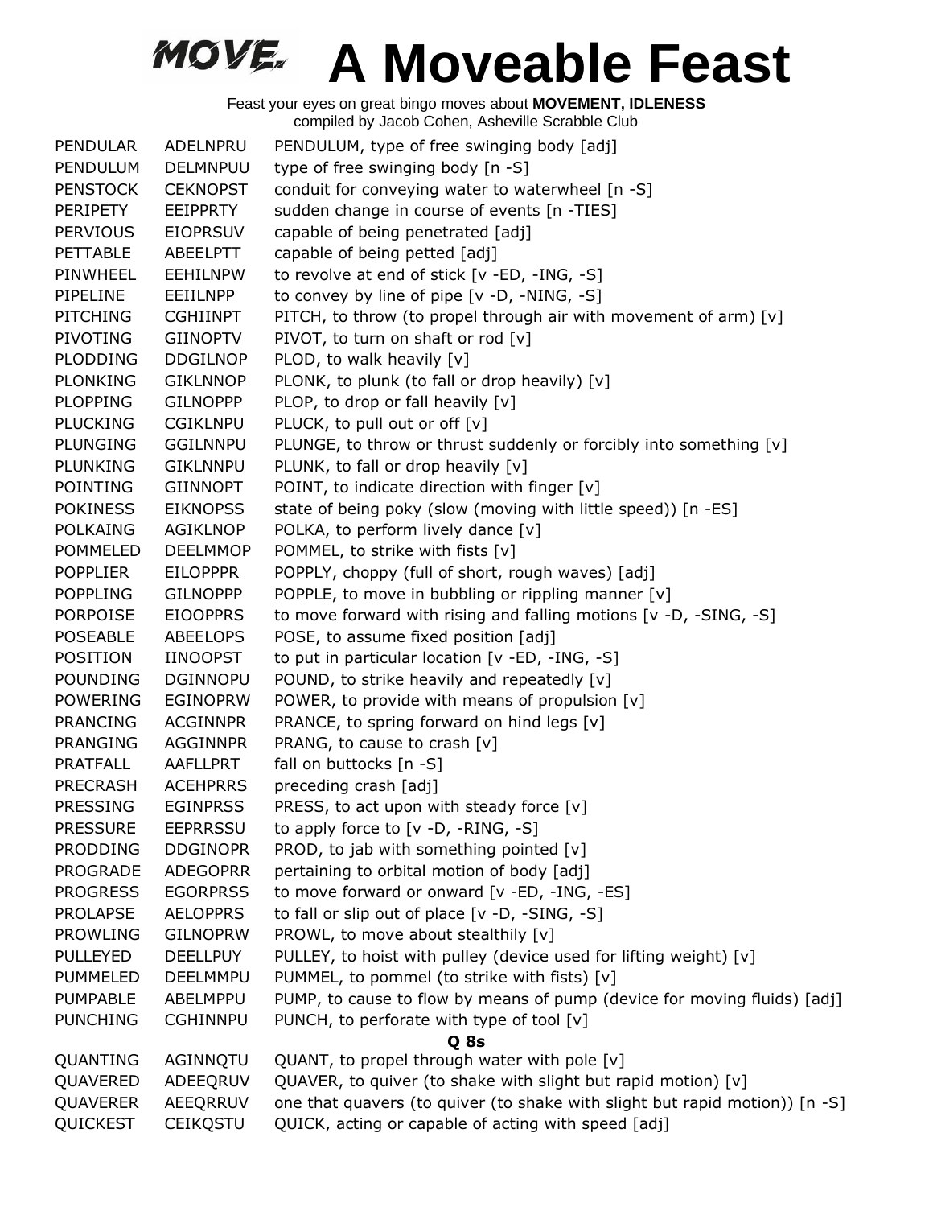# A Moveable Feast

Feast your eyes on great bingo moves about **MOVEMENT, IDLENESS**
compiled by Jacob Cohen, Asheville Scrabble Club

| | | |
|---|---|---|
| PENDULAR | ADELNPRU | PENDULUM, type of free swinging body [adj] |
| PENDULUM | DELMNPUU | type of free swinging body [n -S] |
| PENSTOCK | CEKNOPST | conduit for conveying water to waterwheel [n -S] |
| PERIPETY | EEIPPRTY | sudden change in course of events [n -TIES] |
| PERVIOUS | EIOPRSUV | capable of being penetrated [adj] |
| PETTABLE | ABEELPTT | capable of being petted [adj] |
| PINWHEEL | EEHILNPW | to revolve at end of stick [v -ED, -ING, -S] |
| PIPELINE | EEIILNPP | to convey by line of pipe [v -D, -NING, -S] |
| PITCHING | CGHIINPT | PITCH, to throw (to propel through air with movement of arm) [v] |
| PIVOTING | GIINOPTV | PIVOT, to turn on shaft or rod [v] |
| PLODDING | DDGILNOP | PLOD, to walk heavily [v] |
| PLONKING | GIKLNNOP | PLONK, to plunk (to fall or drop heavily) [v] |
| PLOPPING | GILNOPPP | PLOP, to drop or fall heavily [v] |
| PLUCKING | CGIKLNPU | PLUCK, to pull out or off [v] |
| PLUNGING | GGILNNPU | PLUNGE, to throw or thrust suddenly or forcibly into something [v] |
| PLUNKING | GIKLNNPU | PLUNK, to fall or drop heavily [v] |
| POINTING | GIINNOPT | POINT, to indicate direction with finger [v] |
| POKINESS | EIKNOPSS | state of being poky (slow (moving with little speed)) [n -ES] |
| POLKAING | AGIKLNOP | POLKA, to perform lively dance [v] |
| POMMELED | DEELMMOP | POMMEL, to strike with fists [v] |
| POPPLIER | EILOPPPR | POPPLY, choppy (full of short, rough waves) [adj] |
| POPPLING | GILNOPPP | POPPLE, to move in bubbling or rippling manner [v] |
| PORPOISE | EIOOPPRS | to move forward with rising and falling motions [v -D, -SING, -S] |
| POSEABLE | ABEELOPS | POSE, to assume fixed position [adj] |
| POSITION | IINOOPST | to put in particular location [v -ED, -ING, -S] |
| POUNDING | DGINNOPU | POUND, to strike heavily and repeatedly [v] |
| POWERING | EGINOPRW | POWER, to provide with means of propulsion [v] |
| PRANCING | ACGINNPR | PRANCE, to spring forward on hind legs [v] |
| PRANGING | AGGINNPR | PRANG, to cause to crash [v] |
| PRATFALL | AAFLLPRT | fall on buttocks [n -S] |
| PRECRASH | ACEHPRRS | preceding crash [adj] |
| PRESSING | EGINPRSS | PRESS, to act upon with steady force [v] |
| PRESSURE | EEPRRSSU | to apply force to [v -D, -RING, -S] |
| PRODDING | DDGINOPR | PROD, to jab with something pointed [v] |
| PROGRADE | ADEGOPRR | pertaining to orbital motion of body [adj] |
| PROGRESS | EGORPRSS | to move forward or onward [v -ED, -ING, -ES] |
| PROLAPSE | AELOPPRS | to fall or slip out of place [v -D, -SING, -S] |
| PROWLING | GILNOPRW | PROWL, to move about stealthily [v] |
| PULLEYED | DEELLPUY | PULLEY, to hoist with pulley (device used for lifting weight) [v] |
| PUMMELED | DEELMMPU | PUMMEL, to pommel (to strike with fists) [v] |
| PUMPABLE | ABELMPPU | PUMP, to cause to flow by means of pump (device for moving fluids) [adj] |
| PUNCHING | CGHINNPU | PUNCH, to perforate with type of tool [v] |

**Q 8s**

| | | |
|---|---|---|
| QUANTING | AGINNQTU | QUANT, to propel through water with pole [v] |
| QUAVERED | ADEEQRUV | QUAVER, to quiver (to shake with slight but rapid motion) [v] |
| QUAVERER | AEEQRRUV | one that quavers (to quiver (to shake with slight but rapid motion)) [n -S] |
| QUICKEST | CEIKQSTU | QUICK, acting or capable of acting with speed [adj] |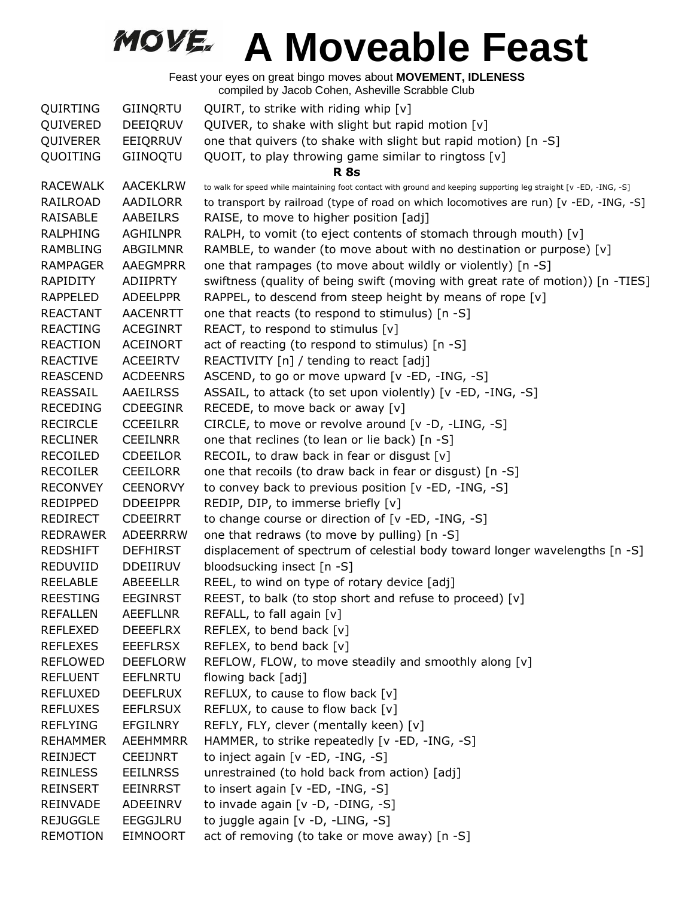# MOVE. A Moveable Feast

Feast your eyes on great bingo moves about **MOVEMENT, IDLENESS**
compiled by Jacob Cohen, Asheville Scrabble Club

| | | |
|---|---|---|
| QUIRTING | GIINQRTU | QUIRT, to strike with riding whip [v] |
| QUIVERED | DEEIQRUV | QUIVER, to shake with slight but rapid motion [v] |
| QUIVERER | EEIQRRUV | one that quivers (to shake with slight but rapid motion) [n -S] |
| QUOITING | GIINOQTU | QUOIT, to play throwing game similar to ringtoss [v] |

**R 8s**

| | | |
|---|---|---|
| RACEWALK | AACEKLRW | to walk for speed while maintaining foot contact with ground and keeping supporting leg straight [v -ED, -ING, -S] |
| RAILROAD | AADILORR | to transport by railroad (type of road on which locomotives are run) [v -ED, -ING, -S] |
| RAISABLE | AABEILRS | RAISE, to move to higher position [adj] |
| RALPHING | AGHILNPR | RALPH, to vomit (to eject contents of stomach through mouth) [v] |
| RAMBLING | ABGILMNR | RAMBLE, to wander (to move about with no destination or purpose) [v] |
| RAMPAGER | AAEGMPRR | one that rampages (to move about wildly or violently) [n -S] |
| RAPIDITY | ADIIPRTY | swiftness (quality of being swift (moving with great rate of motion)) [n -TIES] |
| RAPPELED | ADEELPPR | RAPPEL, to descend from steep height by means of rope [v] |
| REACTANT | AACENRTT | one that reacts (to respond to stimulus) [n -S] |
| REACTING | ACEGINRT | REACT, to respond to stimulus [v] |
| REACTION | ACEINORT | act of reacting (to respond to stimulus) [n -S] |
| REACTIVE | ACEEIRTV | REACTIVITY [n] / tending to react [adj] |
| REASCEND | ACDEENRS | ASCEND, to go or move upward [v -ED, -ING, -S] |
| REASSAIL | AAEILRSS | ASSAIL, to attack (to set upon violently) [v -ED, -ING, -S] |
| RECEDING | CDEEGINR | RECEDE, to move back or away [v] |
| RECIRCLE | CCEEILRR | CIRCLE, to move or revolve around [v -D, -LING, -S] |
| RECLINER | CEEILNRR | one that reclines (to lean or lie back) [n -S] |
| RECOILED | CDEEILOR | RECOIL, to draw back in fear or disgust [v] |
| RECOILER | CEEILORR | one that recoils (to draw back in fear or disgust) [n -S] |
| RECONVEY | CEENORVY | to convey back to previous position [v -ED, -ING, -S] |
| REDIPPED | DDEEIPPR | REDIP, DIP, to immerse briefly [v] |
| REDIRECT | CDEEIRRT | to change course or direction of [v -ED, -ING, -S] |
| REDRAWER | ADEERRRW | one that redraws (to move by pulling) [n -S] |
| REDSHIFT | DEFHIRST | displacement of spectrum of celestial body toward longer wavelengths [n -S] |
| REDUVIID | DDEIIRUV | bloodsucking insect [n -S] |
| REELABLE | ABEEELLR | REEL, to wind on type of rotary device [adj] |
| REESTING | EEGINRST | REEST, to balk (to stop short and refuse to proceed) [v] |
| REFALLEN | AEEFLLNR | REFALL, to fall again [v] |
| REFLEXED | DEEEFLRX | REFLEX, to bend back [v] |
| REFLEXES | EEEFLRSX | REFLEX, to bend back [v] |
| REFLOWED | DEEFLORW | REFLOW, FLOW, to move steadily and smoothly along [v] |
| REFLUENT | EEFLNRTU | flowing back [adj] |
| REFLUXED | DEEFLRUX | REFLUX, to cause to flow back [v] |
| REFLUXES | EEFLRSUX | REFLUX, to cause to flow back [v] |
| REFLYING | EFGILNRY | REFLY, FLY, clever (mentally keen) [v] |
| REHAMMER | AEEHMMRR | HAMMER, to strike repeatedly [v -ED, -ING, -S] |
| REINJECT | CEEIJNRT | to inject again [v -ED, -ING, -S] |
| REINLESS | EEILNRSS | unrestrained (to hold back from action) [adj] |
| REINSERT | EEINRRST | to insert again [v -ED, -ING, -S] |
| REINVADE | ADEEINRV | to invade again [v -D, -DING, -S] |
| REJUGGLE | EEGGJLRU | to juggle again [v -D, -LING, -S] |
| REMOTION | EIMNOORT | act of removing (to take or move away) [n -S] |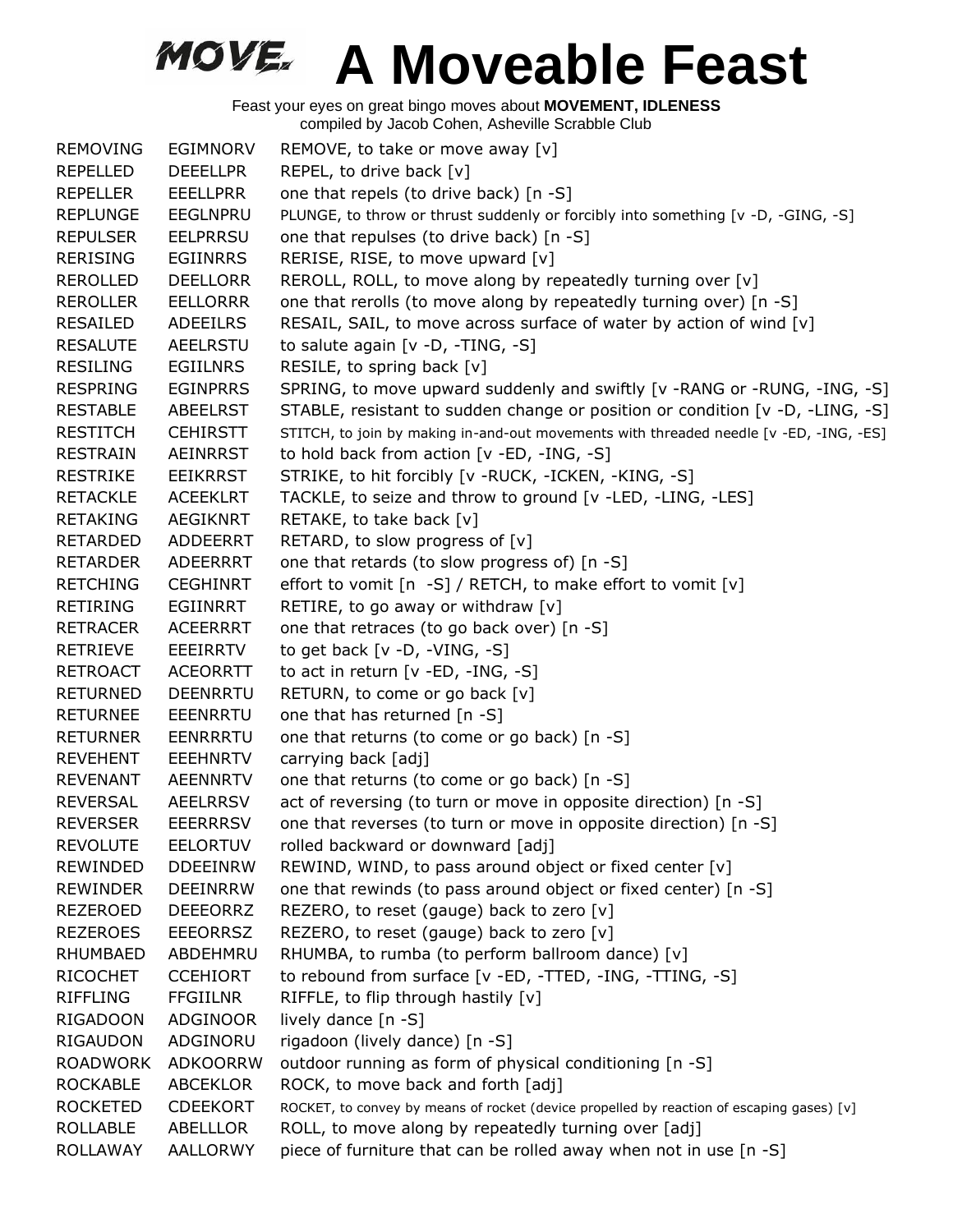# A Moveable Feast

Feast your eyes on great bingo moves about **MOVEMENT, IDLENESS**
compiled by Jacob Cohen, Asheville Scrabble Club

| | | |
|---|---|---|
| REMOVING | EGIMNORV | REMOVE, to take or move away [v] |
| REPELLED | DEEELLPR | REPEL, to drive back [v] |
| REPELLER | EEELLPRR | one that repels (to drive back) [n -S] |
| REPLUNGE | EEGLNPRU | PLUNGE, to throw or thrust suddenly or forcibly into something [v -D, -GING, -S] |
| REPULSER | EELPRRSU | one that repulses (to drive back) [n -S] |
| RERISING | EGIINRRS | RERISE, RISE, to move upward [v] |
| REROLLED | DEELLORR | REROLL, ROLL, to move along by repeatedly turning over [v] |
| REROLLER | EELLORRR | one that rerolls (to move along by repeatedly turning over) [n -S] |
| RESAILED | ADEEILRS | RESAIL, SAIL, to move across surface of water by action of wind [v] |
| RESALUTE | AEELRSTU | to salute again [v -D, -TING, -S] |
| RESILING | EGIILNRS | RESILE, to spring back [v] |
| RESPRING | EGINPRRS | SPRING, to move upward suddenly and swiftly [v -RANG or -RUNG, -ING, -S] |
| RESTABLE | ABEELRST | STABLE, resistant to sudden change or position or condition [v -D, -LING, -S] |
| RESTITCH | CEHIRSTT | STITCH, to join by making in-and-out movements with threaded needle [v -ED, -ING, -ES] |
| RESTRAIN | AEINRRST | to hold back from action [v -ED, -ING, -S] |
| RESTRIKE | EEIKRRST | STRIKE, to hit forcibly [v -RUCK, -ICKEN, -KING, -S] |
| RETACKLE | ACEEKLRT | TACKLE, to seize and throw to ground [v -LED, -LING, -LES] |
| RETAKING | AEGIKNRT | RETAKE, to take back [v] |
| RETARDED | ADDEERRT | RETARD, to slow progress of [v] |
| RETARDER | ADEERRRT | one that retards (to slow progress of) [n -S] |
| RETCHING | CEGHINRT | effort to vomit [n -S] / RETCH, to make effort to vomit [v] |
| RETIRING | EGIINRRT | RETIRE, to go away or withdraw [v] |
| RETRACER | ACEERRRT | one that retraces (to go back over) [n -S] |
| RETRIEVE | EEEIRRTV | to get back [v -D, -VING, -S] |
| RETROACT | ACEORRTT | to act in return [v -ED, -ING, -S] |
| RETURNED | DEENRRTU | RETURN, to come or go back [v] |
| RETURNEE | EEENRRTU | one that has returned [n -S] |
| RETURNER | EENRRRTU | one that returns (to come or go back) [n -S] |
| REVEHENT | EEEHNRTV | carrying back [adj] |
| REVENANT | AEENNRTV | one that returns (to come or go back) [n -S] |
| REVERSAL | AEELRRSV | act of reversing (to turn or move in opposite direction) [n -S] |
| REVERSER | EEERRRSV | one that reverses (to turn or move in opposite direction) [n -S] |
| REVOLUTE | EELORTUV | rolled backward or downward [adj] |
| REWINDED | DDEEINRW | REWIND, WIND, to pass around object or fixed center [v] |
| REWINDER | DEEINRRW | one that rewinds (to pass around object or fixed center) [n -S] |
| REZEROED | DEEEORRZ | REZERO, to reset (gauge) back to zero [v] |
| REZEROES | EEEORRSZ | REZERO, to reset (gauge) back to zero [v] |
| RHUMBAED | ABDEHMRU | RHUMBA, to rumba (to perform ballroom dance) [v] |
| RICOCHET | CCEHIORT | to rebound from surface [v -ED, -TTED, -ING, -TTING, -S] |
| RIFFLING | FFGIILNR | RIFFLE, to flip through hastily [v] |
| RIGADOON | ADGINOOR | lively dance [n -S] |
| RIGAUDON | ADGINORU | rigadoon (lively dance) [n -S] |
| ROADWORK | ADKOORRW | outdoor running as form of physical conditioning [n -S] |
| ROCKABLE | ABCEKLOR | ROCK, to move back and forth [adj] |
| ROCKETED | CDEEKORT | ROCKET, to convey by means of rocket (device propelled by reaction of escaping gases) [v] |
| ROLLABLE | ABELLLOR | ROLL, to move along by repeatedly turning over [adj] |
| ROLLAWAY | AALLORWY | piece of furniture that can be rolled away when not in use [n -S] |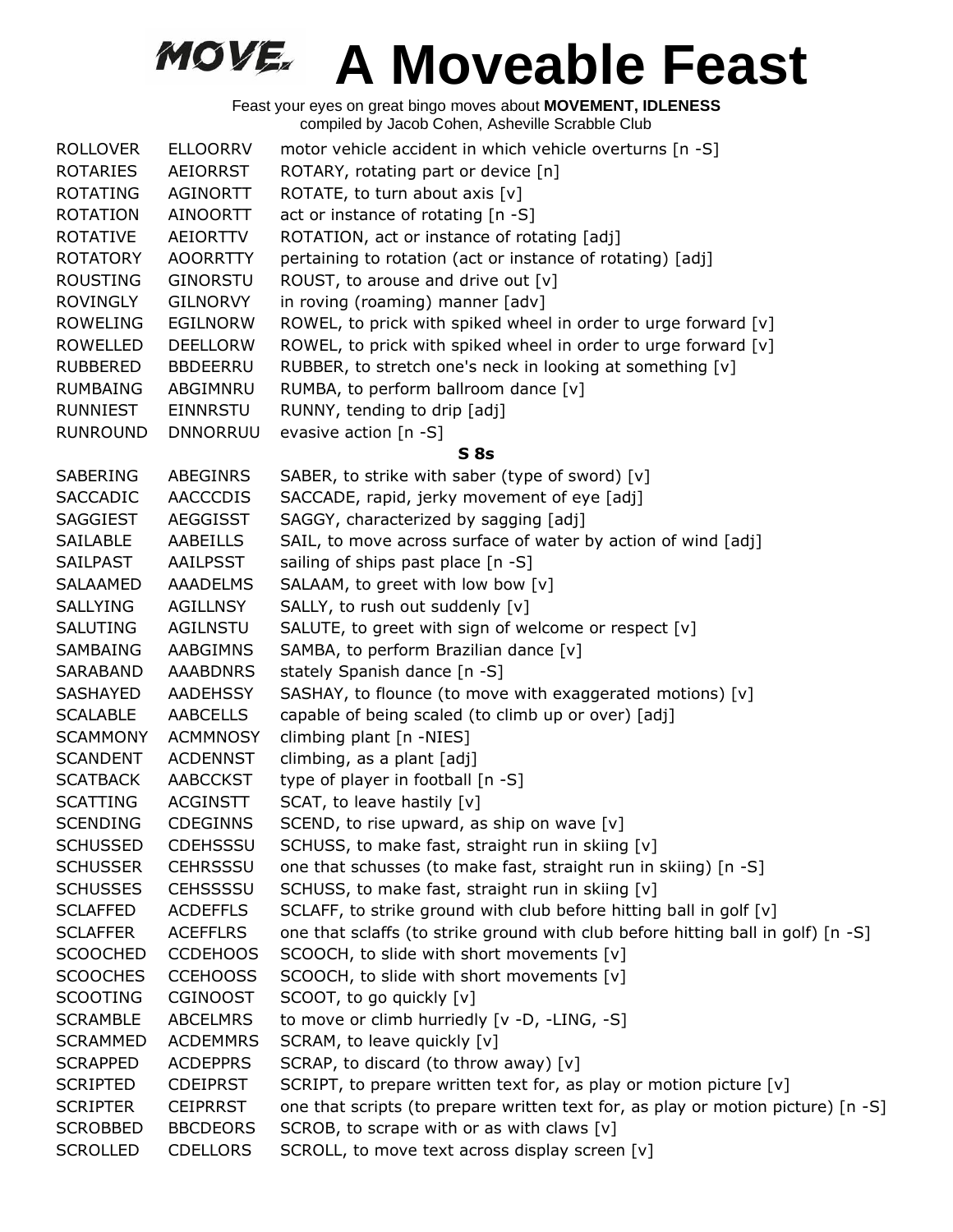# A Moveable Feast

Feast your eyes on great bingo moves about **MOVEMENT, IDLENESS**
compiled by Jacob Cohen, Asheville Scrabble Club

| | | |
|---|---|---|
| ROLLOVER | ELLOORRV | motor vehicle accident in which vehicle overturns [n -S] |
| ROTARIES | AEIORRST | ROTARY, rotating part or device [n] |
| ROTATING | AGINORTT | ROTATE, to turn about axis [v] |
| ROTATION | AINOORTT | act or instance of rotating [n -S] |
| ROTATIVE | AEIORTTV | ROTATION, act or instance of rotating [adj] |
| ROTATORY | AOORRTTY | pertaining to rotation (act or instance of rotating) [adj] |
| ROUSTING | GINORSTU | ROUST, to arouse and drive out [v] |
| ROVINGLY | GILNORVY | in roving (roaming) manner [adv] |
| ROWELING | EGILNORW | ROWEL, to prick with spiked wheel in order to urge forward [v] |
| ROWELLED | DEELLORW | ROWEL, to prick with spiked wheel in order to urge forward [v] |
| RUBBERED | BBDEERRU | RUBBER, to stretch one's neck in looking at something [v] |
| RUMBAING | ABGIMNRU | RUMBA, to perform ballroom dance [v] |
| RUNNIEST | EINNRSTU | RUNNY, tending to drip [adj] |
| RUNROUND | DNNORRUU | evasive action [n -S] |
| | | **S 8s** |
| SABERING | ABEGINRS | SABER, to strike with saber (type of sword) [v] |
| SACCADIC | AACCCDIS | SACCADE, rapid, jerky movement of eye [adj] |
| SAGGIEST | AEGGISST | SAGGY, characterized by sagging [adj] |
| SAILABLE | AABEILLS | SAIL, to move across surface of water by action of wind [adj] |
| SAILPAST | AAILPSST | sailing of ships past place [n -S] |
| SALAAMED | AAADELMS | SALAAM, to greet with low bow [v] |
| SALLYING | AGILLNSY | SALLY, to rush out suddenly [v] |
| SALUTING | AGILNSTU | SALUTE, to greet with sign of welcome or respect [v] |
| SAMBAING | AABGIMNS | SAMBA, to perform Brazilian dance [v] |
| SARABAND | AAABDNRS | stately Spanish dance [n -S] |
| SASHAYED | AADEHSSY | SASHAY, to flounce (to move with exaggerated motions) [v] |
| SCALABLE | AABCELLS | capable of being scaled (to climb up or over) [adj] |
| SCAMMONY | ACMMNOSY | climbing plant [n -NIES] |
| SCANDENT | ACDENNST | climbing, as a plant [adj] |
| SCATBACK | AABCCKST | type of player in football [n -S] |
| SCATTING | ACGINSTT | SCAT, to leave hastily [v] |
| SCENDING | CDEGINNS | SCEND, to rise upward, as ship on wave [v] |
| SCHUSSED | CDEHSSSU | SCHUSS, to make fast, straight run in skiing [v] |
| SCHUSSER | CEHRSSSU | one that schusses (to make fast, straight run in skiing) [n -S] |
| SCHUSSES | CEHSSSSU | SCHUSS, to make fast, straight run in skiing [v] |
| SCLAFFED | ACDEFFLS | SCLAFF, to strike ground with club before hitting ball in golf [v] |
| SCLAFFER | ACEFFLRS | one that sclaffs (to strike ground with club before hitting ball in golf) [n -S] |
| SCOOCHED | CCDEHOOS | SCOOCH, to slide with short movements [v] |
| SCOOCHES | CCEHOOSS | SCOOCH, to slide with short movements [v] |
| SCOOTING | CGINOOST | SCOOT, to go quickly [v] |
| SCRAMBLE | ABCELMRS | to move or climb hurriedly [v -D, -LING, -S] |
| SCRAMMED | ACDEMMRS | SCRAM, to leave quickly [v] |
| SCRAPPED | ACDEPPRS | SCRAP, to discard (to throw away) [v] |
| SCRIPTED | CDEIPRST | SCRIPT, to prepare written text for, as play or motion picture [v] |
| SCRIPTER | CEIPRRST | one that scripts (to prepare written text for, as play or motion picture) [n -S] |
| SCROBBED | BBCDEORS | SCROB, to scrape with or as with claws [v] |
| SCROLLED | CDELLORS | SCROLL, to move text across display screen [v] |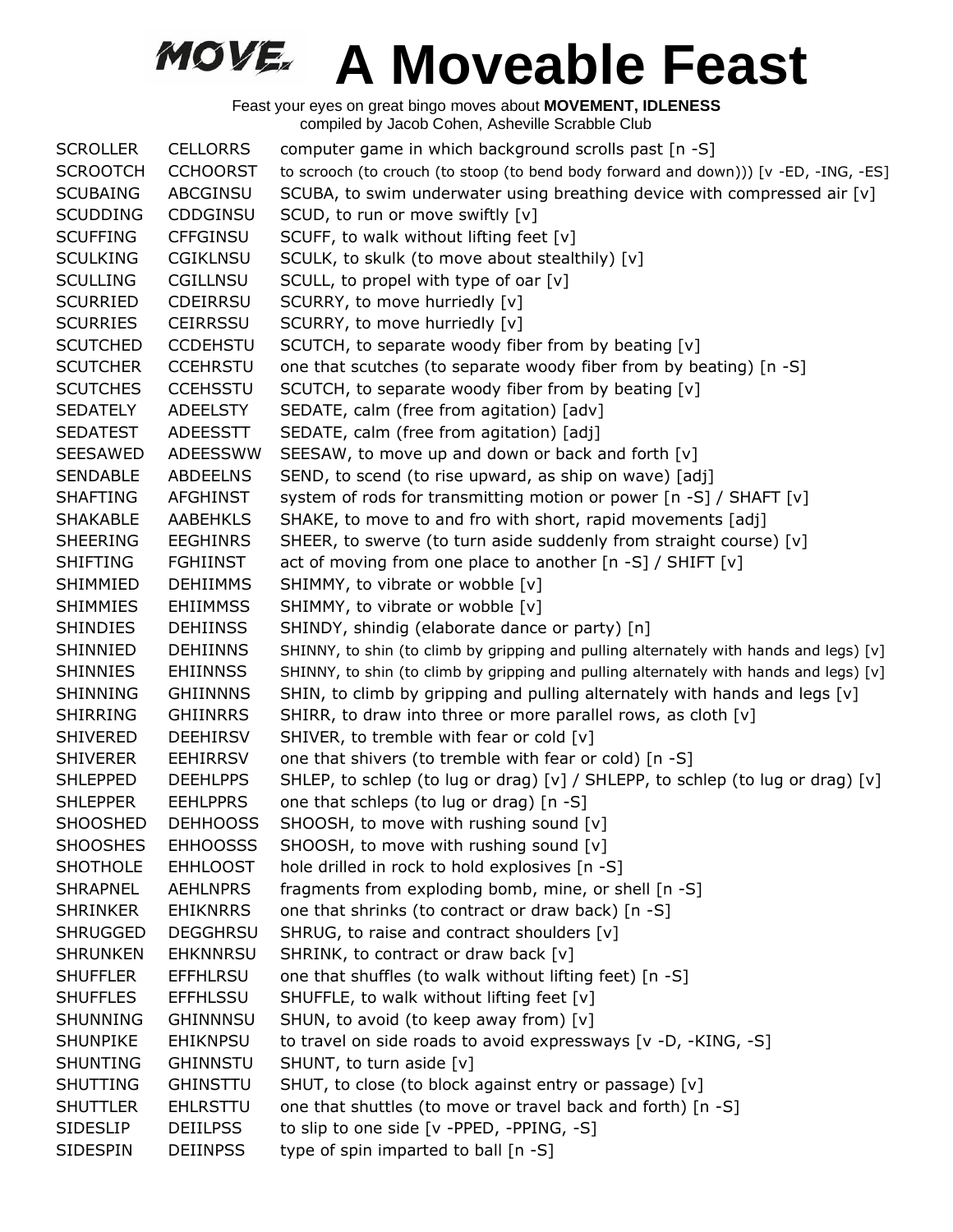# A Moveable Feast

Feast your eyes on great bingo moves about **MOVEMENT, IDLENESS**
compiled by Jacob Cohen, Asheville Scrabble Club

| | | |
|---|---|---|
| SCROLLER | CELLORRS | computer game in which background scrolls past [n -S] |
| SCROOTCH | CCHOORST | to scrooch (to crouch (to stoop (to bend body forward and down))) [v -ED, -ING, -ES] |
| SCUBAING | ABCGINSU | SCUBA, to swim underwater using breathing device with compressed air [v] |
| SCUDDING | CDDGINSU | SCUD, to run or move swiftly [v] |
| SCUFFING | CFFGINSU | SCUFF, to walk without lifting feet [v] |
| SCULKING | CGIKLNSU | SCULK, to skulk (to move about stealthily) [v] |
| SCULLING | CGILLNSU | SCULL, to propel with type of oar [v] |
| SCURRIED | CDEIRRSU | SCURRY, to move hurriedly [v] |
| SCURRIES | CEIRRSSU | SCURRY, to move hurriedly [v] |
| SCUTCHED | CCDEHSTU | SCUTCH, to separate woody fiber from by beating [v] |
| SCUTCHER | CCEHRSTU | one that scutches (to separate woody fiber from by beating) [n -S] |
| SCUTCHES | CCEHSSTU | SCUTCH, to separate woody fiber from by beating [v] |
| SEDATELY | ADEELSTY | SEDATE, calm (free from agitation) [adv] |
| SEDATEST | ADEESSTT | SEDATE, calm (free from agitation) [adj] |
| SEESAWED | ADEESSWW | SEESAW, to move up and down or back and forth [v] |
| SENDABLE | ABDEELNS | SEND, to scend (to rise upward, as ship on wave) [adj] |
| SHAFTING | AFGHINST | system of rods for transmitting motion or power [n -S] / SHAFT [v] |
| SHAKABLE | AABEHKLS | SHAKE, to move to and fro with short, rapid movements [adj] |
| SHEERING | EEGHINRS | SHEER, to swerve (to turn aside suddenly from straight course) [v] |
| SHIFTING | FGHIINST | act of moving from one place to another [n -S] / SHIFT [v] |
| SHIMMIED | DEHIIMMS | SHIMMY, to vibrate or wobble [v] |
| SHIMMIES | EHIIMMSS | SHIMMY, to vibrate or wobble [v] |
| SHINDIES | DEHIINSS | SHINDY, shindig (elaborate dance or party) [n] |
| SHINNIED | DEHIINNS | SHINNY, to shin (to climb by gripping and pulling alternately with hands and legs) [v] |
| SHINNIES | EHIINNSS | SHINNY, to shin (to climb by gripping and pulling alternately with hands and legs) [v] |
| SHINNING | GHIINNNS | SHIN, to climb by gripping and pulling alternately with hands and legs [v] |
| SHIRRING | GHIINRRS | SHIRR, to draw into three or more parallel rows, as cloth [v] |
| SHIVERED | DEEHIRSV | SHIVER, to tremble with fear or cold [v] |
| SHIVERER | EEHIRRSV | one that shivers (to tremble with fear or cold) [n -S] |
| SHLEPPED | DEEHLPPS | SHLEP, to schlep (to lug or drag) [v] / SHLEPP, to schlep (to lug or drag) [v] |
| SHLEPPER | EEHLPPRS | one that schleps (to lug or drag) [n -S] |
| SHOOSHED | DEHHOOSS | SHOOSH, to move with rushing sound [v] |
| SHOOSHES | EHHOOSSS | SHOOSH, to move with rushing sound [v] |
| SHOTHOLE | EHHLOOST | hole drilled in rock to hold explosives [n -S] |
| SHRAPNEL | AEHLNPRS | fragments from exploding bomb, mine, or shell [n -S] |
| SHRINKER | EHIKNRRS | one that shrinks (to contract or draw back) [n -S] |
| SHRUGGED | DEGGHRSU | SHRUG, to raise and contract shoulders [v] |
| SHRUNKEN | EHKNNRSU | SHRINK, to contract or draw back [v] |
| SHUFFLER | EFFHLRSU | one that shuffles (to walk without lifting feet) [n -S] |
| SHUFFLES | EFFHLSSU | SHUFFLE, to walk without lifting feet [v] |
| SHUNNING | GHINNNSU | SHUN, to avoid (to keep away from) [v] |
| SHUNPIKE | EHIKNPSU | to travel on side roads to avoid expressways [v -D, -KING, -S] |
| SHUNTING | GHINNSTU | SHUNT, to turn aside [v] |
| SHUTTING | GHINSTTU | SHUT, to close (to block against entry or passage) [v] |
| SHUTTLER | EHLRSTTU | one that shuttles (to move or travel back and forth) [n -S] |
| SIDESLIP | DEIILPSS | to slip to one side [v -PPED, -PPING, -S] |
| SIDESPIN | DEIINPSS | type of spin imparted to ball [n -S] |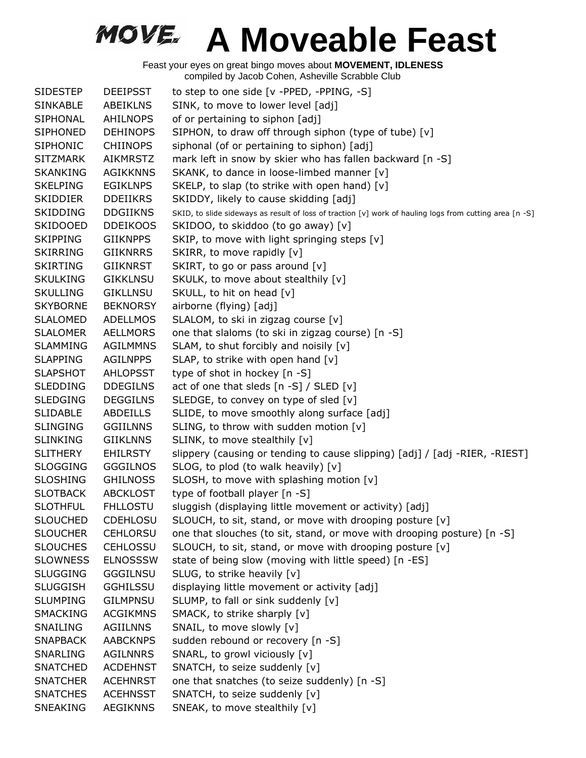# MOVE. A Moveable Feast

Feast your eyes on great bingo moves about **MOVEMENT, IDLENESS**
compiled by Jacob Cohen, Asheville Scrabble Club

| | | |
|---|---|---|
| SIDESTEP | DEEIPSST | to step to one side [v -PPED, -PPING, -S] |
| SINKABLE | ABEIKLNS | SINK, to move to lower level [adj] |
| SIPHONAL | AHILNOPS | of or pertaining to siphon [adj] |
| SIPHONED | DEHINOPS | SIPHON, to draw off through siphon (type of tube) [v] |
| SIPHONIC | CHIINOPS | siphonal (of or pertaining to siphon) [adj] |
| SITZMARK | AIKMRSTZ | mark left in snow by skier who has fallen backward [n -S] |
| SKANKING | AGIKKNNS | SKANK, to dance in loose-limbed manner [v] |
| SKELPING | EGIKLNPS | SKELP, to slap (to strike with open hand) [v] |
| SKIDDIER | DDEIIKRS | SKIDDY, likely to cause skidding [adj] |
| SKIDDING | DDGIIKNS | SKID, to slide sideways as result of loss of traction [v] work of hauling logs from cutting area [n -S] |
| SKIDOOED | DDEIKOOS | SKIDOO, to skiddoo (to go away) [v] |
| SKIPPING | GIIKNPPS | SKIP, to move with light springing steps [v] |
| SKIRRING | GIIKNRRS | SKIRR, to move rapidly [v] |
| SKIRTING | GIIKNRST | SKIRT, to go or pass around [v] |
| SKULKING | GIKKLNSU | SKULK, to move about stealthily [v] |
| SKULLING | GIKLLNSU | SKULL, to hit on head [v] |
| SKYBORNE | BEKNORSY | airborne (flying) [adj] |
| SLALOMED | ADELLMOS | SLALOM, to ski in zigzag course [v] |
| SLALOMER | AELLMORS | one that slaloms (to ski in zigzag course) [n -S] |
| SLAMMING | AGILMMNS | SLAM, to shut forcibly and noisily [v] |
| SLAPPING | AGILNPPS | SLAP, to strike with open hand [v] |
| SLAPSHOT | AHLOPSST | type of shot in hockey [n -S] |
| SLEDDING | DDEGILNS | act of one that sleds [n -S] / SLED [v] |
| SLEDGING | DEGGILNS | SLEDGE, to convey on type of sled [v] |
| SLIDABLE | ABDEILLS | SLIDE, to move smoothly along surface [adj] |
| SLINGING | GGIILNNS | SLING, to throw with sudden motion [v] |
| SLINKING | GIIKLNNS | SLINK, to move stealthily [v] |
| SLITHERY | EHILRSTY | slippery (causing or tending to cause slipping) [adj] / [adj -RIER, -RIEST] |
| SLOGGING | GGGILNOS | SLOG, to plod (to walk heavily) [v] |
| SLOSHING | GHILNOSS | SLOSH, to move with splashing motion [v] |
| SLOTBACK | ABCKLOST | type of football player [n -S] |
| SLOTHFUL | FHLLOSTU | sluggish (displaying little movement or activity) [adj] |
| SLOUCHED | CDEHLOSU | SLOUCH, to sit, stand, or move with drooping posture [v] |
| SLOUCHER | CEHLORSU | one that slouches (to sit, stand, or move with drooping posture) [n -S] |
| SLOUCHES | CEHLOSSU | SLOUCH, to sit, stand, or move with drooping posture [v] |
| SLOWNESS | ELNOSSSW | state of being slow (moving with little speed) [n -ES] |
| SLUGGING | GGGILNSU | SLUG, to strike heavily [v] |
| SLUGGISH | GGHILSSU | displaying little movement or activity [adj] |
| SLUMPING | GILMPNSU | SLUMP, to fall or sink suddenly [v] |
| SMACKING | ACGIKMNS | SMACK, to strike sharply [v] |
| SNAILING | AGIILNNS | SNAIL, to move slowly [v] |
| SNAPBACK | AABCKNPS | sudden rebound or recovery [n -S] |
| SNARLING | AGILNNRS | SNARL, to growl viciously [v] |
| SNATCHED | ACDEHNST | SNATCH, to seize suddenly [v] |
| SNATCHER | ACEHNRST | one that snatches (to seize suddenly) [n -S] |
| SNATCHES | ACEHNSST | SNATCH, to seize suddenly [v] |
| SNEAKING | AEGIKNNS | SNEAK, to move stealthily [v] |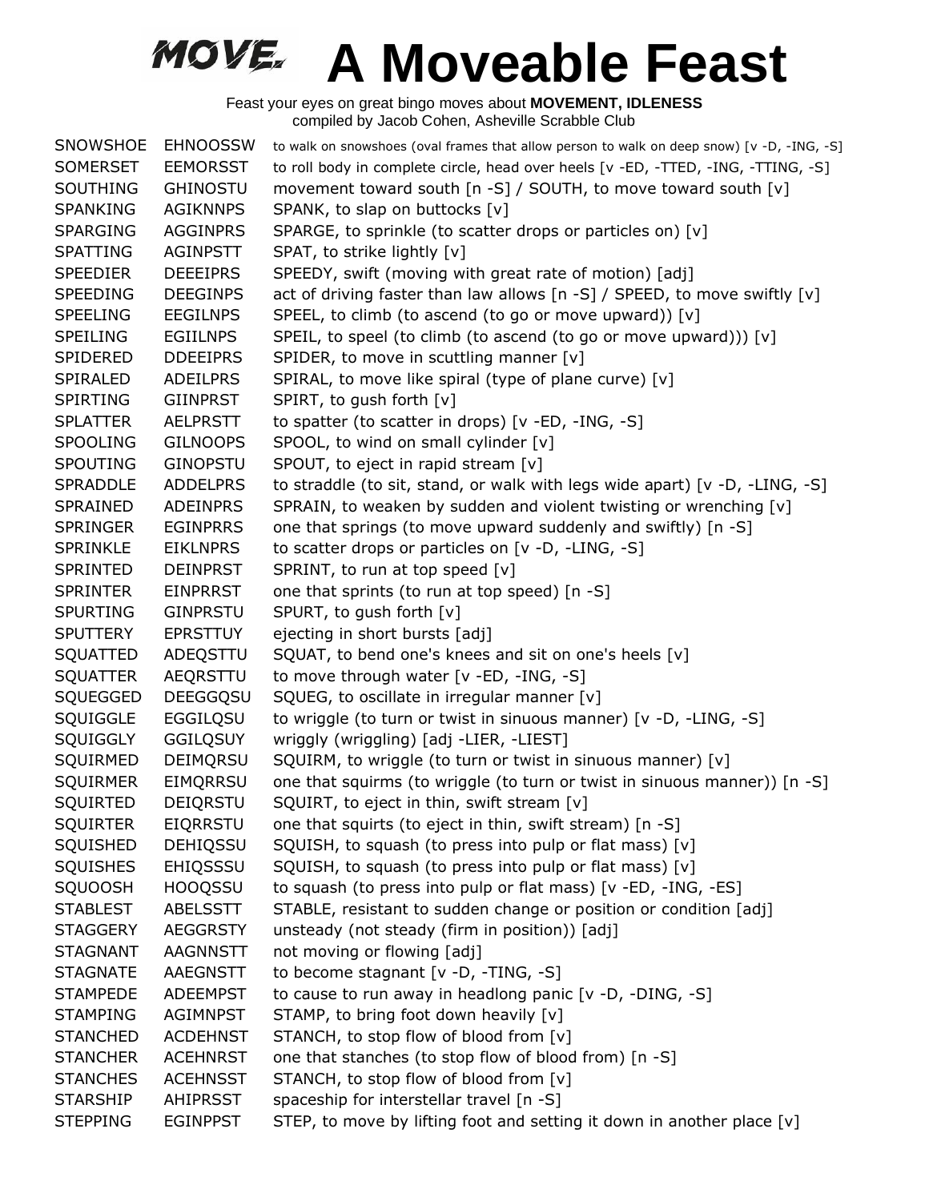# MOVE. A Moveable Feast

Feast your eyes on great bingo moves about **MOVEMENT, IDLENESS**
compiled by Jacob Cohen, Asheville Scrabble Club

| | | |
|---|---|---|
| SNOWSHOE | EHNOOSSW | to walk on snowshoes (oval frames that allow person to walk on deep snow) [v -D, -ING, -S] |
| SOMERSET | EEMORSST | to roll body in complete circle, head over heels [v -ED, -TTED, -ING, -TTING, -S] |
| SOUTHING | GHINOSTU | movement toward south [n -S] / SOUTH, to move toward south [v] |
| SPANKING | AGIKNNPS | SPANK, to slap on buttocks [v] |
| SPARGING | AGGINPRS | SPARGE, to sprinkle (to scatter drops or particles on) [v] |
| SPATTING | AGINPSTT | SPAT, to strike lightly [v] |
| SPEEDIER | DEEEIPRS | SPEEDY, swift (moving with great rate of motion) [adj] |
| SPEEDING | DEEGINPS | act of driving faster than law allows [n -S] / SPEED, to move swiftly [v] |
| SPEELING | EEGILNPS | SPEEL, to climb (to ascend (to go or move upward)) [v] |
| SPEILING | EGIILNPS | SPEIL, to speel (to climb (to ascend (to go or move upward))) [v] |
| SPIDERED | DDEEIPRS | SPIDER, to move in scuttling manner [v] |
| SPIRALED | ADEILPRS | SPIRAL, to move like spiral (type of plane curve) [v] |
| SPIRTING | GIINPRST | SPIRT, to gush forth [v] |
| SPLATTER | AELPRSTT | to spatter (to scatter in drops) [v -ED, -ING, -S] |
| SPOOLING | GILNOOPS | SPOOL, to wind on small cylinder [v] |
| SPOUTING | GINOPSTU | SPOUT, to eject in rapid stream [v] |
| SPRADDLE | ADDELPRS | to straddle (to sit, stand, or walk with legs wide apart) [v -D, -LING, -S] |
| SPRAINED | ADEINPRS | SPRAIN, to weaken by sudden and violent twisting or wrenching [v] |
| SPRINGER | EGINPRRS | one that springs (to move upward suddenly and swiftly) [n -S] |
| SPRINKLE | EIKLNPRS | to scatter drops or particles on [v -D, -LING, -S] |
| SPRINTED | DEINPRST | SPRINT, to run at top speed [v] |
| SPRINTER | EINPRRST | one that sprints (to run at top speed) [n -S] |
| SPURTING | GINPRSTU | SPURT, to gush forth [v] |
| SPUTTERY | EPRSTTUY | ejecting in short bursts [adj] |
| SQUATTED | ADEQSTTU | SQUAT, to bend one's knees and sit on one's heels [v] |
| SQUATTER | AEQRSTTU | to move through water [v -ED, -ING, -S] |
| SQUEGGED | DEEGGQSU | SQUEG, to oscillate in irregular manner [v] |
| SQUIGGLE | EGGILQSU | to wriggle (to turn or twist in sinuous manner) [v -D, -LING, -S] |
| SQUIGGLY | GGILQSUY | wriggly (wriggling) [adj -LIER, -LIEST] |
| SQUIRMED | DEIMQRSU | SQUIRM, to wriggle (to turn or twist in sinuous manner) [v] |
| SQUIRMER | EIMQRRSU | one that squirms (to wriggle (to turn or twist in sinuous manner)) [n -S] |
| SQUIRTED | DEIQRSTU | SQUIRT, to eject in thin, swift stream [v] |
| SQUIRTER | EIQRRSTU | one that squirts (to eject in thin, swift stream) [n -S] |
| SQUISHED | DEHIQSSU | SQUISH, to squash (to press into pulp or flat mass) [v] |
| SQUISHES | EHIQSSSU | SQUISH, to squash (to press into pulp or flat mass) [v] |
| SQUOOSH | HOOQSSU | to squash (to press into pulp or flat mass) [v -ED, -ING, -ES] |
| STABLEST | ABELSSTT | STABLE, resistant to sudden change or position or condition [adj] |
| STAGGERY | AEGGRSTY | unsteady (not steady (firm in position)) [adj] |
| STAGNANT | AAGNNSTT | not moving or flowing [adj] |
| STAGNATE | AAEGNSTT | to become stagnant [v -D, -TING, -S] |
| STAMPEDE | ADEEMPST | to cause to run away in headlong panic [v -D, -DING, -S] |
| STAMPING | AGIMNPST | STAMP, to bring foot down heavily [v] |
| STANCHED | ACDEHNST | STANCH, to stop flow of blood from [v] |
| STANCHER | ACEHNRST | one that stanches (to stop flow of blood from) [n -S] |
| STANCHES | ACEHNSST | STANCH, to stop flow of blood from [v] |
| STARSHIP | AHIPRSST | spaceship for interstellar travel [n -S] |
| STEPPING | EGINPPST | STEP, to move by lifting foot and setting it down in another place [v] |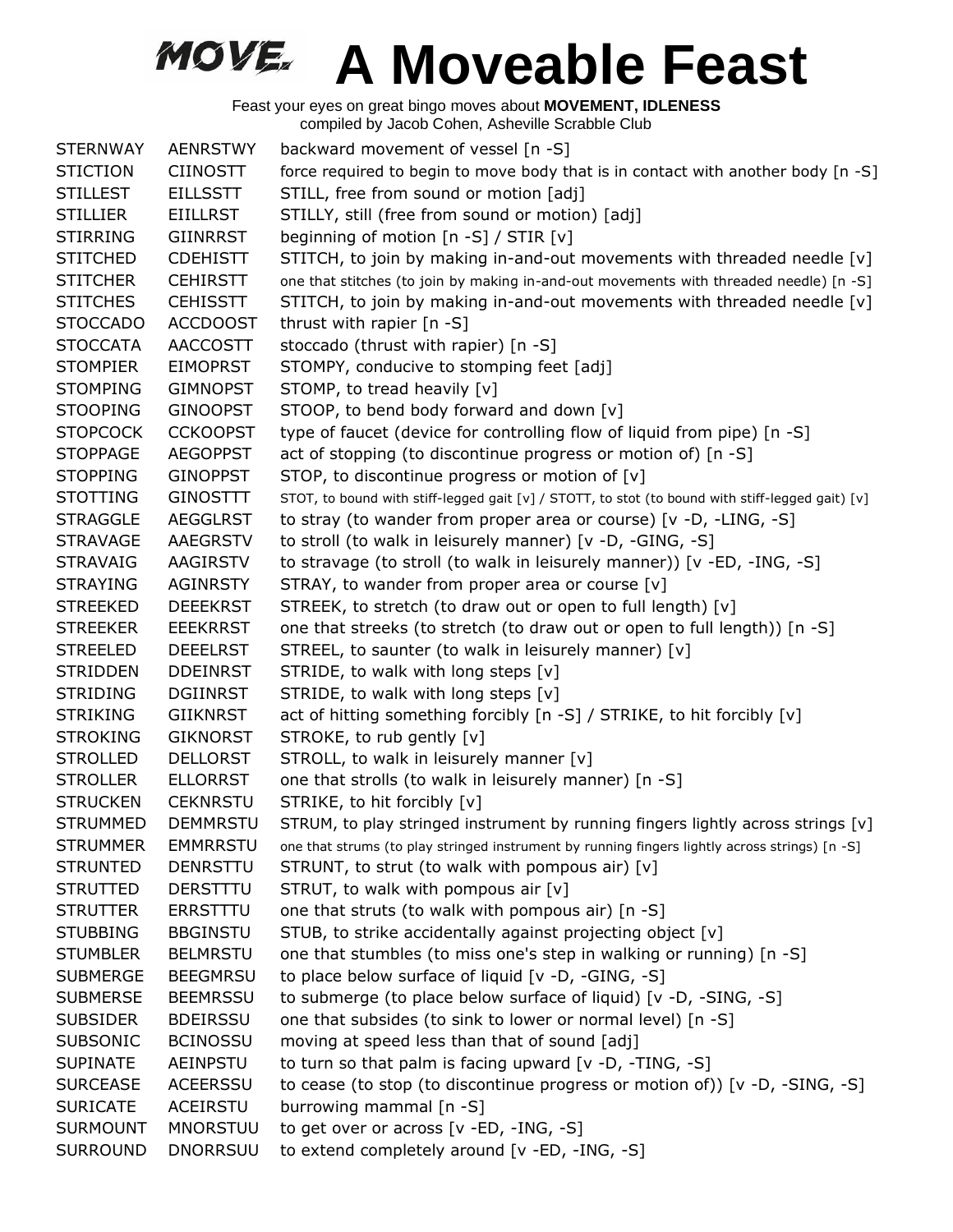# A Moveable Feast

Feast your eyes on great bingo moves about **MOVEMENT, IDLENESS**
compiled by Jacob Cohen, Asheville Scrabble Club

| | | |
|---|---|---|
| STERNWAY | AENRSTWY | backward movement of vessel [n -S] |
| STICTION | CIINOSTT | force required to begin to move body that is in contact with another body [n -S] |
| STILLEST | EILLSSTT | STILL, free from sound or motion [adj] |
| STILLIER | EIILLRST | STILLY, still (free from sound or motion) [adj] |
| STIRRING | GIINRRST | beginning of motion [n -S] / STIR [v] |
| STITCHED | CDEHISTT | STITCH, to join by making in-and-out movements with threaded needle [v] |
| STITCHER | CEHIRSTT | one that stitches (to join by making in-and-out movements with threaded needle) [n -S] |
| STITCHES | CEHISSTT | STITCH, to join by making in-and-out movements with threaded needle [v] |
| STOCCADO | ACCDOOST | thrust with rapier [n -S] |
| STOCCATA | AACCOSTT | stoccado (thrust with rapier) [n -S] |
| STOMPIER | EIMOPRST | STOMPY, conducive to stomping feet [adj] |
| STOMPING | GIMNOPST | STOMP, to tread heavily [v] |
| STOOPING | GINOOPST | STOOP, to bend body forward and down [v] |
| STOPCOCK | CCKOOPST | type of faucet (device for controlling flow of liquid from pipe) [n -S] |
| STOPPAGE | AEGOPPST | act of stopping (to discontinue progress or motion of) [n -S] |
| STOPPING | GINOPPST | STOP, to discontinue progress or motion of [v] |
| STOTTING | GINOSTTT | STOT, to bound with stiff-legged gait [v] / STOTT, to stot (to bound with stiff-legged gait) [v] |
| STRAGGLE | AEGGLRST | to stray (to wander from proper area or course) [v -D, -LING, -S] |
| STRAVAGE | AAEGRSTV | to stroll (to walk in leisurely manner) [v -D, -GING, -S] |
| STRAVAIG | AAGIRSTV | to stravage (to stroll (to walk in leisurely manner)) [v -ED, -ING, -S] |
| STRAYING | AGINRSTY | STRAY, to wander from proper area or course [v] |
| STREEKED | DEEEKRST | STREEK, to stretch (to draw out or open to full length) [v] |
| STREEKER | EEEKRRST | one that streeks (to stretch (to draw out or open to full length)) [n -S] |
| STREELED | DEEELRST | STREEL, to saunter (to walk in leisurely manner) [v] |
| STRIDDEN | DDEINRST | STRIDE, to walk with long steps [v] |
| STRIDING | DGIINRST | STRIDE, to walk with long steps [v] |
| STRIKING | GIIKNRST | act of hitting something forcibly [n -S] / STRIKE, to hit forcibly [v] |
| STROKING | GIKNORST | STROKE, to rub gently [v] |
| STROLLED | DELLORST | STROLL, to walk in leisurely manner [v] |
| STROLLER | ELLORRST | one that strolls (to walk in leisurely manner) [n -S] |
| STRUCKEN | CEKNRSTU | STRIKE, to hit forcibly [v] |
| STRUMMED | DEMMRSTU | STRUM, to play stringed instrument by running fingers lightly across strings [v] |
| STRUMMER | EMMRRSTU | one that strums (to play stringed instrument by running fingers lightly across strings) [n -S] |
| STRUNTED | DENRSTTU | STRUNT, to strut (to walk with pompous air) [v] |
| STRUTTED | DERSTTTU | STRUT, to walk with pompous air [v] |
| STRUTTER | ERRSTTTU | one that struts (to walk with pompous air) [n -S] |
| STUBBING | BBGINSTU | STUB, to strike accidentally against projecting object [v] |
| STUMBLER | BELMRSTU | one that stumbles (to miss one's step in walking or running) [n -S] |
| SUBMERGE | BEEGMRSU | to place below surface of liquid [v -D, -GING, -S] |
| SUBMERSE | BEEMRSSU | to submerge (to place below surface of liquid) [v -D, -SING, -S] |
| SUBSIDER | BDEIRSSU | one that subsides (to sink to lower or normal level) [n -S] |
| SUBSONIC | BCINOSSU | moving at speed less than that of sound [adj] |
| SUPINATE | AEINPSTU | to turn so that palm is facing upward [v -D, -TING, -S] |
| SURCEASE | ACEERSSU | to cease (to stop (to discontinue progress or motion of)) [v -D, -SING, -S] |
| SURICATE | ACEIRSTU | burrowing mammal [n -S] |
| SURMOUNT | MNORSTUU | to get over or across [v -ED, -ING, -S] |
| SURROUND | DNORRSUU | to extend completely around [v -ED, -ING, -S] |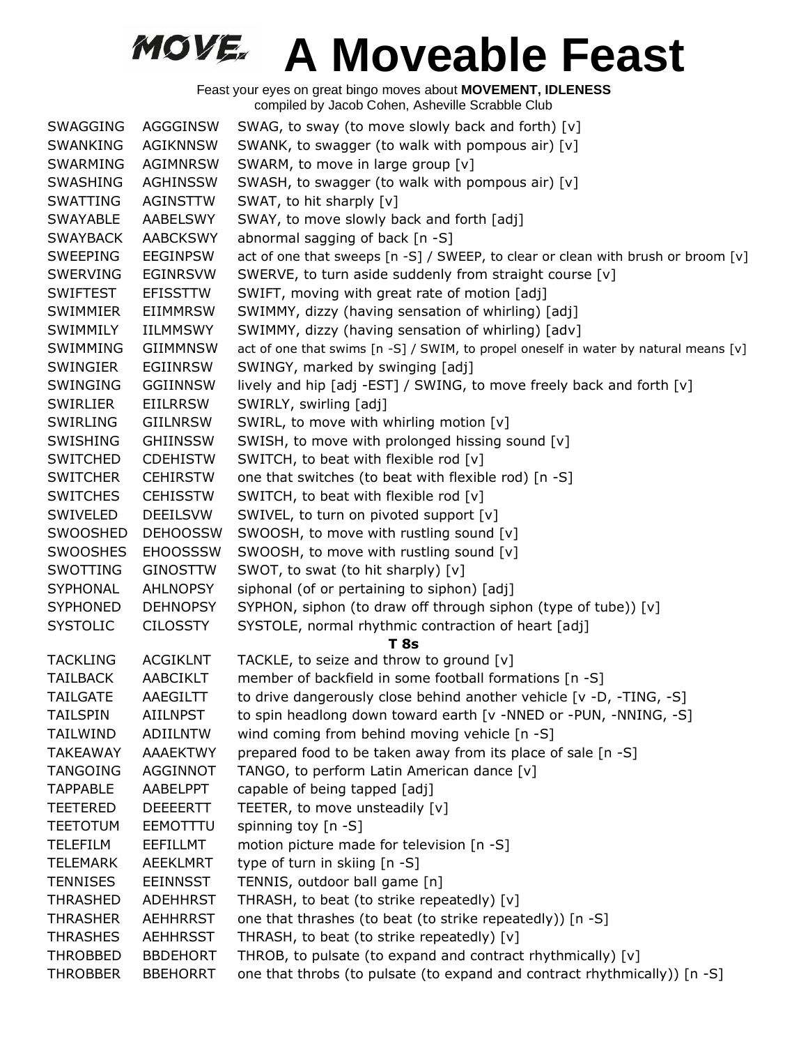# A Moveable Feast

Feast your eyes on great bingo moves about **MOVEMENT, IDLENESS**
compiled by Jacob Cohen, Asheville Scrabble Club

| | | |
|---|---|---|
| SWAGGING | AGGGINSW | SWAG, to sway (to move slowly back and forth) [v] |
| SWANKING | AGIKNNSW | SWANK, to swagger (to walk with pompous air) [v] |
| SWARMING | AGIMNRSW | SWARM, to move in large group [v] |
| SWASHING | AGHINSSW | SWASH, to swagger (to walk with pompous air) [v] |
| SWATTING | AGINSTTW | SWAT, to hit sharply [v] |
| SWAYABLE | AABELSWY | SWAY, to move slowly back and forth [adj] |
| SWAYBACK | AABCKSWY | abnormal sagging of back [n -S] |
| SWEEPING | EEGINPSW | act of one that sweeps [n -S] / SWEEP, to clear or clean with brush or broom [v] |
| SWERVING | EGINRSVW | SWERVE, to turn aside suddenly from straight course [v] |
| SWIFTEST | EFISSTTW | SWIFT, moving with great rate of motion [adj] |
| SWIMMIER | EIIMMRSW | SWIMMY, dizzy (having sensation of whirling) [adj] |
| SWIMMILY | IILMMSWY | SWIMMY, dizzy (having sensation of whirling) [adv] |
| SWIMMING | GIIMMNSW | act of one that swims [n -S] / SWIM, to propel oneself in water by natural means [v] |
| SWINGIER | EGIINRSW | SWINGY, marked by swinging [adj] |
| SWINGING | GGIINNSW | lively and hip [adj -EST] / SWING, to move freely back and forth [v] |
| SWIRLIER | EIILRRSW | SWIRLY, swirling [adj] |
| SWIRLING | GIILNRSW | SWIRL, to move with whirling motion [v] |
| SWISHING | GHIINSSW | SWISH, to move with prolonged hissing sound [v] |
| SWITCHED | CDEHISTW | SWITCH, to beat with flexible rod [v] |
| SWITCHER | CEHIRSTW | one that switches (to beat with flexible rod) [n -S] |
| SWITCHES | CEHISSTW | SWITCH, to beat with flexible rod [v] |
| SWIVELED | DEEILSVW | SWIVEL, to turn on pivoted support [v] |
| SWOOSHED | DEHOOSSW | SWOOSH, to move with rustling sound [v] |
| SWOOSHES | EHOOSSSW | SWOOSH, to move with rustling sound [v] |
| SWOTTING | GINOSTTW | SWOT, to swat (to hit sharply) [v] |
| SYPHONAL | AHLNOPSY | siphonal (of or pertaining to siphon) [adj] |
| SYPHONED | DEHNOPSY | SYPHON, siphon (to draw off through siphon (type of tube)) [v] |
| SYSTOLIC | CILOSSTY | SYSTOLE, normal rhythmic contraction of heart [adj] |
| | | **T 8s** |
| TACKLING | ACGIKLNT | TACKLE, to seize and throw to ground [v] |
| TAILBACK | AABCIKLT | member of backfield in some football formations [n -S] |
| TAILGATE | AAEGILTT | to drive dangerously close behind another vehicle [v -D, -TING, -S] |
| TAILSPIN | AIILNPST | to spin headlong down toward earth [v -NNED or -PUN, -NNING, -S] |
| TAILWIND | ADIILNTW | wind coming from behind moving vehicle [n -S] |
| TAKEAWAY | AAAEKTWY | prepared food to be taken away from its place of sale [n -S] |
| TANGOING | AGGINNOT | TANGO, to perform Latin American dance [v] |
| TAPPABLE | AABELPPT | capable of being tapped [adj] |
| TEETERED | DEEEERTT | TEETER, to move unsteadily [v] |
| TEETOTUM | EEMOTTTU | spinning toy [n -S] |
| TELEFILM | EEFILLMT | motion picture made for television [n -S] |
| TELEMARK | AEEKLMRT | type of turn in skiing [n -S] |
| TENNISES | EEINNSST | TENNIS, outdoor ball game [n] |
| THRASHED | ADEHHRST | THRASH, to beat (to strike repeatedly) [v] |
| THRASHER | AEHHRRST | one that thrashes (to beat (to strike repeatedly)) [n -S] |
| THRASHES | AEHHRSST | THRASH, to beat (to strike repeatedly) [v] |
| THROBBED | BBDEHORT | THROB, to pulsate (to expand and contract rhythmically) [v] |
| THROBBER | BBEHORRT | one that throbs (to pulsate (to expand and contract rhythmically)) [n -S] |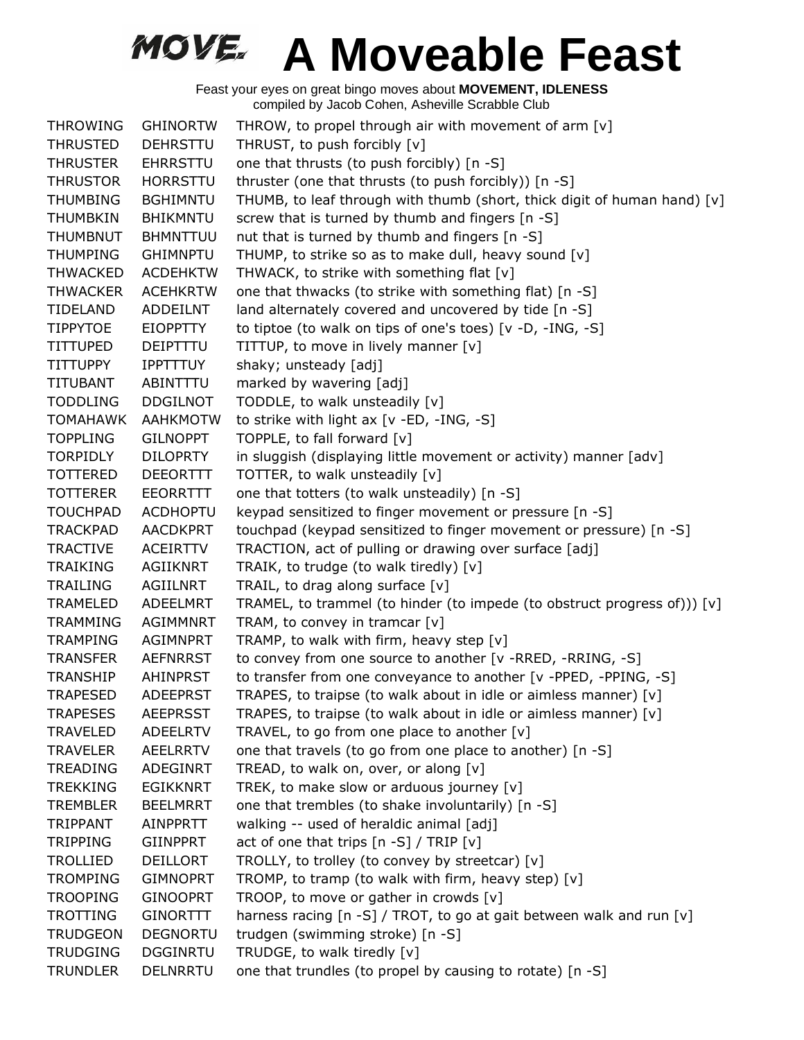# A Moveable Feast

Feast your eyes on great bingo moves about **MOVEMENT, IDLENESS**
compiled by Jacob Cohen, Asheville Scrabble Club

| | | |
|---|---|---|
| THROWING | GHINORTW | THROW, to propel through air with movement of arm [v] |
| THRUSTED | DEHRSTTU | THRUST, to push forcibly [v] |
| THRUSTER | EHRRSTTU | one that thrusts (to push forcibly) [n -S] |
| THRUSTOR | HORRSTTU | thruster (one that thrusts (to push forcibly)) [n -S] |
| THUMBING | BGHIMNTU | THUMB, to leaf through with thumb (short, thick digit of human hand) [v] |
| THUMBKIN | BHIKMNTU | screw that is turned by thumb and fingers [n -S] |
| THUMBNUT | BHMNTTUU | nut that is turned by thumb and fingers [n -S] |
| THUMPING | GHIMNPTU | THUMP, to strike so as to make dull, heavy sound [v] |
| THWACKED | ACDEHKTW | THWACK, to strike with something flat [v] |
| THWACKER | ACEHKRTW | one that thwacks (to strike with something flat) [n -S] |
| TIDELAND | ADDEILNT | land alternately covered and uncovered by tide [n -S] |
| TIPPYTOE | EIOPPTTY | to tiptoe (to walk on tips of one's toes) [v -D, -ING, -S] |
| TITTUPED | DEIPTTTU | TITTUP, to move in lively manner [v] |
| TITTUPPY | IPPTTTUY | shaky; unsteady [adj] |
| TITUBANT | ABINTTTU | marked by wavering [adj] |
| TODDLING | DDGILNOT | TODDLE, to walk unsteadily [v] |
| TOMAHAWK | AAHKMOTW | to strike with light ax [v -ED, -ING, -S] |
| TOPPLING | GILNOPPT | TOPPLE, to fall forward [v] |
| TORPIDLY | DILOPRTY | in sluggish (displaying little movement or activity) manner [adv] |
| TOTTERED | DEEORTTT | TOTTER, to walk unsteadily [v] |
| TOTTERER | EEORRTTT | one that totters (to walk unsteadily) [n -S] |
| TOUCHPAD | ACDHOPTU | keypad sensitized to finger movement or pressure [n -S] |
| TRACKPAD | AACDKPRT | touchpad (keypad sensitized to finger movement or pressure) [n -S] |
| TRACTIVE | ACEIRTTV | TRACTION, act of pulling or drawing over surface [adj] |
| TRAIKING | AGIIKNRT | TRAIK, to trudge (to walk tiredly) [v] |
| TRAILING | AGIILNRT | TRAIL, to drag along surface [v] |
| TRAMELED | ADEELMRT | TRAMEL, to trammel (to hinder (to impede (to obstruct progress of))) [v] |
| TRAMMING | AGIMMNRT | TRAM, to convey in tramcar [v] |
| TRAMPING | AGIMNPRT | TRAMP, to walk with firm, heavy step [v] |
| TRANSFER | AEFNRRST | to convey from one source to another [v -RRED, -RRING, -S] |
| TRANSHIP | AHINPRST | to transfer from one conveyance to another [v -PPED, -PPING, -S] |
| TRAPESED | ADEEPRST | TRAPES, to traipse (to walk about in idle or aimless manner) [v] |
| TRAPESES | AEEPRSST | TRAPES, to traipse (to walk about in idle or aimless manner) [v] |
| TRAVELED | ADEELRTV | TRAVEL, to go from one place to another [v] |
| TRAVELER | AEELRRTV | one that travels (to go from one place to another) [n -S] |
| TREADING | ADEGINRT | TREAD, to walk on, over, or along [v] |
| TREKKING | EGIKKNRT | TREK, to make slow or arduous journey [v] |
| TREMBLER | BEELMRRT | one that trembles (to shake involuntarily) [n -S] |
| TRIPPANT | AINPPRTT | walking -- used of heraldic animal [adj] |
| TRIPPING | GIINPPRT | act of one that trips [n -S] / TRIP [v] |
| TROLLIED | DEILLORT | TROLLY, to trolley (to convey by streetcar) [v] |
| TROMPING | GIMNOPRT | TROMP, to tramp (to walk with firm, heavy step) [v] |
| TROOPING | GINOOPRT | TROOP, to move or gather in crowds [v] |
| TROTTING | GINORTTT | harness racing [n -S] / TROT, to go at gait between walk and run [v] |
| TRUDGEON | DEGNORTU | trudgen (swimming stroke) [n -S] |
| TRUDGING | DGGINRTU | TRUDGE, to walk tiredly [v] |
| TRUNDLER | DELNRRTU | one that trundles (to propel by causing to rotate) [n -S] |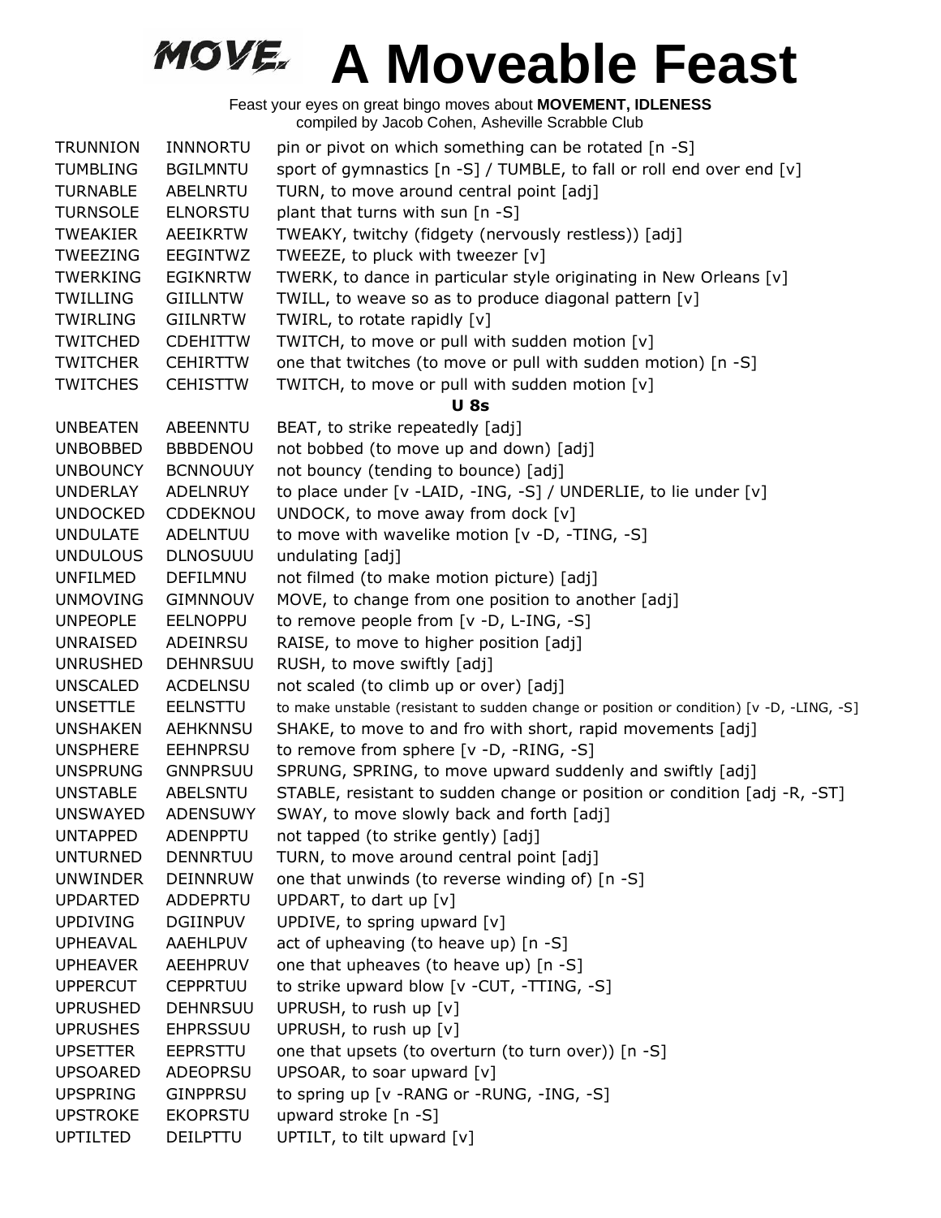# MOVE. A Moveable Feast

Feast your eyes on great bingo moves about **MOVEMENT, IDLENESS**
compiled by Jacob Cohen, Asheville Scrabble Club

| | | |
|---|---|---|
| TRUNNION | INNNORTU | pin or pivot on which something can be rotated [n -S] |
| TUMBLING | BGILMNTU | sport of gymnastics [n -S] / TUMBLE, to fall or roll end over end [v] |
| TURNABLE | ABELNRTU | TURN, to move around central point [adj] |
| TURNSOLE | ELNORSTU | plant that turns with sun [n -S] |
| TWEAKIER | AEEIKRTW | TWEAKY, twitchy (fidgety (nervously restless)) [adj] |
| TWEEZING | EEGINTWZ | TWEEZE, to pluck with tweezer [v] |
| TWERKING | EGIKNRTW | TWERK, to dance in particular style originating in New Orleans [v] |
| TWILLING | GIILLNTW | TWILL, to weave so as to produce diagonal pattern [v] |
| TWIRLING | GIILNRTW | TWIRL, to rotate rapidly [v] |
| TWITCHED | CDEHITTW | TWITCH, to move or pull with sudden motion [v] |
| TWITCHER | CEHIRTTW | one that twitches (to move or pull with sudden motion) [n -S] |
| TWITCHES | CEHISTTW | TWITCH, to move or pull with sudden motion [v] |

**U 8s**

| | | |
|---|---|---|
| UNBEATEN | ABEENNTU | BEAT, to strike repeatedly [adj] |
| UNBOBBED | BBBDENOU | not bobbed (to move up and down) [adj] |
| UNBOUNCY | BCNNOUUY | not bouncy (tending to bounce) [adj] |
| UNDERLAY | ADELNRUY | to place under [v -LAID, -ING, -S] / UNDERLIE, to lie under [v] |
| UNDOCKED | CDDEKNOU | UNDOCK, to move away from dock [v] |
| UNDULATE | ADELNTUU | to move with wavelike motion [v -D, -TING, -S] |
| UNDULOUS | DLNOSUUU | undulating [adj] |
| UNFILMED | DEFILMNU | not filmed (to make motion picture) [adj] |
| UNMOVING | GIMNNOUV | MOVE, to change from one position to another [adj] |
| UNPEOPLE | EELNOPPU | to remove people from [v -D, L-ING, -S] |
| UNRAISED | ADEINRSU | RAISE, to move to higher position [adj] |
| UNRUSHED | DEHNRSUU | RUSH, to move swiftly [adj] |
| UNSCALED | ACDELNSU | not scaled (to climb up or over) [adj] |
| UNSETTLE | EELNSTTU | to make unstable (resistant to sudden change or position or condition) [v -D, -LING, -S] |
| UNSHAKEN | AEHKNNSU | SHAKE, to move to and fro with short, rapid movements [adj] |
| UNSPHERE | EEHNPRSU | to remove from sphere [v -D, -RING, -S] |
| UNSPRUNG | GNNPRSUU | SPRUNG, SPRING, to move upward suddenly and swiftly [adj] |
| UNSTABLE | ABELSNTU | STABLE, resistant to sudden change or position or condition [adj -R, -ST] |
| UNSWAYED | ADENSUWY | SWAY, to move slowly back and forth [adj] |
| UNTAPPED | ADENPPTU | not tapped (to strike gently) [adj] |
| UNTURNED | DENNRTUU | TURN, to move around central point [adj] |
| UNWINDER | DEINNRUW | one that unwinds (to reverse winding of) [n -S] |
| UPDARTED | ADDEPRTU | UPDART, to dart up [v] |
| UPDIVING | DGIINPUV | UPDIVE, to spring upward [v] |
| UPHEAVAL | AAEHLPUV | act of upheaving (to heave up) [n -S] |
| UPHEAVER | AEEHPRUV | one that upheaves (to heave up) [n -S] |
| UPPERCUT | CEPPRTUU | to strike upward blow [v -CUT, -TTING, -S] |
| UPRUSHED | DEHNRSUU | UPRUSH, to rush up [v] |
| UPRUSHES | EHPRSSUU | UPRUSH, to rush up [v] |
| UPSETTER | EEPRSTTU | one that upsets (to overturn (to turn over)) [n -S] |
| UPSOARED | ADEOPRSU | UPSOAR, to soar upward [v] |
| UPSPRING | GINPPRSU | to spring up [v -RANG or -RUNG, -ING, -S] |
| UPSTROKE | EKOPRSTU | upward stroke [n -S] |
| UPTILTED | DEILPTTU | UPTILT, to tilt upward [v] |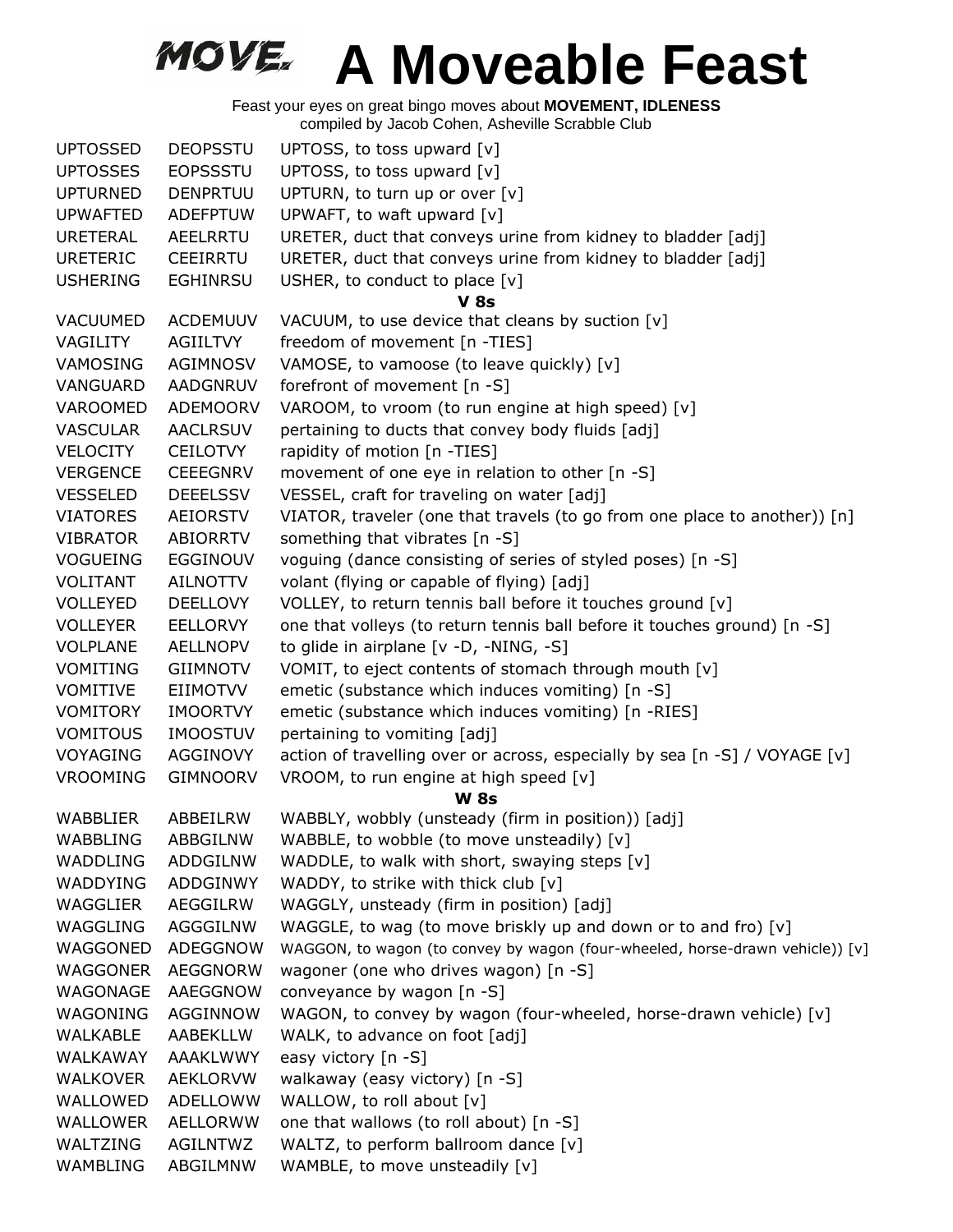# A Moveable Feast

Feast your eyes on great bingo moves about **MOVEMENT, IDLENESS**
compiled by Jacob Cohen, Asheville Scrabble Club

| | | |
|---|---|---|
| UPTOSSED | DEOPSSTU | UPTOSS, to toss upward [v] |
| UPTOSSES | EOPSSSTU | UPTOSS, to toss upward [v] |
| UPTURNED | DENPRTUU | UPTURN, to turn up or over [v] |
| UPWAFTED | ADEFPTUW | UPWAFT, to waft upward [v] |
| URETERAL | AEELRRTU | URETER, duct that conveys urine from kidney to bladder [adj] |
| URETERIC | CEEIRRTU | URETER, duct that conveys urine from kidney to bladder [adj] |
| USHERING | EGHINRSU | USHER, to conduct to place [v] |
| | | **V 8s** |
| VACUUMED | ACDEMUUV | VACUUM, to use device that cleans by suction [v] |
| VAGILITY | AGIILTVY | freedom of movement [n -TIES] |
| VAMOSING | AGIMNOSV | VAMOSE, to vamoose (to leave quickly) [v] |
| VANGUARD | AADGNRUV | forefront of movement [n -S] |
| VAROOMED | ADEMOORV | VAROOM, to vroom (to run engine at high speed) [v] |
| VASCULAR | AACLRSUV | pertaining to ducts that convey body fluids [adj] |
| VELOCITY | CEILOTVY | rapidity of motion [n -TIES] |
| VERGENCE | CEEEGNRV | movement of one eye in relation to other [n -S] |
| VESSELED | DEEELSSV | VESSEL, craft for traveling on water [adj] |
| VIATORES | AEIORSTV | VIATOR, traveler (one that travels (to go from one place to another)) [n] |
| VIBRATOR | ABIORRTV | something that vibrates [n -S] |
| VOGUEING | EGGINOUV | voguing (dance consisting of series of styled poses) [n -S] |
| VOLITANT | AILNOTTV | volant (flying or capable of flying) [adj] |
| VOLLEYED | DEELLOVY | VOLLEY, to return tennis ball before it touches ground [v] |
| VOLLEYER | EELLORVY | one that volleys (to return tennis ball before it touches ground) [n -S] |
| VOLPLANE | AELLNOPV | to glide in airplane [v -D, -NING, -S] |
| VOMITING | GIIMNOTV | VOMIT, to eject contents of stomach through mouth [v] |
| VOMITIVE | EIIMOTVV | emetic (substance which induces vomiting) [n -S] |
| VOMITORY | IMOORTVY | emetic (substance which induces vomiting) [n -RIES] |
| VOMITOUS | IMOOSTUV | pertaining to vomiting [adj] |
| VOYAGING | AGGINOVY | action of travelling over or across, especially by sea [n -S] / VOYAGE [v] |
| VROOMING | GIMNOORV | VROOM, to run engine at high speed [v] |
| | | **W 8s** |
| WABBLIER | ABBEILRW | WABBLY, wobbly (unsteady (firm in position)) [adj] |
| WABBLING | ABBGILNW | WABBLE, to wobble (to move unsteadily) [v] |
| WADDLING | ADDGILNW | WADDLE, to walk with short, swaying steps [v] |
| WADDYING | ADDGINWY | WADDY, to strike with thick club [v] |
| WAGGLIER | AEGGILRW | WAGGLY, unsteady (firm in position) [adj] |
| WAGGLING | AGGGILNW | WAGGLE, to wag (to move briskly up and down or to and fro) [v] |
| WAGGONED | ADEGGNOW | WAGGON, to wagon (to convey by wagon (four-wheeled, horse-drawn vehicle)) [v] |
| WAGGONER | AEGGNORW | wagoner (one who drives wagon) [n -S] |
| WAGONAGE | AAEGGNOW | conveyance by wagon [n -S] |
| WAGONING | AGGINNOW | WAGON, to convey by wagon (four-wheeled, horse-drawn vehicle) [v] |
| WALKABLE | AABEKLLW | WALK, to advance on foot [adj] |
| WALKAWAY | AAAKLWWY | easy victory [n -S] |
| WALKOVER | AEKLORVW | walkaway (easy victory) [n -S] |
| WALLOWED | ADELLOWW | WALLOW, to roll about [v] |
| WALLOWER | AELLORWW | one that wallows (to roll about) [n -S] |
| WALTZING | AGILNTWZ | WALTZ, to perform ballroom dance [v] |
| WAMBLING | ABGILMNW | WAMBLE, to move unsteadily [v] |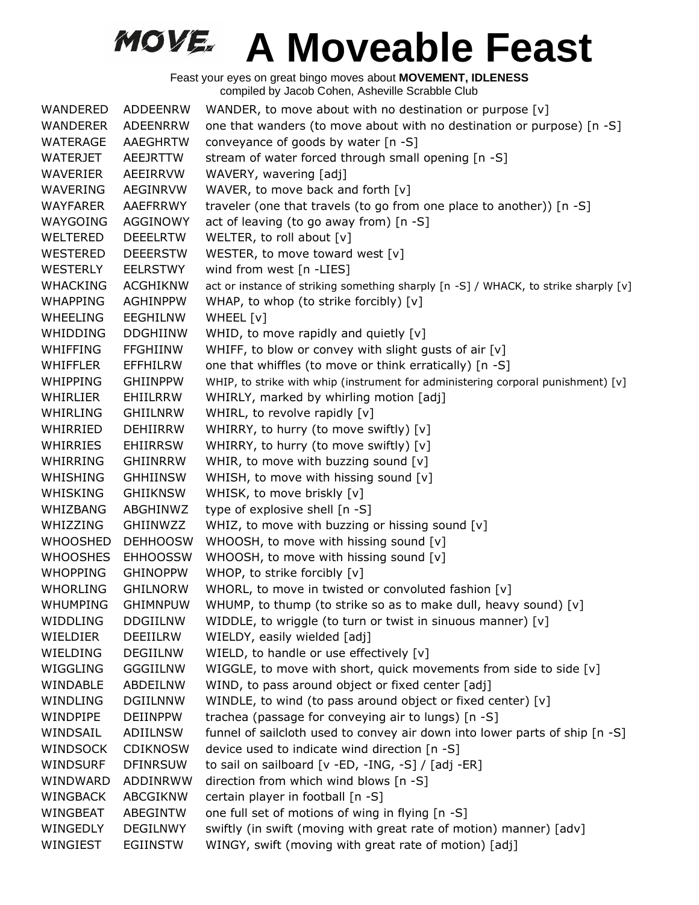# MOVE. A Moveable Feast

Feast your eyes on great bingo moves about **MOVEMENT, IDLENESS**
compiled by Jacob Cohen, Asheville Scrabble Club

| | | |
|---|---|---|
| WANDERED | ADDEENRW | WANDER, to move about with no destination or purpose [v] |
| WANDERER | ADEENRRW | one that wanders (to move about with no destination or purpose) [n -S] |
| WATERAGE | AAEGHRTW | conveyance of goods by water [n -S] |
| WATERJET | AEEJRTTW | stream of water forced through small opening [n -S] |
| WAVERIER | AEEIRRVW | WAVERY, wavering [adj] |
| WAVERING | AEGINRVW | WAVER, to move back and forth [v] |
| WAYFARER | AAEFRRWY | traveler (one that travels (to go from one place to another)) [n -S] |
| WAYGOING | AGGINOWY | act of leaving (to go away from) [n -S] |
| WELTERED | DEEELRTW | WELTER, to roll about [v] |
| WESTERED | DEEERSTW | WESTER, to move toward west [v] |
| WESTERLY | EELRSTWY | wind from west [n -LIES] |
| WHACKING | ACGHIKNW | act or instance of striking something sharply [n -S] / WHACK, to strike sharply [v] |
| WHAPPING | AGHINPPW | WHAP, to whop (to strike forcibly) [v] |
| WHEELING | EEGHILNW | WHEEL [v] |
| WHIDDING | DDGHIINW | WHID, to move rapidly and quietly [v] |
| WHIFFING | FFGHIINW | WHIFF, to blow or convey with slight gusts of air [v] |
| WHIFFLER | EFFHILRW | one that whiffles (to move or think erratically) [n -S] |
| WHIPPING | GHIINPPW | WHIP, to strike with whip (instrument for administering corporal punishment) [v] |
| WHIRLIER | EHIILRRW | WHIRLY, marked by whirling motion [adj] |
| WHIRLING | GHIILNRW | WHIRL, to revolve rapidly [v] |
| WHIRRIED | DEHIIRRW | WHIRRY, to hurry (to move swiftly) [v] |
| WHIRRIES | EHIIRRSW | WHIRRY, to hurry (to move swiftly) [v] |
| WHIRRING | GHIINRRW | WHIR, to move with buzzing sound [v] |
| WHISHING | GHHIINSW | WHISH, to move with hissing sound [v] |
| WHISKING | GHIIKNSW | WHISK, to move briskly [v] |
| WHIZBANG | ABGHINWZ | type of explosive shell [n -S] |
| WHIZZING | GHIINWZZ | WHIZ, to move with buzzing or hissing sound [v] |
| WHOOSHED | DEHHOOSW | WHOOSH, to move with hissing sound [v] |
| WHOOSHES | EHHOOSSW | WHOOSH, to move with hissing sound [v] |
| WHOPPING | GHINOPPW | WHOP, to strike forcibly [v] |
| WHORLING | GHILNORW | WHORL, to move in twisted or convoluted fashion [v] |
| WHUMPING | GHIMNPUW | WHUMP, to thump (to strike so as to make dull, heavy sound) [v] |
| WIDDLING | DDGIILNW | WIDDLE, to wriggle (to turn or twist in sinuous manner) [v] |
| WIELDIER | DEEIILRW | WIELDY, easily wielded [adj] |
| WIELDING | DEGIILNW | WIELD, to handle or use effectively [v] |
| WIGGLING | GGGIILNW | WIGGLE, to move with short, quick movements from side to side [v] |
| WINDABLE | ABDEILNW | WIND, to pass around object or fixed center [adj] |
| WINDLING | DGIILNNW | WINDLE, to wind (to pass around object or fixed center) [v] |
| WINDPIPE | DEIINPPW | trachea (passage for conveying air to lungs) [n -S] |
| WINDSAIL | ADIILNSW | funnel of sailcloth used to convey air down into lower parts of ship [n -S] |
| WINDSOCK | CDIKNOSW | device used to indicate wind direction [n -S] |
| WINDSURF | DFINRSUW | to sail on sailboard [v -ED, -ING, -S] / [adj -ER] |
| WINDWARD | ADDINRWW | direction from which wind blows [n -S] |
| WINGBACK | ABCGIKNW | certain player in football [n -S] |
| WINGBEAT | ABEGINTW | one full set of motions of wing in flying [n -S] |
| WINGEDLY | DEGILNWY | swiftly (in swift (moving with great rate of motion) manner) [adv] |
| WINGIEST | EGIINSTW | WINGY, swift (moving with great rate of motion) [adj] |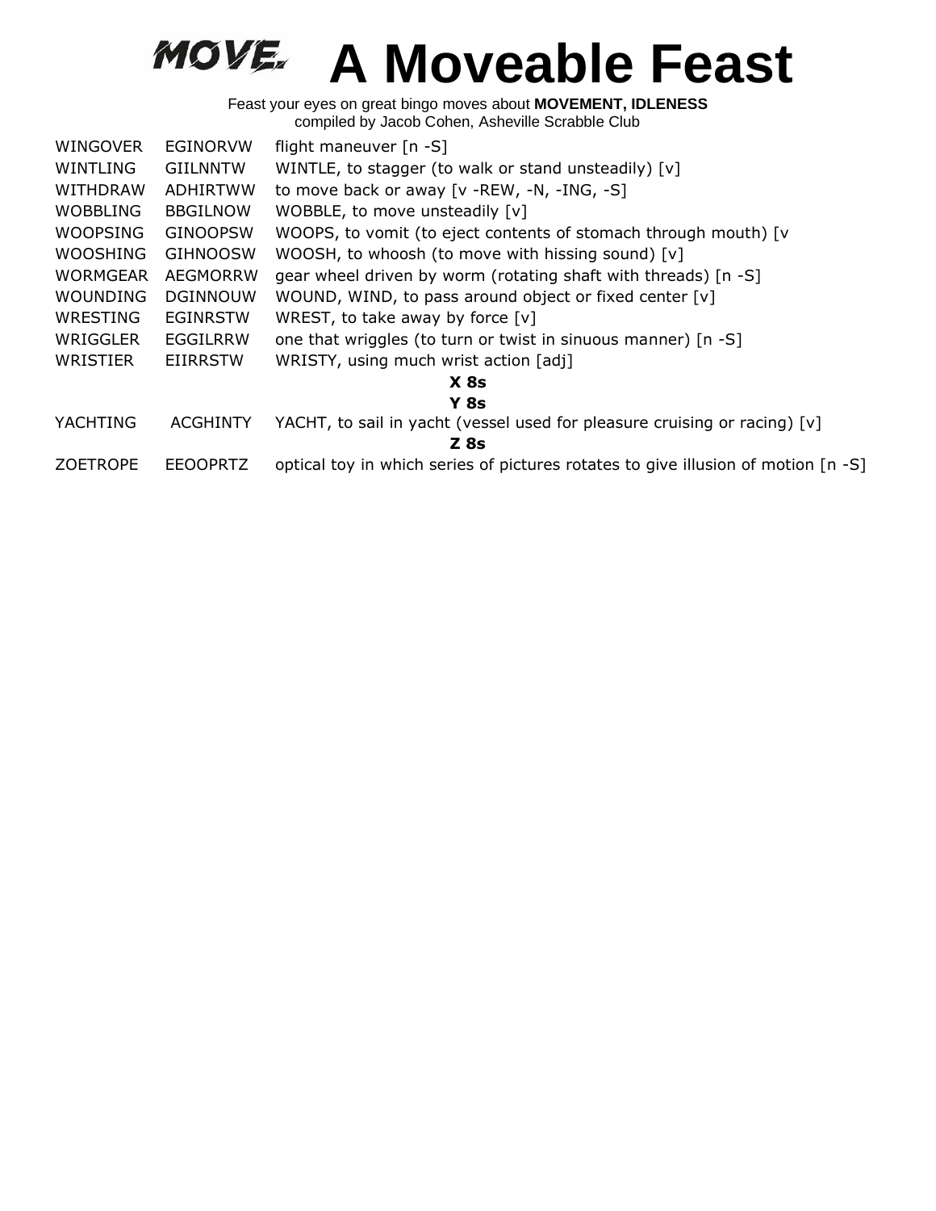# A Moveable Feast

Feast your eyes on great bingo moves about **MOVEMENT, IDLENESS**
compiled by Jacob Cohen, Asheville Scrabble Club

| | | |
|---|---|---|
| WINGOVER | EGINORVW | flight maneuver [n -S] |
| WINTLING | GIILNNTW | WINTLE, to stagger (to walk or stand unsteadily) [v] |
| WITHDRAW | ADHIRTWW | to move back or away [v -REW, -N, -ING, -S] |
| WOBBLING | BBGILNOW | WOBBLE, to move unsteadily [v] |
| WOOPSING | GINOOPSW | WOOPS, to vomit (to eject contents of stomach through mouth) [v |
| WOOSHING | GIHNOOSW | WOOSH, to whoosh (to move with hissing sound) [v] |
| WORMGEAR | AEGMORRW | gear wheel driven by worm (rotating shaft with threads) [n -S] |
| WOUNDING | DGINNOUW | WOUND, WIND, to pass around object or fixed center [v] |
| WRESTING | EGINRSTW | WREST, to take away by force [v] |
| WRIGGLER | EGGILRRW | one that wriggles (to turn or twist in sinuous manner) [n -S] |
| WRISTIER | EIIRRSTW | WRISTY, using much wrist action [adj] |

**X 8s**

**Y 8s**

| | | |
|---|---|---|
| YACHTING | ACGHINTY | YACHT, to sail in yacht (vessel used for pleasure cruising or racing) [v] |

**Z 8s**

| | | |
|---|---|---|
| ZOETROPE | EEOOPRTZ | optical toy in which series of pictures rotates to give illusion of motion [n -S] |